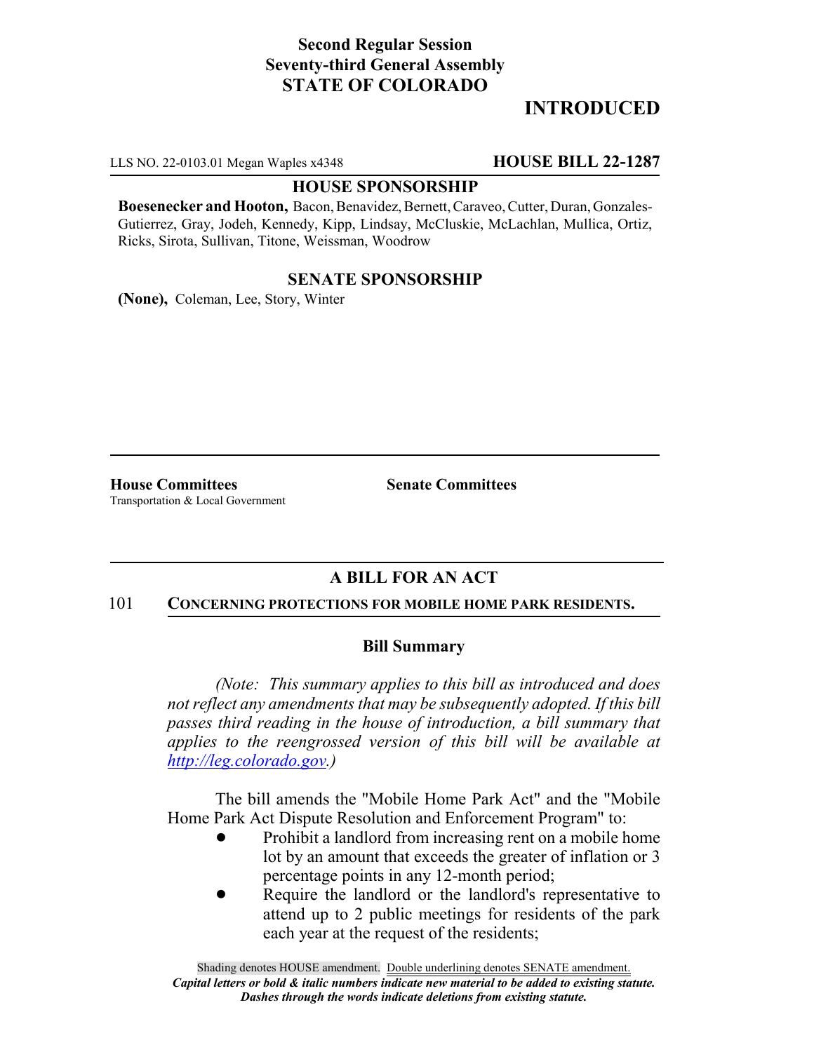**Second Regular Session**
**Seventy-third General Assembly**
**STATE OF COLORADO**

# INTRODUCED

LLS NO. 22-0103.01 Megan Waples x4348 **HOUSE BILL 22-1287**

**HOUSE SPONSORSHIP**

**Boesenecker and Hooton,** Bacon, Benavidez, Bernett, Caraveo, Cutter, Duran, Gonzales-Gutierrez, Gray, Jodeh, Kennedy, Kipp, Lindsay, McCluskie, McLachlan, Mullica, Ortiz, Ricks, Sirota, Sullivan, Titone, Weissman, Woodrow

**SENATE SPONSORSHIP**

**(None),** Coleman, Lee, Story, Winter

**House Committees**
Transportation & Local Government

**Senate Committees**

## A BILL FOR AN ACT

101 **CONCERNING PROTECTIONS FOR MOBILE HOME PARK RESIDENTS.**

### Bill Summary

*(Note: This summary applies to this bill as introduced and does not reflect any amendments that may be subsequently adopted. If this bill passes third reading in the house of introduction, a bill summary that applies to the reengrossed version of this bill will be available at http://leg.colorado.gov.)*

The bill amends the "Mobile Home Park Act" and the "Mobile Home Park Act Dispute Resolution and Enforcement Program" to:

- Prohibit a landlord from increasing rent on a mobile home lot by an amount that exceeds the greater of inflation or 3 percentage points in any 12-month period;
- Require the landlord or the landlord's representative to attend up to 2 public meetings for residents of the park each year at the request of the residents;

Shading denotes HOUSE amendment. Double underlining denotes SENATE amendment.
*Capital letters or bold & italic numbers indicate new material to be added to existing statute.*
*Dashes through the words indicate deletions from existing statute.*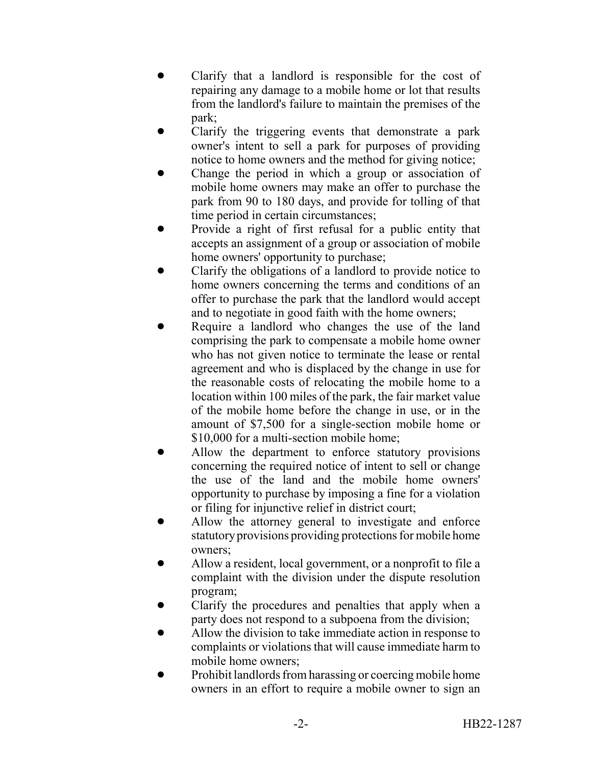- Clarify that a landlord is responsible for the cost of repairing any damage to a mobile home or lot that results from the landlord's failure to maintain the premises of the park;
- Clarify the triggering events that demonstrate a park owner's intent to sell a park for purposes of providing notice to home owners and the method for giving notice;
- Change the period in which a group or association of mobile home owners may make an offer to purchase the park from 90 to 180 days, and provide for tolling of that time period in certain circumstances;
- Provide a right of first refusal for a public entity that accepts an assignment of a group or association of mobile home owners' opportunity to purchase;
- Clarify the obligations of a landlord to provide notice to home owners concerning the terms and conditions of an offer to purchase the park that the landlord would accept and to negotiate in good faith with the home owners;
- Require a landlord who changes the use of the land comprising the park to compensate a mobile home owner who has not given notice to terminate the lease or rental agreement and who is displaced by the change in use for the reasonable costs of relocating the mobile home to a location within 100 miles of the park, the fair market value of the mobile home before the change in use, or in the amount of $7,500 for a single-section mobile home or $10,000 for a multi-section mobile home;
- Allow the department to enforce statutory provisions concerning the required notice of intent to sell or change the use of the land and the mobile home owners' opportunity to purchase by imposing a fine for a violation or filing for injunctive relief in district court;
- Allow the attorney general to investigate and enforce statutory provisions providing protections for mobile home owners;
- Allow a resident, local government, or a nonprofit to file a complaint with the division under the dispute resolution program;
- Clarify the procedures and penalties that apply when a party does not respond to a subpoena from the division;
- Allow the division to take immediate action in response to complaints or violations that will cause immediate harm to mobile home owners;
- Prohibit landlords from harassing or coercing mobile home owners in an effort to require a mobile owner to sign an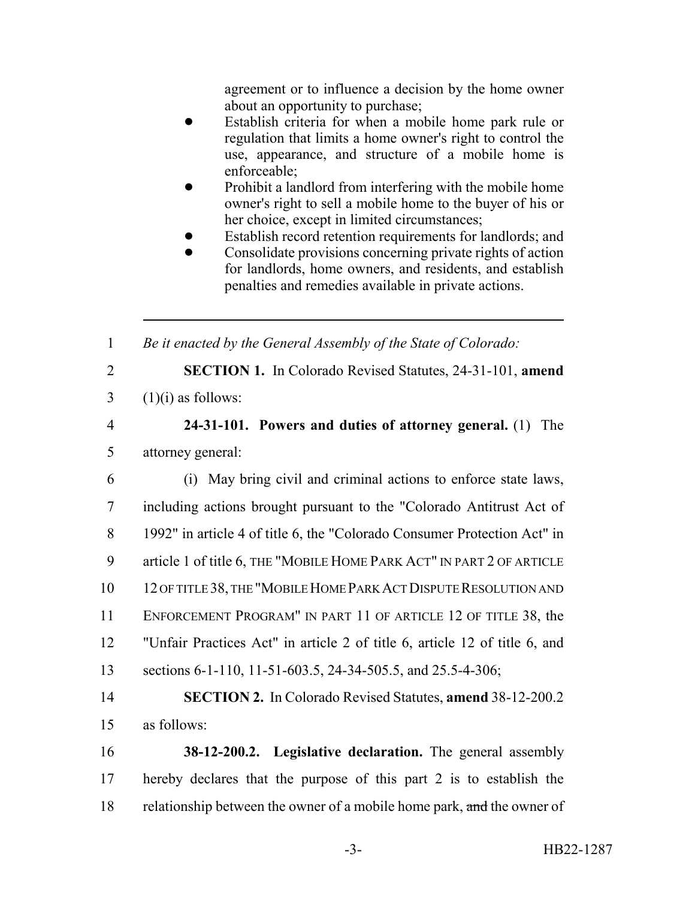agreement or to influence a decision by the home owner about an opportunity to purchase;

- Establish criteria for when a mobile home park rule or regulation that limits a home owner's right to control the use, appearance, and structure of a mobile home is enforceable;
- Prohibit a landlord from interfering with the mobile home owner's right to sell a mobile home to the buyer of his or her choice, except in limited circumstances;
- Establish record retention requirements for landlords; and
- Consolidate provisions concerning private rights of action for landlords, home owners, and residents, and establish penalties and remedies available in private actions.

---

1 *Be it enacted by the General Assembly of the State of Colorado:*

2 **SECTION 1.** In Colorado Revised Statutes, 24-31-101, **amend**
3 (1)(i) as follows:

4 **24-31-101. Powers and duties of attorney general.** (1) The
5 attorney general:

6 (i) May bring civil and criminal actions to enforce state laws,
7 including actions brought pursuant to the "Colorado Antitrust Act of
8 1992" in article 4 of title 6, the "Colorado Consumer Protection Act" in
9 article 1 of title 6, THE "MOBILE HOME PARK ACT" IN PART 2 OF ARTICLE
10 12 OF TITLE 38, THE "MOBILE HOME PARK ACT DISPUTE RESOLUTION AND
11 ENFORCEMENT PROGRAM" IN PART 11 OF ARTICLE 12 OF TITLE 38, the
12 "Unfair Practices Act" in article 2 of title 6, article 12 of title 6, and
13 sections 6-1-110, 11-51-603.5, 24-34-505.5, and 25.5-4-306;

14 **SECTION 2.** In Colorado Revised Statutes, **amend** 38-12-200.2
15 as follows:

16 **38-12-200.2. Legislative declaration.** The general assembly
17 hereby declares that the purpose of this part 2 is to establish the
18 relationship between the owner of a mobile home park, ~~and~~ the owner of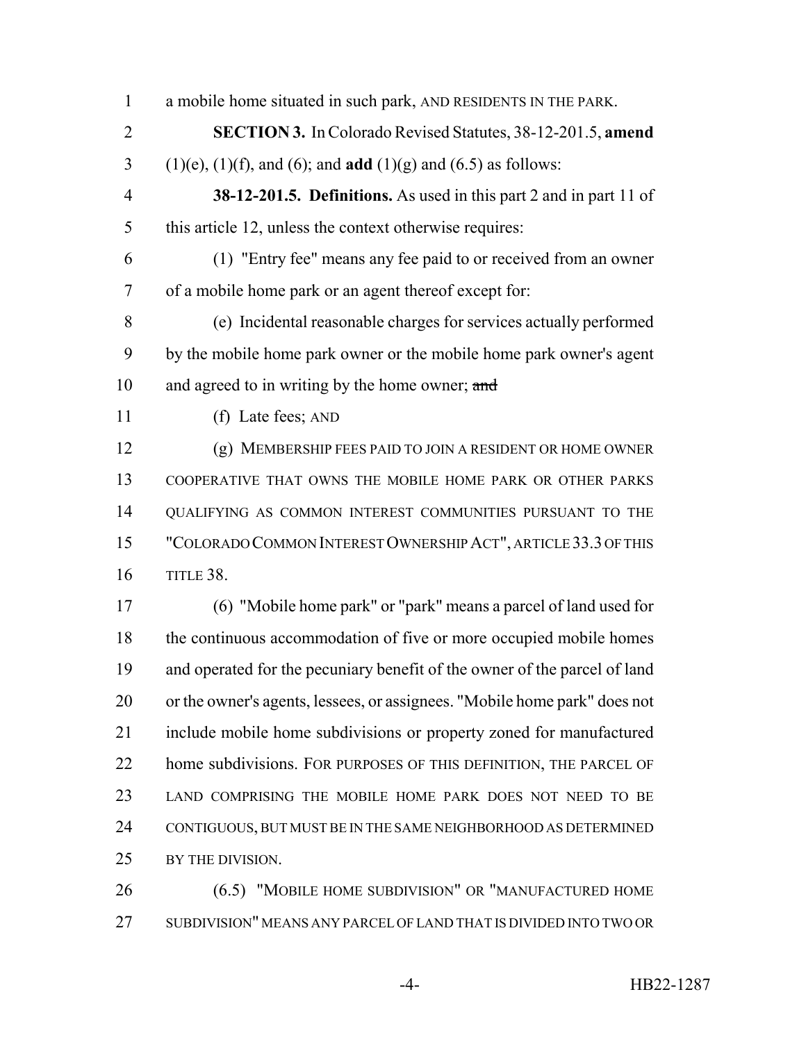a mobile home situated in such park, AND RESIDENTS IN THE PARK.

**SECTION 3.** In Colorado Revised Statutes, 38-12-201.5, **amend** (1)(e), (1)(f), and (6); and **add** (1)(g) and (6.5) as follows:

**38-12-201.5. Definitions.** As used in this part 2 and in part 11 of this article 12, unless the context otherwise requires:

(1) "Entry fee" means any fee paid to or received from an owner of a mobile home park or an agent thereof except for:

(e) Incidental reasonable charges for services actually performed by the mobile home park owner or the mobile home park owner's agent and agreed to in writing by the home owner; ~~and~~

(f) Late fees; AND

(g) MEMBERSHIP FEES PAID TO JOIN A RESIDENT OR HOME OWNER COOPERATIVE THAT OWNS THE MOBILE HOME PARK OR OTHER PARKS QUALIFYING AS COMMON INTEREST COMMUNITIES PURSUANT TO THE "COLORADO COMMON INTEREST OWNERSHIP ACT", ARTICLE 33.3 OF THIS TITLE 38.

(6) "Mobile home park" or "park" means a parcel of land used for the continuous accommodation of five or more occupied mobile homes and operated for the pecuniary benefit of the owner of the parcel of land or the owner's agents, lessees, or assignees. "Mobile home park" does not include mobile home subdivisions or property zoned for manufactured home subdivisions. FOR PURPOSES OF THIS DEFINITION, THE PARCEL OF LAND COMPRISING THE MOBILE HOME PARK DOES NOT NEED TO BE CONTIGUOUS, BUT MUST BE IN THE SAME NEIGHBORHOOD AS DETERMINED BY THE DIVISION.

(6.5) "MOBILE HOME SUBDIVISION" OR "MANUFACTURED HOME SUBDIVISION" MEANS ANY PARCEL OF LAND THAT IS DIVIDED INTO TWO OR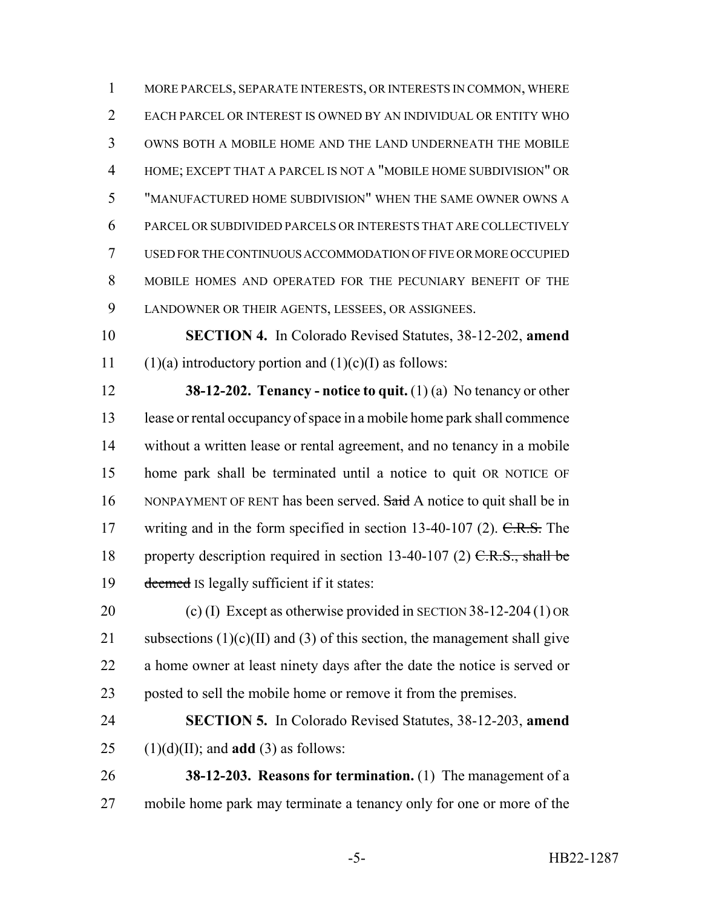MORE PARCELS, SEPARATE INTERESTS, OR INTERESTS IN COMMON, WHERE EACH PARCEL OR INTEREST IS OWNED BY AN INDIVIDUAL OR ENTITY WHO OWNS BOTH A MOBILE HOME AND THE LAND UNDERNEATH THE MOBILE HOME; EXCEPT THAT A PARCEL IS NOT A "MOBILE HOME SUBDIVISION" OR "MANUFACTURED HOME SUBDIVISION" WHEN THE SAME OWNER OWNS A PARCEL OR SUBDIVIDED PARCELS OR INTERESTS THAT ARE COLLECTIVELY USED FOR THE CONTINUOUS ACCOMMODATION OF FIVE OR MORE OCCUPIED MOBILE HOMES AND OPERATED FOR THE PECUNIARY BENEFIT OF THE LANDOWNER OR THEIR AGENTS, LESSEES, OR ASSIGNEES.

**SECTION 4.** In Colorado Revised Statutes, 38-12-202, **amend** (1)(a) introductory portion and (1)(c)(I) as follows:

**38-12-202. Tenancy - notice to quit.** (1) (a) No tenancy or other lease or rental occupancy of space in a mobile home park shall commence without a written lease or rental agreement, and no tenancy in a mobile home park shall be terminated until a notice to quit OR NOTICE OF NONPAYMENT OF RENT has been served. ~~Said~~ A notice to quit shall be in writing and in the form specified in section 13-40-107 (2). ~~C.R.S.~~ The property description required in section 13-40-107 (2) ~~C.R.S., shall be deemed~~ IS legally sufficient if it states:

(c) (I) Except as otherwise provided in SECTION 38-12-204 (1) OR subsections (1)(c)(II) and (3) of this section, the management shall give a home owner at least ninety days after the date the notice is served or posted to sell the mobile home or remove it from the premises.

**SECTION 5.** In Colorado Revised Statutes, 38-12-203, **amend** (1)(d)(II); and **add** (3) as follows:

**38-12-203. Reasons for termination.** (1) The management of a mobile home park may terminate a tenancy only for one or more of the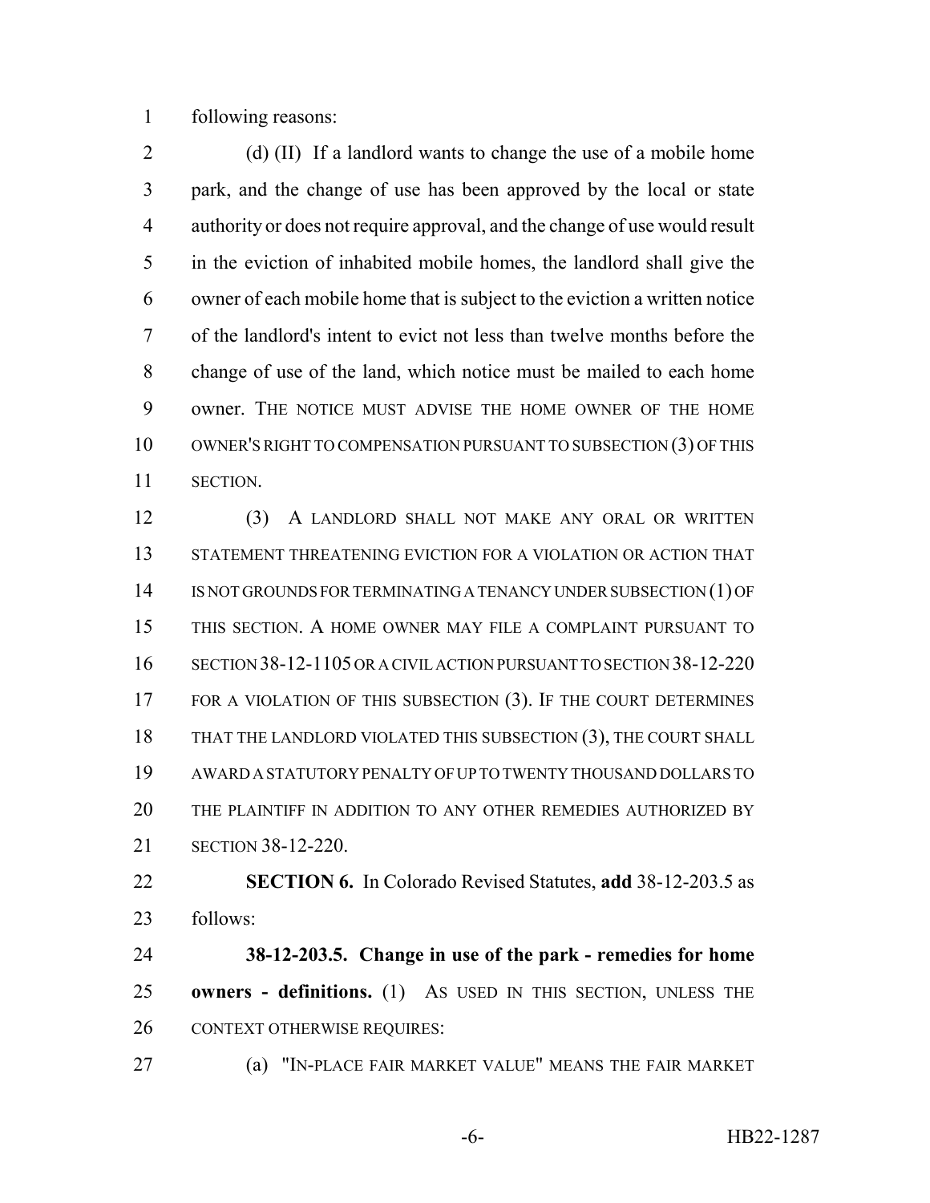following reasons:

(d) (II) If a landlord wants to change the use of a mobile home park, and the change of use has been approved by the local or state authority or does not require approval, and the change of use would result in the eviction of inhabited mobile homes, the landlord shall give the owner of each mobile home that is subject to the eviction a written notice of the landlord's intent to evict not less than twelve months before the change of use of the land, which notice must be mailed to each home owner. THE NOTICE MUST ADVISE THE HOME OWNER OF THE HOME OWNER'S RIGHT TO COMPENSATION PURSUANT TO SUBSECTION (3) OF THIS SECTION.

(3) A LANDLORD SHALL NOT MAKE ANY ORAL OR WRITTEN STATEMENT THREATENING EVICTION FOR A VIOLATION OR ACTION THAT IS NOT GROUNDS FOR TERMINATING A TENANCY UNDER SUBSECTION (1) OF THIS SECTION. A HOME OWNER MAY FILE A COMPLAINT PURSUANT TO SECTION 38-12-1105 OR A CIVIL ACTION PURSUANT TO SECTION 38-12-220 FOR A VIOLATION OF THIS SUBSECTION (3). IF THE COURT DETERMINES THAT THE LANDLORD VIOLATED THIS SUBSECTION (3), THE COURT SHALL AWARD A STATUTORY PENALTY OF UP TO TWENTY THOUSAND DOLLARS TO THE PLAINTIFF IN ADDITION TO ANY OTHER REMEDIES AUTHORIZED BY SECTION 38-12-220.

**SECTION 6.** In Colorado Revised Statutes, **add** 38-12-203.5 as follows:

**38-12-203.5. Change in use of the park - remedies for home owners - definitions.** (1) AS USED IN THIS SECTION, UNLESS THE CONTEXT OTHERWISE REQUIRES:

(a) "IN-PLACE FAIR MARKET VALUE" MEANS THE FAIR MARKET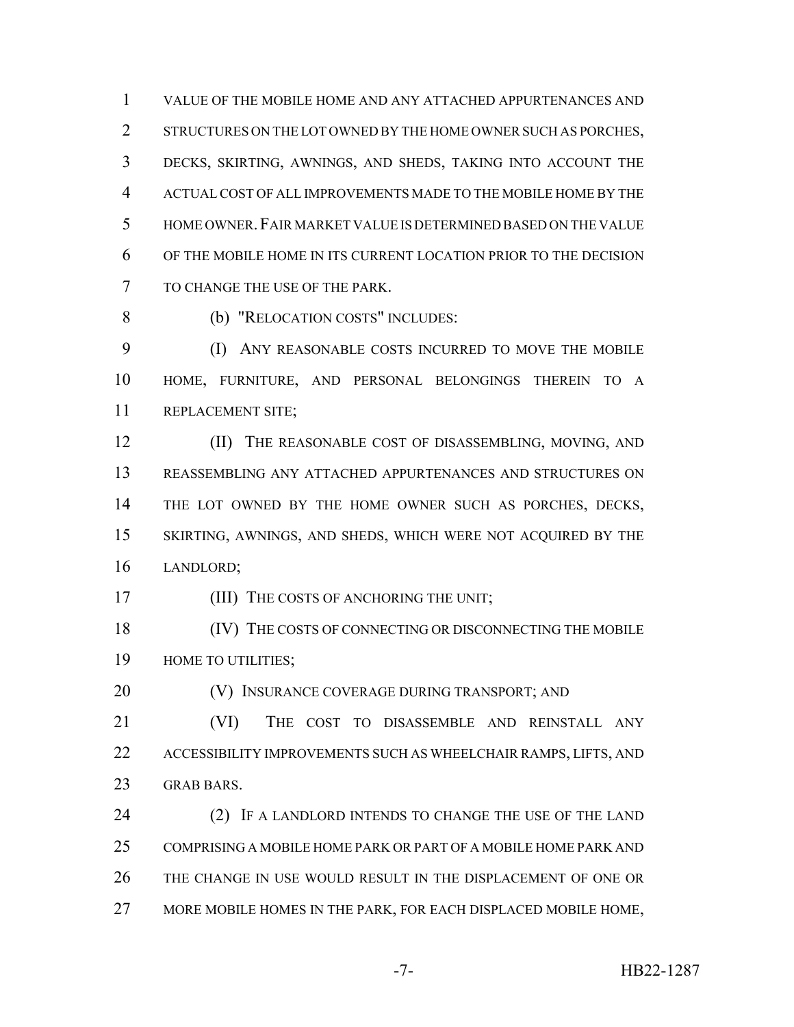VALUE OF THE MOBILE HOME AND ANY ATTACHED APPURTENANCES AND STRUCTURES ON THE LOT OWNED BY THE HOME OWNER SUCH AS PORCHES, DECKS, SKIRTING, AWNINGS, AND SHEDS, TAKING INTO ACCOUNT THE ACTUAL COST OF ALL IMPROVEMENTS MADE TO THE MOBILE HOME BY THE HOME OWNER. FAIR MARKET VALUE IS DETERMINED BASED ON THE VALUE OF THE MOBILE HOME IN ITS CURRENT LOCATION PRIOR TO THE DECISION TO CHANGE THE USE OF THE PARK.

(b) "RELOCATION COSTS" INCLUDES:

(I) ANY REASONABLE COSTS INCURRED TO MOVE THE MOBILE HOME, FURNITURE, AND PERSONAL BELONGINGS THEREIN TO A REPLACEMENT SITE;

(II) THE REASONABLE COST OF DISASSEMBLING, MOVING, AND REASSEMBLING ANY ATTACHED APPURTENANCES AND STRUCTURES ON THE LOT OWNED BY THE HOME OWNER SUCH AS PORCHES, DECKS, SKIRTING, AWNINGS, AND SHEDS, WHICH WERE NOT ACQUIRED BY THE LANDLORD;

(III) THE COSTS OF ANCHORING THE UNIT;

(IV) THE COSTS OF CONNECTING OR DISCONNECTING THE MOBILE HOME TO UTILITIES;

(V) INSURANCE COVERAGE DURING TRANSPORT; AND

(VI) THE COST TO DISASSEMBLE AND REINSTALL ANY ACCESSIBILITY IMPROVEMENTS SUCH AS WHEELCHAIR RAMPS, LIFTS, AND GRAB BARS.

(2) IF A LANDLORD INTENDS TO CHANGE THE USE OF THE LAND COMPRISING A MOBILE HOME PARK OR PART OF A MOBILE HOME PARK AND THE CHANGE IN USE WOULD RESULT IN THE DISPLACEMENT OF ONE OR MORE MOBILE HOMES IN THE PARK, FOR EACH DISPLACED MOBILE HOME,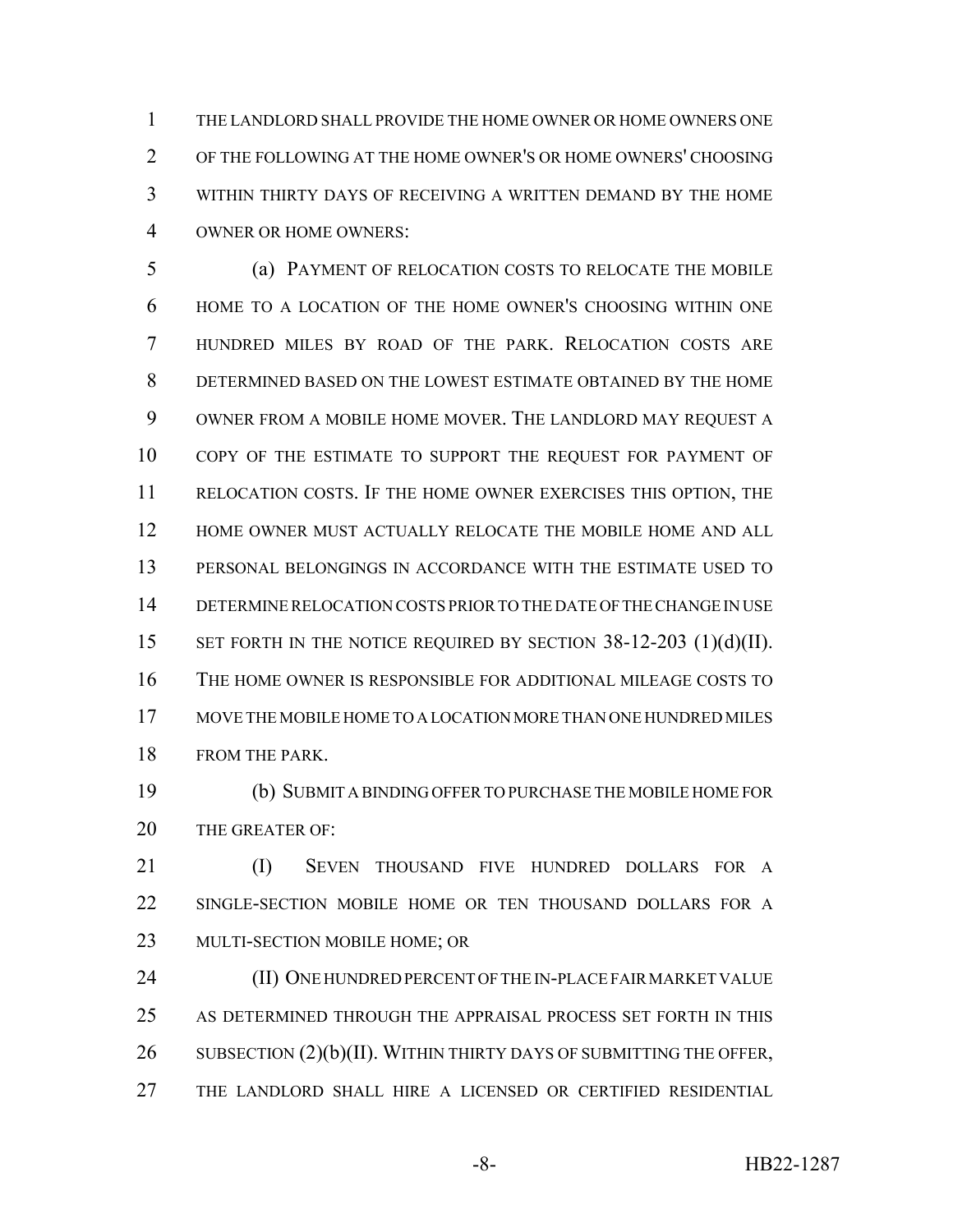THE LANDLORD SHALL PROVIDE THE HOME OWNER OR HOME OWNERS ONE OF THE FOLLOWING AT THE HOME OWNER'S OR HOME OWNERS' CHOOSING WITHIN THIRTY DAYS OF RECEIVING A WRITTEN DEMAND BY THE HOME OWNER OR HOME OWNERS:

(a) PAYMENT OF RELOCATION COSTS TO RELOCATE THE MOBILE HOME TO A LOCATION OF THE HOME OWNER'S CHOOSING WITHIN ONE HUNDRED MILES BY ROAD OF THE PARK. RELOCATION COSTS ARE DETERMINED BASED ON THE LOWEST ESTIMATE OBTAINED BY THE HOME OWNER FROM A MOBILE HOME MOVER. THE LANDLORD MAY REQUEST A COPY OF THE ESTIMATE TO SUPPORT THE REQUEST FOR PAYMENT OF RELOCATION COSTS. IF THE HOME OWNER EXERCISES THIS OPTION, THE HOME OWNER MUST ACTUALLY RELOCATE THE MOBILE HOME AND ALL PERSONAL BELONGINGS IN ACCORDANCE WITH THE ESTIMATE USED TO DETERMINE RELOCATION COSTS PRIOR TO THE DATE OF THE CHANGE IN USE SET FORTH IN THE NOTICE REQUIRED BY SECTION 38-12-203 (1)(d)(II). THE HOME OWNER IS RESPONSIBLE FOR ADDITIONAL MILEAGE COSTS TO MOVE THE MOBILE HOME TO A LOCATION MORE THAN ONE HUNDRED MILES FROM THE PARK.

(b) SUBMIT A BINDING OFFER TO PURCHASE THE MOBILE HOME FOR THE GREATER OF:

(I) SEVEN THOUSAND FIVE HUNDRED DOLLARS FOR A SINGLE-SECTION MOBILE HOME OR TEN THOUSAND DOLLARS FOR A MULTI-SECTION MOBILE HOME; OR

(II) ONE HUNDRED PERCENT OF THE IN-PLACE FAIR MARKET VALUE AS DETERMINED THROUGH THE APPRAISAL PROCESS SET FORTH IN THIS SUBSECTION (2)(b)(II). WITHIN THIRTY DAYS OF SUBMITTING THE OFFER, THE LANDLORD SHALL HIRE A LICENSED OR CERTIFIED RESIDENTIAL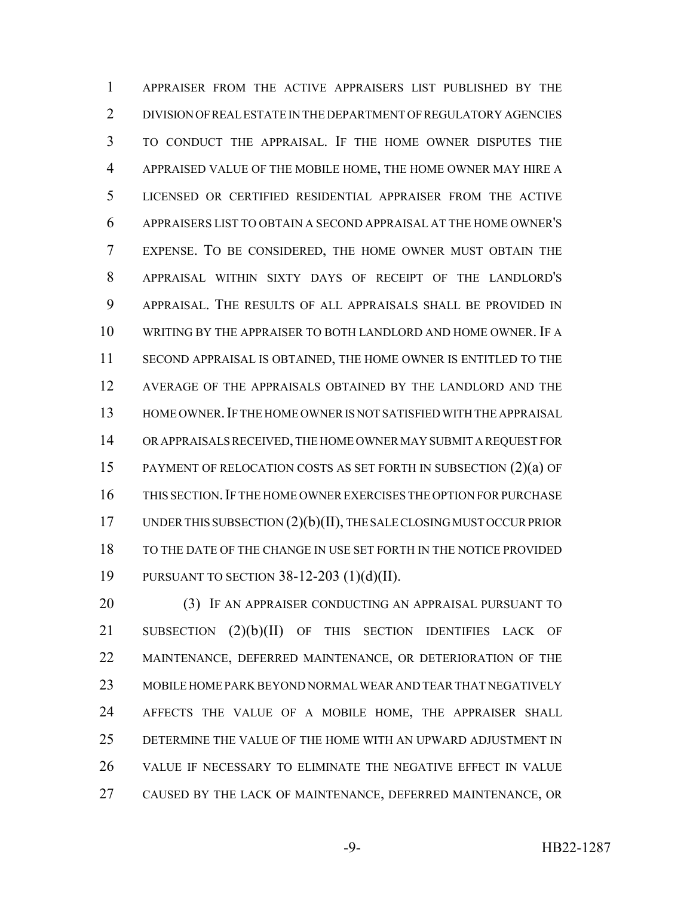APPRAISER FROM THE ACTIVE APPRAISERS LIST PUBLISHED BY THE DIVISION OF REAL ESTATE IN THE DEPARTMENT OF REGULATORY AGENCIES TO CONDUCT THE APPRAISAL. IF THE HOME OWNER DISPUTES THE APPRAISED VALUE OF THE MOBILE HOME, THE HOME OWNER MAY HIRE A LICENSED OR CERTIFIED RESIDENTIAL APPRAISER FROM THE ACTIVE APPRAISERS LIST TO OBTAIN A SECOND APPRAISAL AT THE HOME OWNER'S EXPENSE. TO BE CONSIDERED, THE HOME OWNER MUST OBTAIN THE APPRAISAL WITHIN SIXTY DAYS OF RECEIPT OF THE LANDLORD'S APPRAISAL. THE RESULTS OF ALL APPRAISALS SHALL BE PROVIDED IN WRITING BY THE APPRAISER TO BOTH LANDLORD AND HOME OWNER. IF A SECOND APPRAISAL IS OBTAINED, THE HOME OWNER IS ENTITLED TO THE AVERAGE OF THE APPRAISALS OBTAINED BY THE LANDLORD AND THE HOME OWNER. IF THE HOME OWNER IS NOT SATISFIED WITH THE APPRAISAL OR APPRAISALS RECEIVED, THE HOME OWNER MAY SUBMIT A REQUEST FOR PAYMENT OF RELOCATION COSTS AS SET FORTH IN SUBSECTION (2)(a) OF THIS SECTION. IF THE HOME OWNER EXERCISES THE OPTION FOR PURCHASE UNDER THIS SUBSECTION (2)(b)(II), THE SALE CLOSING MUST OCCUR PRIOR TO THE DATE OF THE CHANGE IN USE SET FORTH IN THE NOTICE PROVIDED PURSUANT TO SECTION 38-12-203 (1)(d)(II).

(3) IF AN APPRAISER CONDUCTING AN APPRAISAL PURSUANT TO SUBSECTION (2)(b)(II) OF THIS SECTION IDENTIFIES LACK OF MAINTENANCE, DEFERRED MAINTENANCE, OR DETERIORATION OF THE MOBILE HOME PARK BEYOND NORMAL WEAR AND TEAR THAT NEGATIVELY AFFECTS THE VALUE OF A MOBILE HOME, THE APPRAISER SHALL DETERMINE THE VALUE OF THE HOME WITH AN UPWARD ADJUSTMENT IN VALUE IF NECESSARY TO ELIMINATE THE NEGATIVE EFFECT IN VALUE CAUSED BY THE LACK OF MAINTENANCE, DEFERRED MAINTENANCE, OR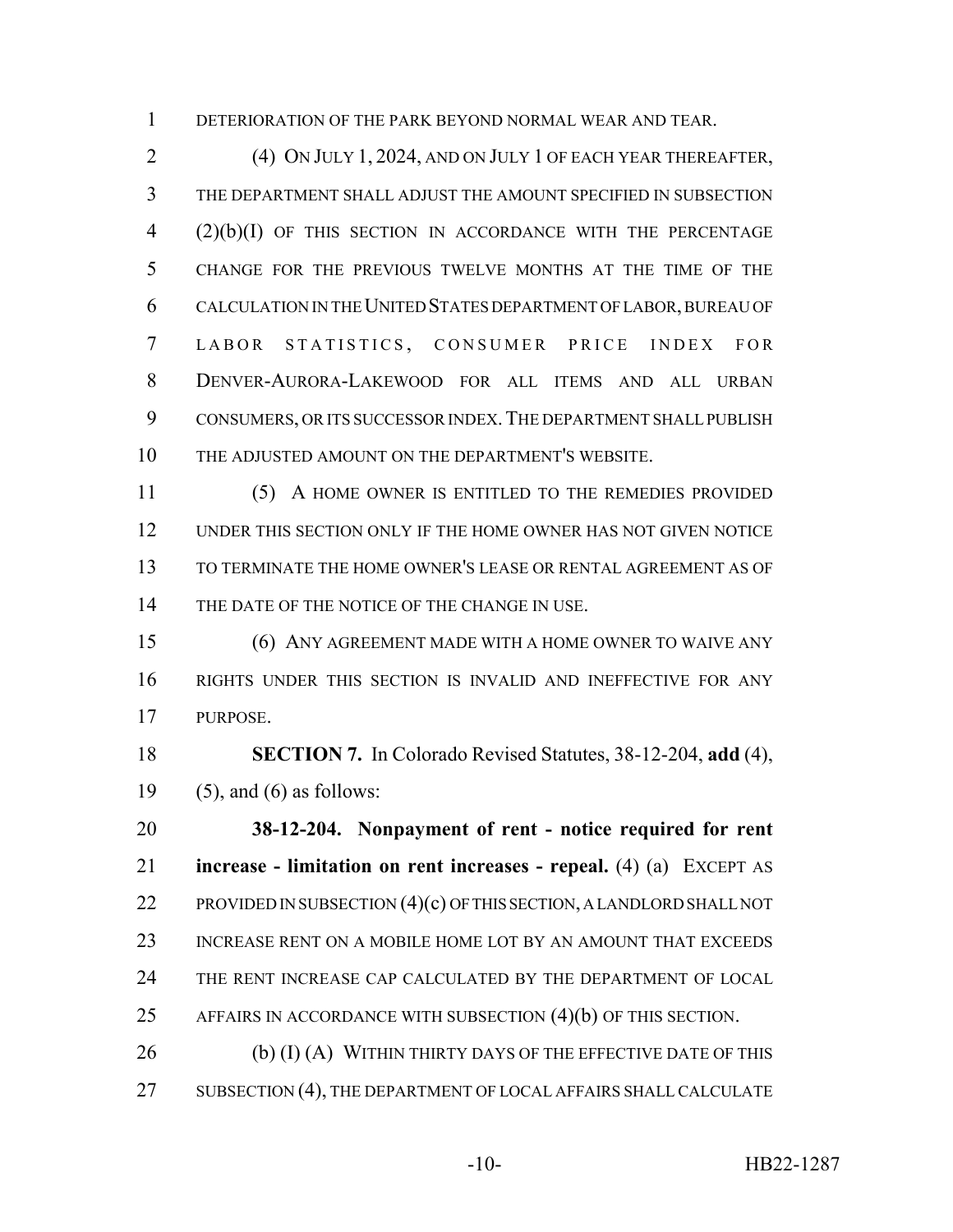DETERIORATION OF THE PARK BEYOND NORMAL WEAR AND TEAR.

(4) ON JULY 1, 2024, AND ON JULY 1 OF EACH YEAR THEREAFTER, THE DEPARTMENT SHALL ADJUST THE AMOUNT SPECIFIED IN SUBSECTION (2)(b)(I) OF THIS SECTION IN ACCORDANCE WITH THE PERCENTAGE CHANGE FOR THE PREVIOUS TWELVE MONTHS AT THE TIME OF THE CALCULATION IN THE UNITED STATES DEPARTMENT OF LABOR, BUREAU OF LABOR STATISTICS, CONSUMER PRICE INDEX FOR DENVER-AURORA-LAKEWOOD FOR ALL ITEMS AND ALL URBAN CONSUMERS, OR ITS SUCCESSOR INDEX. THE DEPARTMENT SHALL PUBLISH THE ADJUSTED AMOUNT ON THE DEPARTMENT'S WEBSITE.

(5) A HOME OWNER IS ENTITLED TO THE REMEDIES PROVIDED UNDER THIS SECTION ONLY IF THE HOME OWNER HAS NOT GIVEN NOTICE TO TERMINATE THE HOME OWNER'S LEASE OR RENTAL AGREEMENT AS OF THE DATE OF THE NOTICE OF THE CHANGE IN USE.

(6) ANY AGREEMENT MADE WITH A HOME OWNER TO WAIVE ANY RIGHTS UNDER THIS SECTION IS INVALID AND INEFFECTIVE FOR ANY PURPOSE.

**SECTION 7.** In Colorado Revised Statutes, 38-12-204, **add** (4), (5), and (6) as follows:

**38-12-204. Nonpayment of rent - notice required for rent increase - limitation on rent increases - repeal.** (4) (a) EXCEPT AS PROVIDED IN SUBSECTION (4)(c) OF THIS SECTION, A LANDLORD SHALL NOT INCREASE RENT ON A MOBILE HOME LOT BY AN AMOUNT THAT EXCEEDS THE RENT INCREASE CAP CALCULATED BY THE DEPARTMENT OF LOCAL AFFAIRS IN ACCORDANCE WITH SUBSECTION (4)(b) OF THIS SECTION.

(b) (I) (A) WITHIN THIRTY DAYS OF THE EFFECTIVE DATE OF THIS SUBSECTION (4), THE DEPARTMENT OF LOCAL AFFAIRS SHALL CALCULATE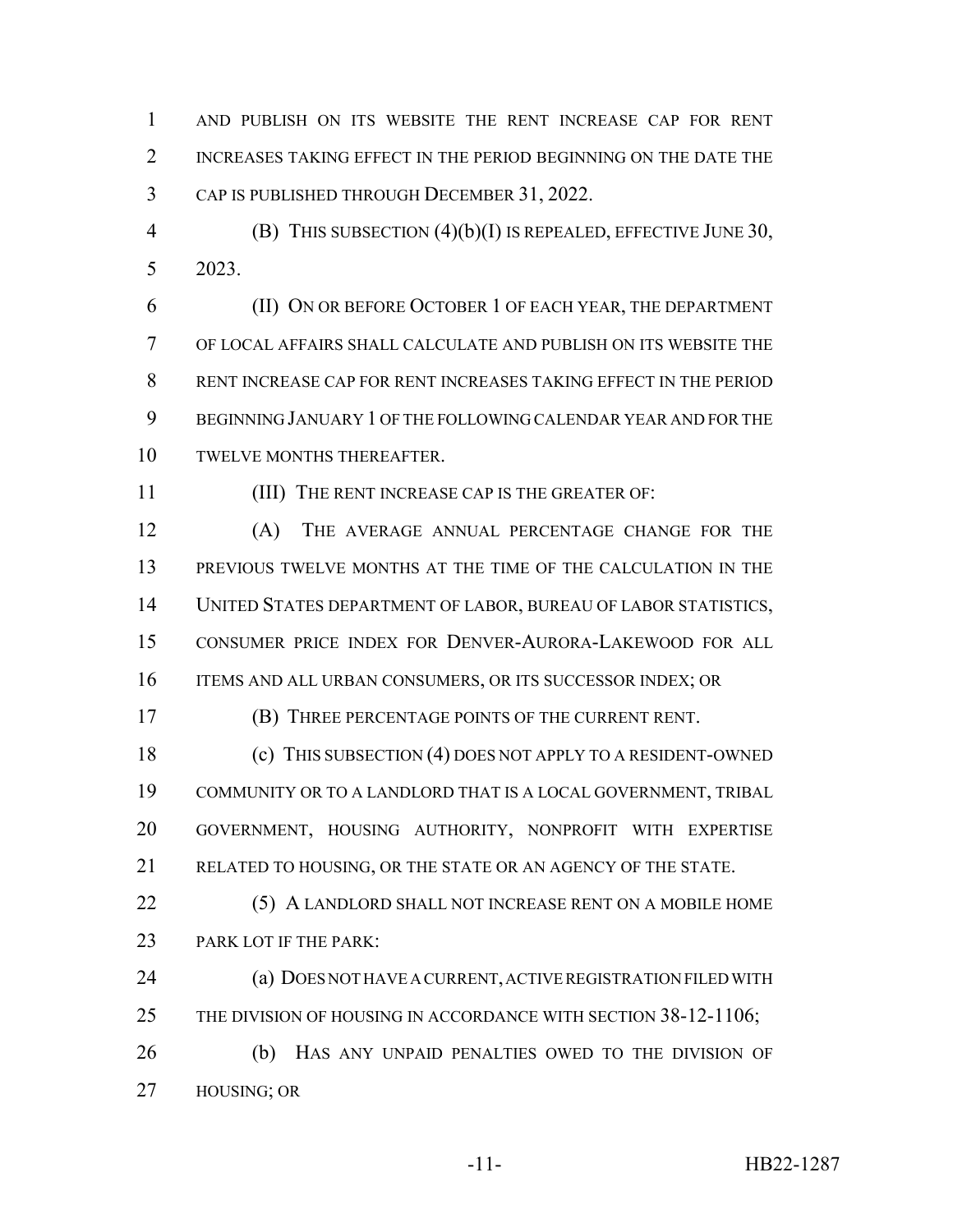AND PUBLISH ON ITS WEBSITE THE RENT INCREASE CAP FOR RENT INCREASES TAKING EFFECT IN THE PERIOD BEGINNING ON THE DATE THE CAP IS PUBLISHED THROUGH DECEMBER 31, 2022.

(B) THIS SUBSECTION (4)(b)(I) IS REPEALED, EFFECTIVE JUNE 30, 2023.

(II) ON OR BEFORE OCTOBER 1 OF EACH YEAR, THE DEPARTMENT OF LOCAL AFFAIRS SHALL CALCULATE AND PUBLISH ON ITS WEBSITE THE RENT INCREASE CAP FOR RENT INCREASES TAKING EFFECT IN THE PERIOD BEGINNING JANUARY 1 OF THE FOLLOWING CALENDAR YEAR AND FOR THE TWELVE MONTHS THEREAFTER.

(III) THE RENT INCREASE CAP IS THE GREATER OF:

(A) THE AVERAGE ANNUAL PERCENTAGE CHANGE FOR THE PREVIOUS TWELVE MONTHS AT THE TIME OF THE CALCULATION IN THE UNITED STATES DEPARTMENT OF LABOR, BUREAU OF LABOR STATISTICS, CONSUMER PRICE INDEX FOR DENVER-AURORA-LAKEWOOD FOR ALL ITEMS AND ALL URBAN CONSUMERS, OR ITS SUCCESSOR INDEX; OR

(B) THREE PERCENTAGE POINTS OF THE CURRENT RENT.

(c) THIS SUBSECTION (4) DOES NOT APPLY TO A RESIDENT-OWNED COMMUNITY OR TO A LANDLORD THAT IS A LOCAL GOVERNMENT, TRIBAL GOVERNMENT, HOUSING AUTHORITY, NONPROFIT WITH EXPERTISE RELATED TO HOUSING, OR THE STATE OR AN AGENCY OF THE STATE.

(5) A LANDLORD SHALL NOT INCREASE RENT ON A MOBILE HOME PARK LOT IF THE PARK:

(a) DOES NOT HAVE A CURRENT, ACTIVE REGISTRATION FILED WITH THE DIVISION OF HOUSING IN ACCORDANCE WITH SECTION 38-12-1106;

(b) HAS ANY UNPAID PENALTIES OWED TO THE DIVISION OF HOUSING; OR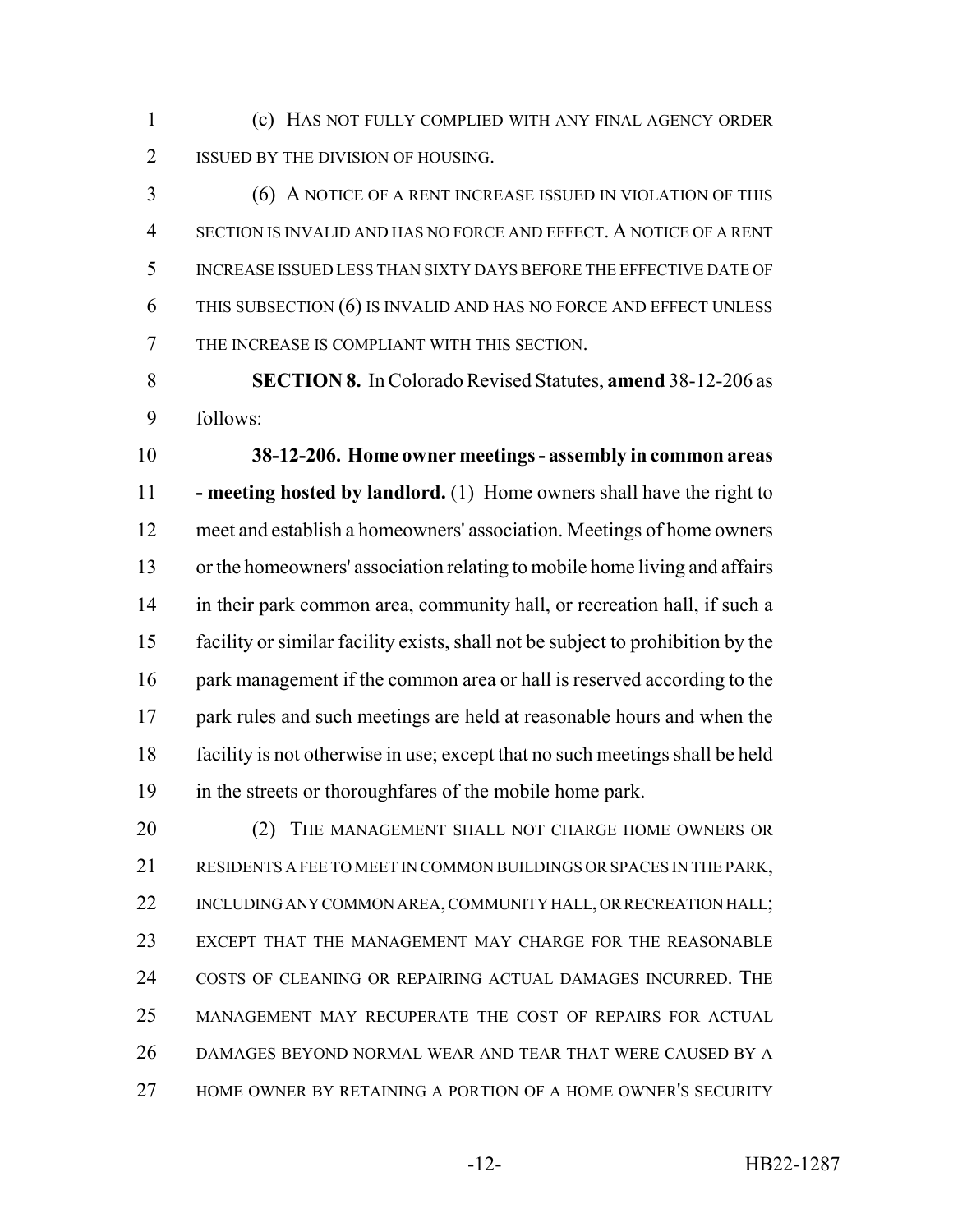(c) HAS NOT FULLY COMPLIED WITH ANY FINAL AGENCY ORDER ISSUED BY THE DIVISION OF HOUSING.

(6) A NOTICE OF A RENT INCREASE ISSUED IN VIOLATION OF THIS SECTION IS INVALID AND HAS NO FORCE AND EFFECT. A NOTICE OF A RENT INCREASE ISSUED LESS THAN SIXTY DAYS BEFORE THE EFFECTIVE DATE OF THIS SUBSECTION (6) IS INVALID AND HAS NO FORCE AND EFFECT UNLESS THE INCREASE IS COMPLIANT WITH THIS SECTION.

**SECTION 8.** In Colorado Revised Statutes, **amend** 38-12-206 as follows:

**38-12-206. Home owner meetings - assembly in common areas - meeting hosted by landlord.** (1) Home owners shall have the right to meet and establish a homeowners' association. Meetings of home owners or the homeowners' association relating to mobile home living and affairs in their park common area, community hall, or recreation hall, if such a facility or similar facility exists, shall not be subject to prohibition by the park management if the common area or hall is reserved according to the park rules and such meetings are held at reasonable hours and when the facility is not otherwise in use; except that no such meetings shall be held in the streets or thoroughfares of the mobile home park.

(2) THE MANAGEMENT SHALL NOT CHARGE HOME OWNERS OR RESIDENTS A FEE TO MEET IN COMMON BUILDINGS OR SPACES IN THE PARK, INCLUDING ANY COMMON AREA, COMMUNITY HALL, OR RECREATION HALL; EXCEPT THAT THE MANAGEMENT MAY CHARGE FOR THE REASONABLE COSTS OF CLEANING OR REPAIRING ACTUAL DAMAGES INCURRED. THE MANAGEMENT MAY RECUPERATE THE COST OF REPAIRS FOR ACTUAL DAMAGES BEYOND NORMAL WEAR AND TEAR THAT WERE CAUSED BY A HOME OWNER BY RETAINING A PORTION OF A HOME OWNER'S SECURITY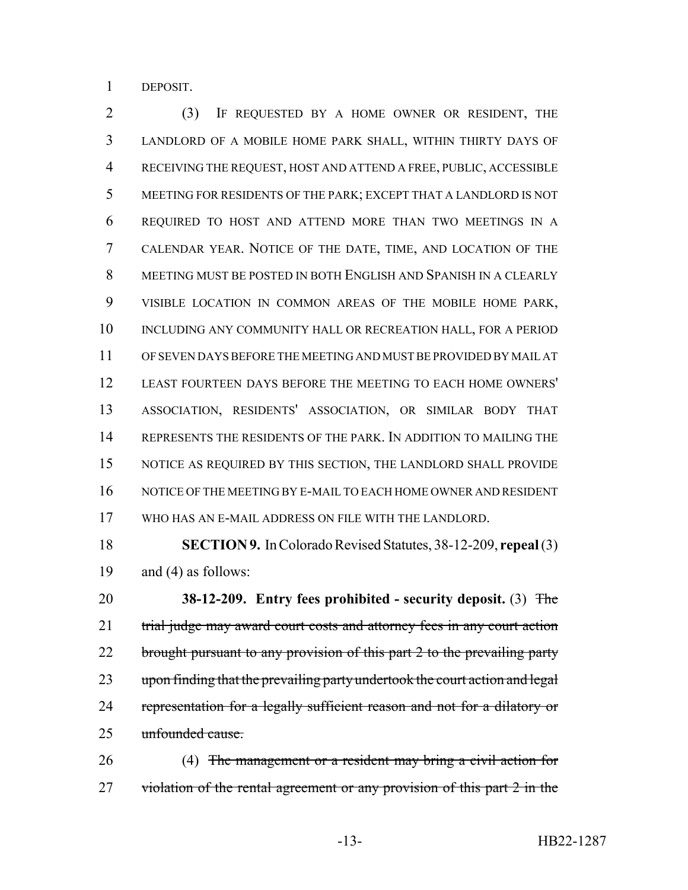DEPOSIT.

(3) IF REQUESTED BY A HOME OWNER OR RESIDENT, THE LANDLORD OF A MOBILE HOME PARK SHALL, WITHIN THIRTY DAYS OF RECEIVING THE REQUEST, HOST AND ATTEND A FREE, PUBLIC, ACCESSIBLE MEETING FOR RESIDENTS OF THE PARK; EXCEPT THAT A LANDLORD IS NOT REQUIRED TO HOST AND ATTEND MORE THAN TWO MEETINGS IN A CALENDAR YEAR. NOTICE OF THE DATE, TIME, AND LOCATION OF THE MEETING MUST BE POSTED IN BOTH ENGLISH AND SPANISH IN A CLEARLY VISIBLE LOCATION IN COMMON AREAS OF THE MOBILE HOME PARK, INCLUDING ANY COMMUNITY HALL OR RECREATION HALL, FOR A PERIOD OF SEVEN DAYS BEFORE THE MEETING AND MUST BE PROVIDED BY MAIL AT LEAST FOURTEEN DAYS BEFORE THE MEETING TO EACH HOME OWNERS' ASSOCIATION, RESIDENTS' ASSOCIATION, OR SIMILAR BODY THAT REPRESENTS THE RESIDENTS OF THE PARK. IN ADDITION TO MAILING THE NOTICE AS REQUIRED BY THIS SECTION, THE LANDLORD SHALL PROVIDE NOTICE OF THE MEETING BY E-MAIL TO EACH HOME OWNER AND RESIDENT WHO HAS AN E-MAIL ADDRESS ON FILE WITH THE LANDLORD.

**SECTION 9.** In Colorado Revised Statutes, 38-12-209, **repeal** (3) and (4) as follows:

**38-12-209. Entry fees prohibited - security deposit.** (3) ~~The trial judge may award court costs and attorney fees in any court action brought pursuant to any provision of this part 2 to the prevailing party upon finding that the prevailing party undertook the court action and legal representation for a legally sufficient reason and not for a dilatory or unfounded cause.~~

(4) ~~The management or a resident may bring a civil action for violation of the rental agreement or any provision of this part 2 in the~~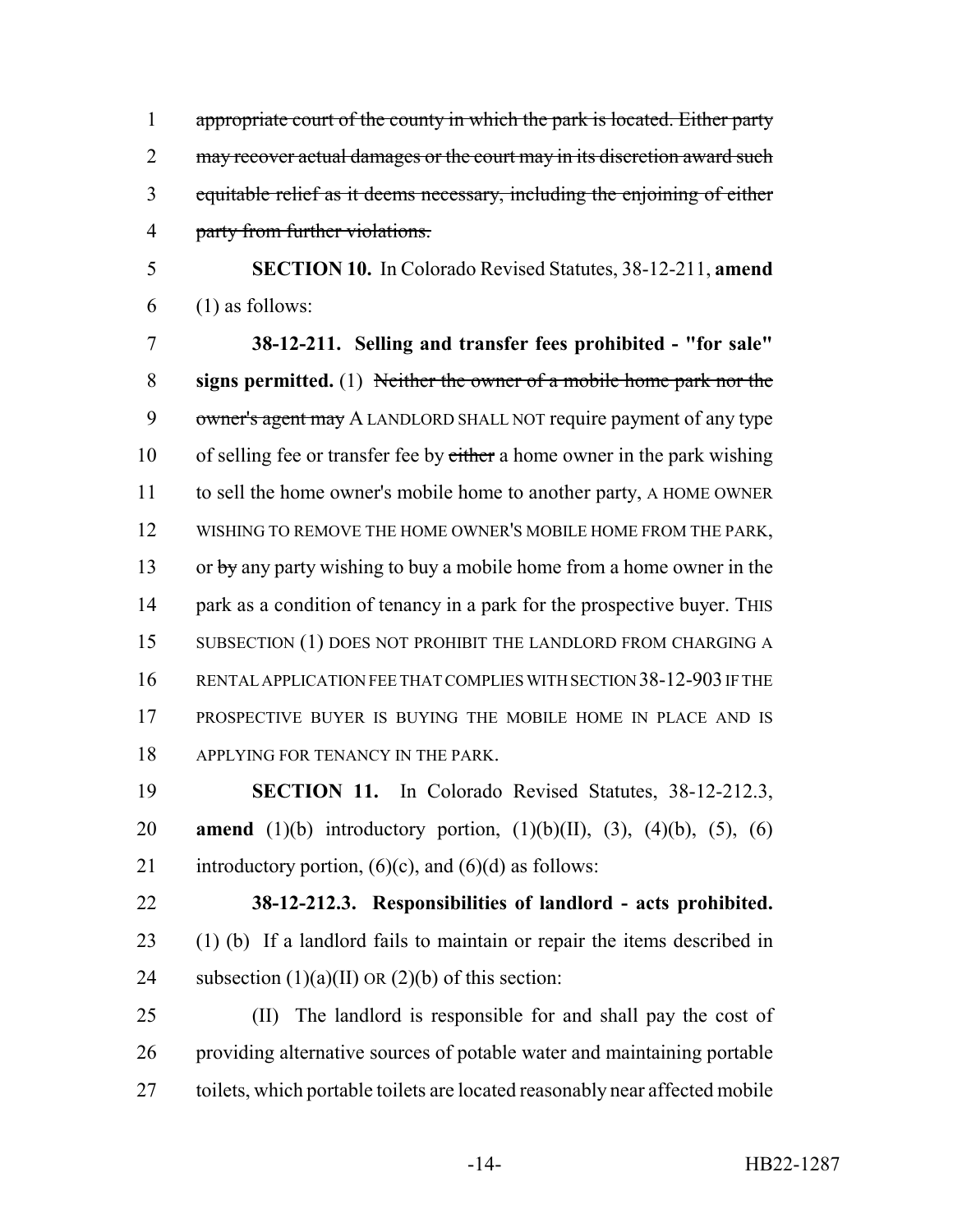~~appropriate court of the county in which the park is located. Either party may recover actual damages or the court may in its discretion award such equitable relief as it deems necessary, including the enjoining of either party from further violations.~~

**SECTION 10.** In Colorado Revised Statutes, 38-12-211, **amend** (1) as follows:

**38-12-211. Selling and transfer fees prohibited - "for sale" signs permitted.** (1) ~~Neither the owner of a mobile home park nor the owner's agent may~~ A LANDLORD SHALL NOT require payment of any type of selling fee or transfer fee by ~~either~~ a home owner in the park wishing to sell the home owner's mobile home to another party, A HOME OWNER WISHING TO REMOVE THE HOME OWNER'S MOBILE HOME FROM THE PARK, or ~~by~~ any party wishing to buy a mobile home from a home owner in the park as a condition of tenancy in a park for the prospective buyer. THIS SUBSECTION (1) DOES NOT PROHIBIT THE LANDLORD FROM CHARGING A RENTAL APPLICATION FEE THAT COMPLIES WITH SECTION 38-12-903 IF THE PROSPECTIVE BUYER IS BUYING THE MOBILE HOME IN PLACE AND IS APPLYING FOR TENANCY IN THE PARK.

**SECTION 11.** In Colorado Revised Statutes, 38-12-212.3, **amend** (1)(b) introductory portion, (1)(b)(II), (3), (4)(b), (5), (6) introductory portion, (6)(c), and (6)(d) as follows:

**38-12-212.3. Responsibilities of landlord - acts prohibited.** (1) (b) If a landlord fails to maintain or repair the items described in subsection (1)(a)(II) OR (2)(b) of this section:

(II) The landlord is responsible for and shall pay the cost of providing alternative sources of potable water and maintaining portable toilets, which portable toilets are located reasonably near affected mobile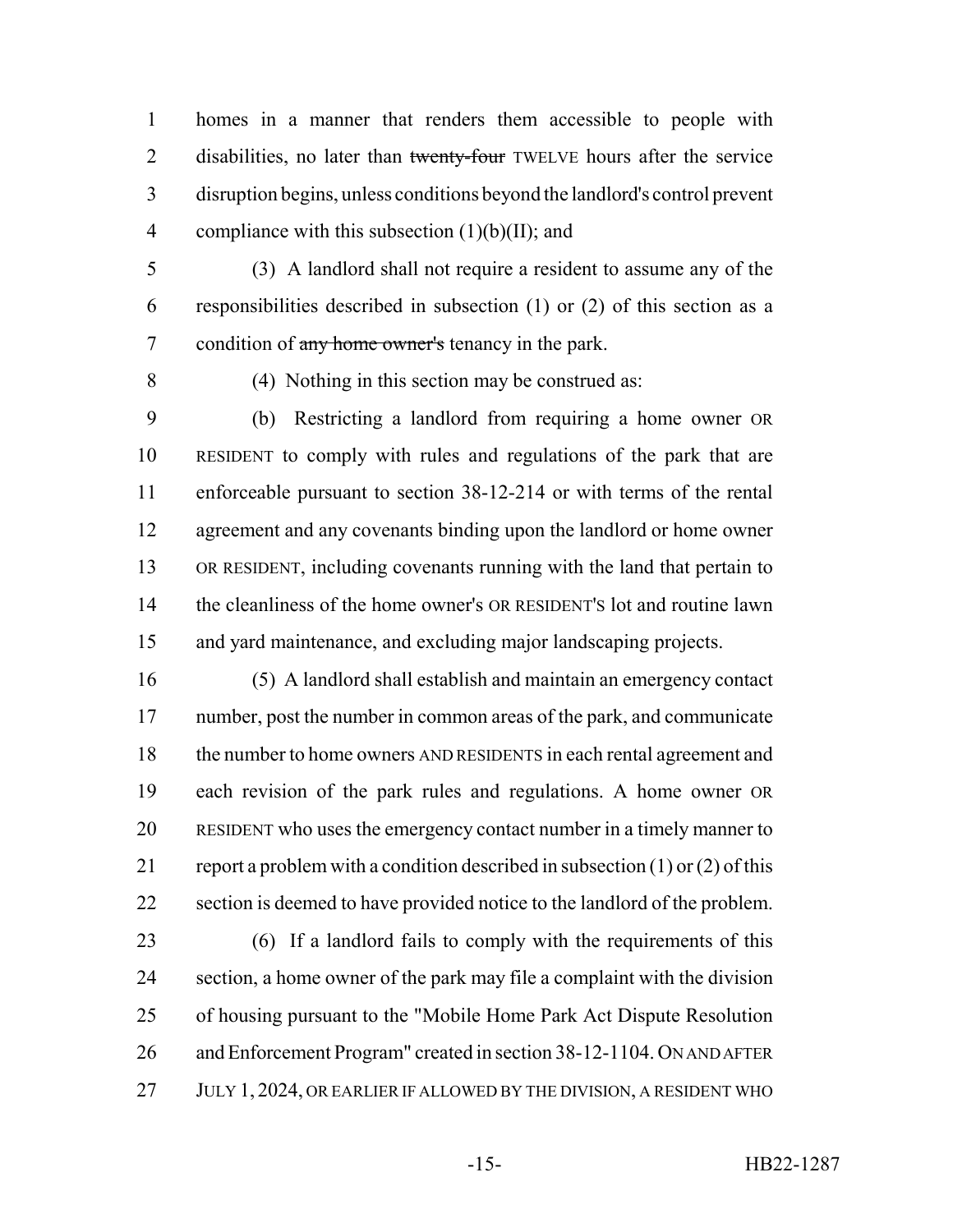homes in a manner that renders them accessible to people with disabilities, no later than ~~twenty-four~~ TWELVE hours after the service disruption begins, unless conditions beyond the landlord's control prevent compliance with this subsection (1)(b)(II); and

(3) A landlord shall not require a resident to assume any of the responsibilities described in subsection (1) or (2) of this section as a condition of ~~any home owner's~~ tenancy in the park.

(4) Nothing in this section may be construed as:

(b) Restricting a landlord from requiring a home owner OR RESIDENT to comply with rules and regulations of the park that are enforceable pursuant to section 38-12-214 or with terms of the rental agreement and any covenants binding upon the landlord or home owner OR RESIDENT, including covenants running with the land that pertain to the cleanliness of the home owner's OR RESIDENT'S lot and routine lawn and yard maintenance, and excluding major landscaping projects.

(5) A landlord shall establish and maintain an emergency contact number, post the number in common areas of the park, and communicate the number to home owners AND RESIDENTS in each rental agreement and each revision of the park rules and regulations. A home owner OR RESIDENT who uses the emergency contact number in a timely manner to report a problem with a condition described in subsection (1) or (2) of this section is deemed to have provided notice to the landlord of the problem.

(6) If a landlord fails to comply with the requirements of this section, a home owner of the park may file a complaint with the division of housing pursuant to the "Mobile Home Park Act Dispute Resolution and Enforcement Program" created in section 38-12-1104. ON AND AFTER JULY 1, 2024, OR EARLIER IF ALLOWED BY THE DIVISION, A RESIDENT WHO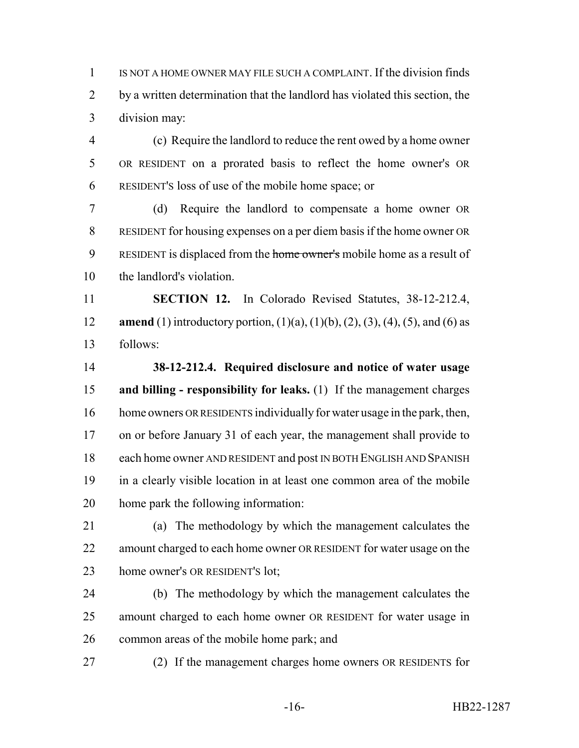IS NOT A HOME OWNER MAY FILE SUCH A COMPLAINT. If the division finds by a written determination that the landlord has violated this section, the division may:

(c) Require the landlord to reduce the rent owed by a home owner OR RESIDENT on a prorated basis to reflect the home owner's OR RESIDENT'S loss of use of the mobile home space; or

(d) Require the landlord to compensate a home owner OR RESIDENT for housing expenses on a per diem basis if the home owner OR RESIDENT is displaced from the ~~home owner's~~ mobile home as a result of the landlord's violation.

**SECTION 12.** In Colorado Revised Statutes, 38-12-212.4, **amend** (1) introductory portion, (1)(a), (1)(b), (2), (3), (4), (5), and (6) as follows:

**38-12-212.4. Required disclosure and notice of water usage and billing - responsibility for leaks.** (1) If the management charges home owners OR RESIDENTS individually for water usage in the park, then, on or before January 31 of each year, the management shall provide to each home owner AND RESIDENT and post IN BOTH ENGLISH AND SPANISH in a clearly visible location in at least one common area of the mobile home park the following information:

(a) The methodology by which the management calculates the amount charged to each home owner OR RESIDENT for water usage on the home owner's OR RESIDENT'S lot;

(b) The methodology by which the management calculates the amount charged to each home owner OR RESIDENT for water usage in common areas of the mobile home park; and

(2) If the management charges home owners OR RESIDENTS for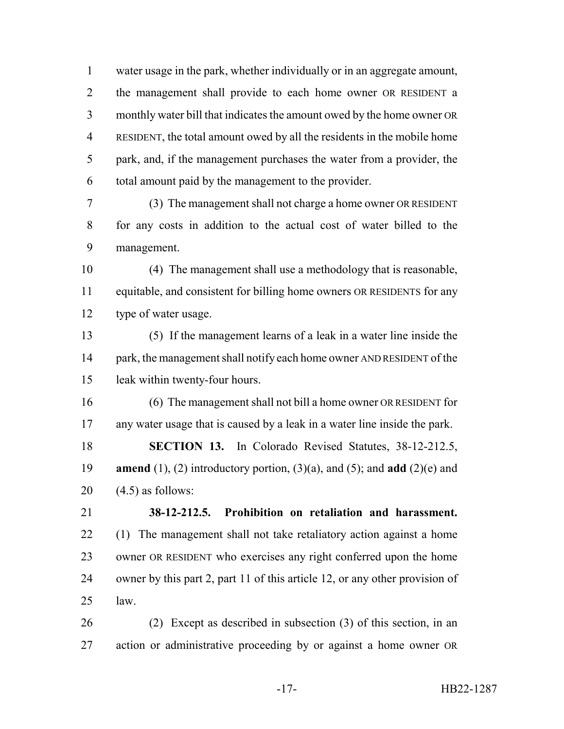water usage in the park, whether individually or in an aggregate amount, the management shall provide to each home owner OR RESIDENT a monthly water bill that indicates the amount owed by the home owner OR RESIDENT, the total amount owed by all the residents in the mobile home park, and, if the management purchases the water from a provider, the total amount paid by the management to the provider.

(3) The management shall not charge a home owner OR RESIDENT for any costs in addition to the actual cost of water billed to the management.

(4) The management shall use a methodology that is reasonable, equitable, and consistent for billing home owners OR RESIDENTS for any type of water usage.

(5) If the management learns of a leak in a water line inside the park, the management shall notify each home owner AND RESIDENT of the leak within twenty-four hours.

(6) The management shall not bill a home owner OR RESIDENT for any water usage that is caused by a leak in a water line inside the park.

**SECTION 13.** In Colorado Revised Statutes, 38-12-212.5, **amend** (1), (2) introductory portion, (3)(a), and (5); and **add** (2)(e) and (4.5) as follows:

**38-12-212.5. Prohibition on retaliation and harassment.** (1) The management shall not take retaliatory action against a home owner OR RESIDENT who exercises any right conferred upon the home owner by this part 2, part 11 of this article 12, or any other provision of law.

(2) Except as described in subsection (3) of this section, in an action or administrative proceeding by or against a home owner OR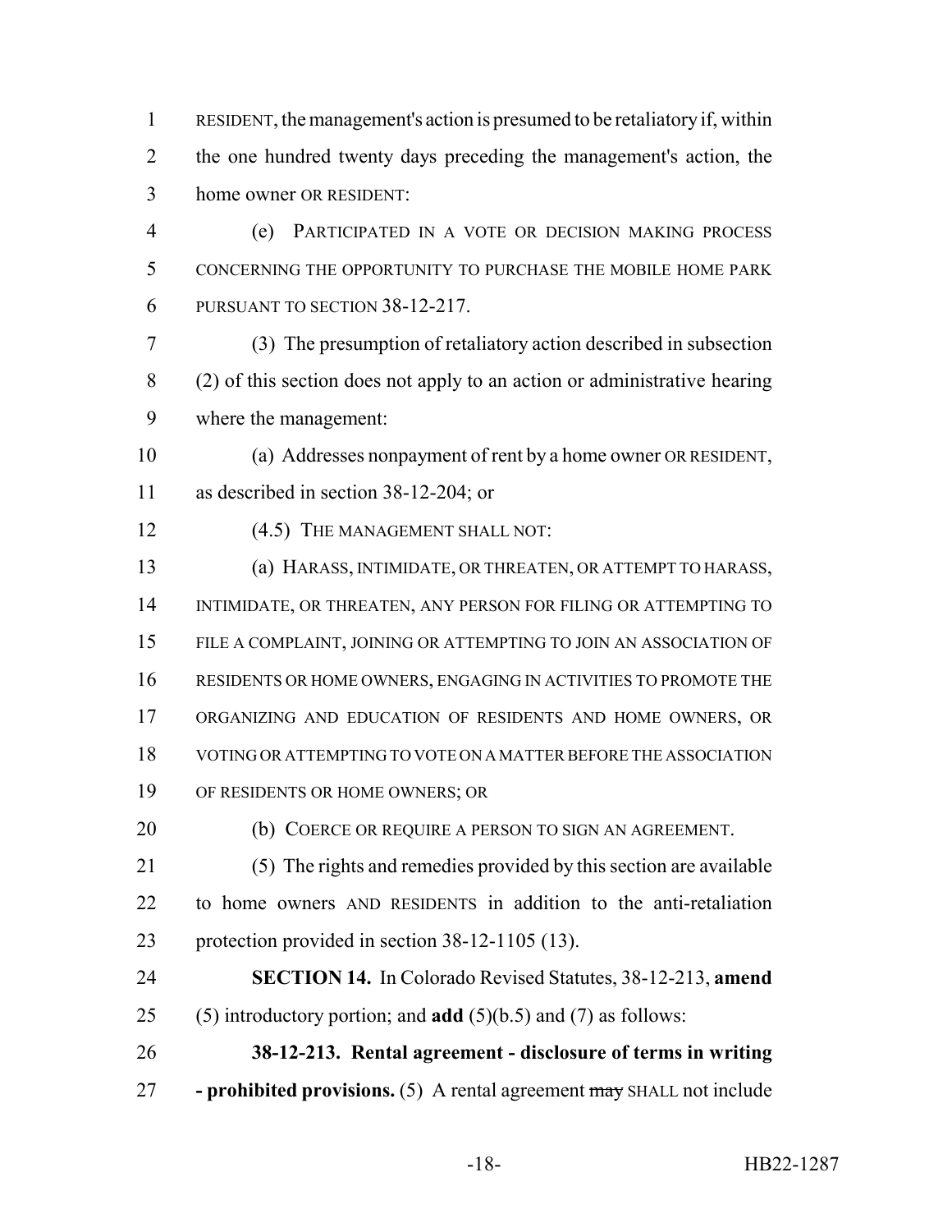RESIDENT, the management's action is presumed to be retaliatory if, within the one hundred twenty days preceding the management's action, the home owner OR RESIDENT:

(e) PARTICIPATED IN A VOTE OR DECISION MAKING PROCESS CONCERNING THE OPPORTUNITY TO PURCHASE THE MOBILE HOME PARK PURSUANT TO SECTION 38-12-217.

(3) The presumption of retaliatory action described in subsection (2) of this section does not apply to an action or administrative hearing where the management:

(a) Addresses nonpayment of rent by a home owner OR RESIDENT, as described in section 38-12-204; or

(4.5) THE MANAGEMENT SHALL NOT:

(a) HARASS, INTIMIDATE, OR THREATEN, OR ATTEMPT TO HARASS, INTIMIDATE, OR THREATEN, ANY PERSON FOR FILING OR ATTEMPTING TO FILE A COMPLAINT, JOINING OR ATTEMPTING TO JOIN AN ASSOCIATION OF RESIDENTS OR HOME OWNERS, ENGAGING IN ACTIVITIES TO PROMOTE THE ORGANIZING AND EDUCATION OF RESIDENTS AND HOME OWNERS, OR VOTING OR ATTEMPTING TO VOTE ON A MATTER BEFORE THE ASSOCIATION OF RESIDENTS OR HOME OWNERS; OR

(b) COERCE OR REQUIRE A PERSON TO SIGN AN AGREEMENT.

(5) The rights and remedies provided by this section are available to home owners AND RESIDENTS in addition to the anti-retaliation protection provided in section 38-12-1105 (13).

**SECTION 14.** In Colorado Revised Statutes, 38-12-213, **amend** (5) introductory portion; and **add** (5)(b.5) and (7) as follows:

**38-12-213. Rental agreement - disclosure of terms in writing - prohibited provisions.** (5) A rental agreement ~~may~~ SHALL not include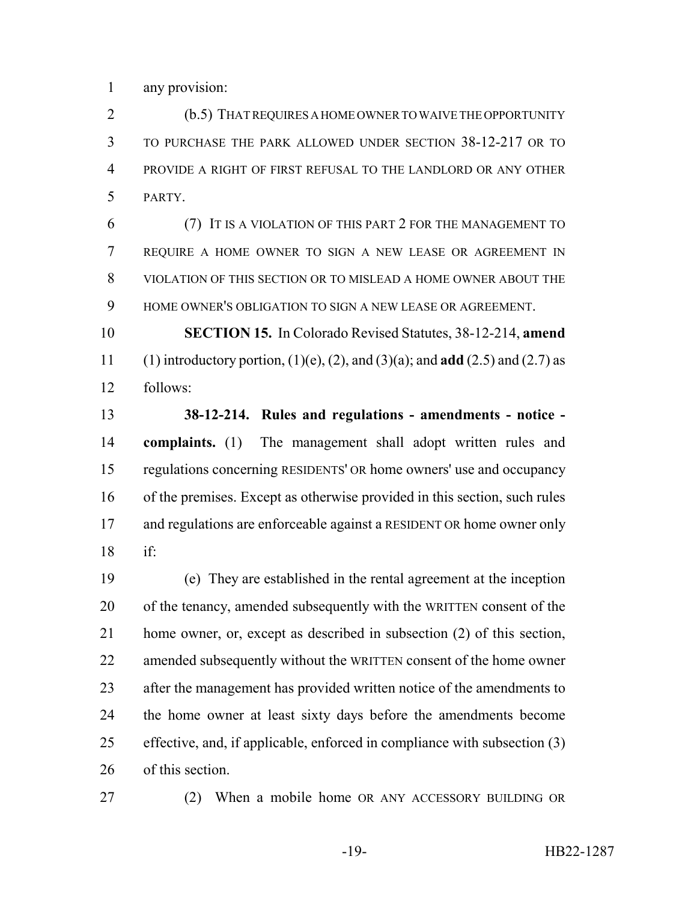any provision:

(b.5) THAT REQUIRES A HOME OWNER TO WAIVE THE OPPORTUNITY TO PURCHASE THE PARK ALLOWED UNDER SECTION 38-12-217 OR TO PROVIDE A RIGHT OF FIRST REFUSAL TO THE LANDLORD OR ANY OTHER PARTY.

(7) IT IS A VIOLATION OF THIS PART 2 FOR THE MANAGEMENT TO REQUIRE A HOME OWNER TO SIGN A NEW LEASE OR AGREEMENT IN VIOLATION OF THIS SECTION OR TO MISLEAD A HOME OWNER ABOUT THE HOME OWNER'S OBLIGATION TO SIGN A NEW LEASE OR AGREEMENT.

**SECTION 15.** In Colorado Revised Statutes, 38-12-214, **amend** (1) introductory portion, (1)(e), (2), and (3)(a); and **add** (2.5) and (2.7) as follows:

**38-12-214. Rules and regulations - amendments - notice - complaints.** (1) The management shall adopt written rules and regulations concerning RESIDENTS' OR home owners' use and occupancy of the premises. Except as otherwise provided in this section, such rules and regulations are enforceable against a RESIDENT OR home owner only if:

(e) They are established in the rental agreement at the inception of the tenancy, amended subsequently with the WRITTEN consent of the home owner, or, except as described in subsection (2) of this section, amended subsequently without the WRITTEN consent of the home owner after the management has provided written notice of the amendments to the home owner at least sixty days before the amendments become effective, and, if applicable, enforced in compliance with subsection (3) of this section.

(2) When a mobile home OR ANY ACCESSORY BUILDING OR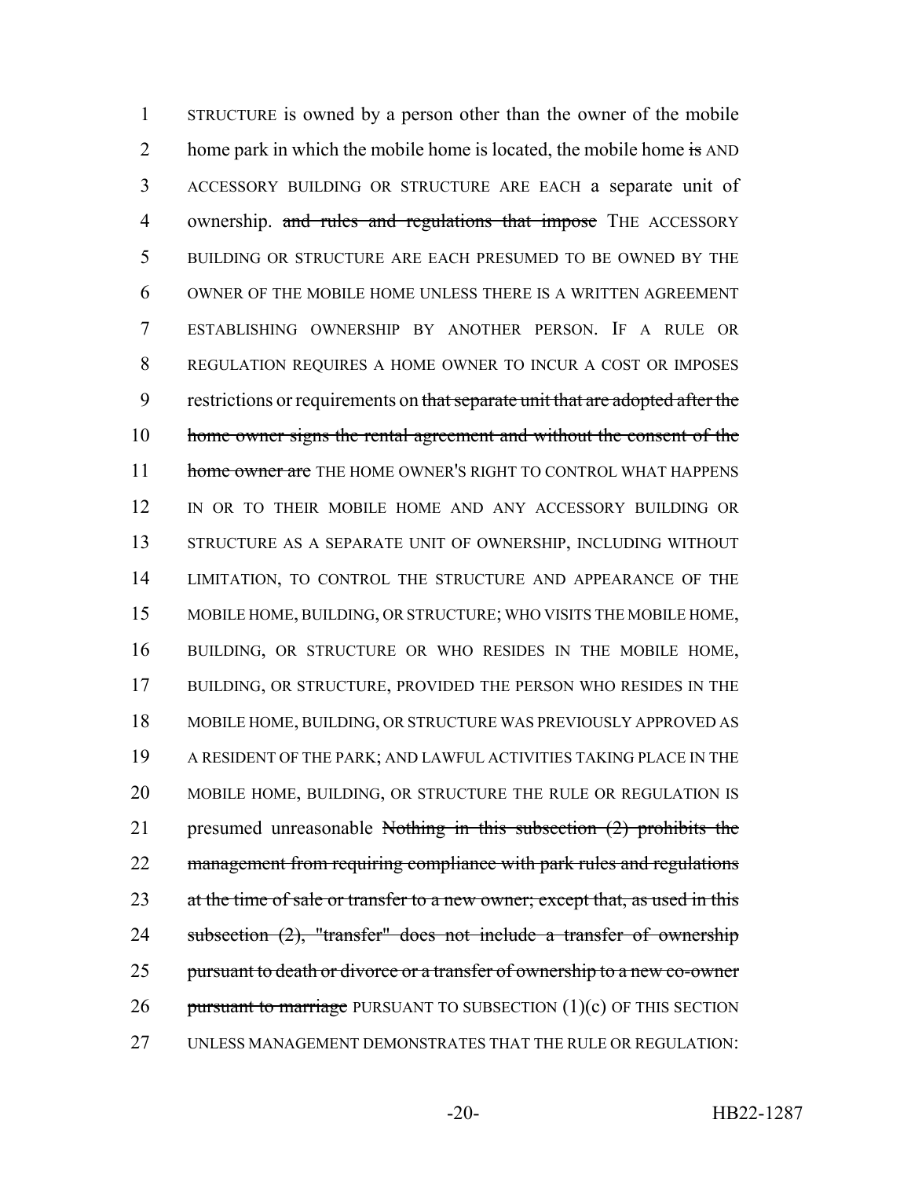1 STRUCTURE is owned by a person other than the owner of the mobile
2 home park in which the mobile home is located, the mobile home ~~is~~ AND
3 ACCESSORY BUILDING OR STRUCTURE ARE EACH a separate unit of
4 ownership. ~~and rules and regulations that impose~~ THE ACCESSORY
5 BUILDING OR STRUCTURE ARE EACH PRESUMED TO BE OWNED BY THE
6 OWNER OF THE MOBILE HOME UNLESS THERE IS A WRITTEN AGREEMENT
7 ESTABLISHING OWNERSHIP BY ANOTHER PERSON. IF A RULE OR
8 REGULATION REQUIRES A HOME OWNER TO INCUR A COST OR IMPOSES
9 restrictions or requirements on ~~that separate unit that are adopted after the~~
10 ~~home owner signs the rental agreement and without the consent of the~~
11 ~~home owner are~~ THE HOME OWNER'S RIGHT TO CONTROL WHAT HAPPENS
12 IN OR TO THEIR MOBILE HOME AND ANY ACCESSORY BUILDING OR
13 STRUCTURE AS A SEPARATE UNIT OF OWNERSHIP, INCLUDING WITHOUT
14 LIMITATION, TO CONTROL THE STRUCTURE AND APPEARANCE OF THE
15 MOBILE HOME, BUILDING, OR STRUCTURE; WHO VISITS THE MOBILE HOME,
16 BUILDING, OR STRUCTURE OR WHO RESIDES IN THE MOBILE HOME,
17 BUILDING, OR STRUCTURE, PROVIDED THE PERSON WHO RESIDES IN THE
18 MOBILE HOME, BUILDING, OR STRUCTURE WAS PREVIOUSLY APPROVED AS
19 A RESIDENT OF THE PARK; AND LAWFUL ACTIVITIES TAKING PLACE IN THE
20 MOBILE HOME, BUILDING, OR STRUCTURE THE RULE OR REGULATION IS
21 presumed unreasonable ~~Nothing in this subsection (2) prohibits the~~
22 ~~management from requiring compliance with park rules and regulations~~
23 ~~at the time of sale or transfer to a new owner; except that, as used in this~~
24 ~~subsection (2), "transfer" does not include a transfer of ownership~~
25 ~~pursuant to death or divorce or a transfer of ownership to a new co-owner~~
26 ~~pursuant to marriage~~ PURSUANT TO SUBSECTION (1)(c) OF THIS SECTION
27 UNLESS MANAGEMENT DEMONSTRATES THAT THE RULE OR REGULATION: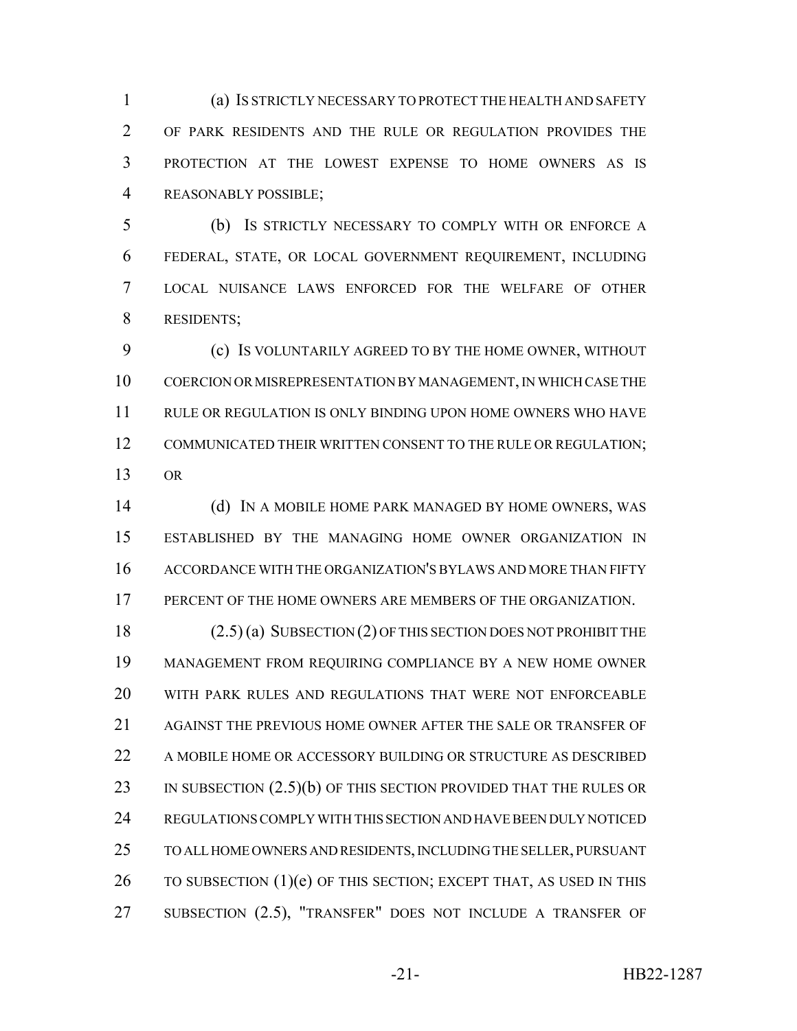(a) IS STRICTLY NECESSARY TO PROTECT THE HEALTH AND SAFETY OF PARK RESIDENTS AND THE RULE OR REGULATION PROVIDES THE PROTECTION AT THE LOWEST EXPENSE TO HOME OWNERS AS IS REASONABLY POSSIBLE;

(b) IS STRICTLY NECESSARY TO COMPLY WITH OR ENFORCE A FEDERAL, STATE, OR LOCAL GOVERNMENT REQUIREMENT, INCLUDING LOCAL NUISANCE LAWS ENFORCED FOR THE WELFARE OF OTHER RESIDENTS;

(c) IS VOLUNTARILY AGREED TO BY THE HOME OWNER, WITHOUT COERCION OR MISREPRESENTATION BY MANAGEMENT, IN WHICH CASE THE RULE OR REGULATION IS ONLY BINDING UPON HOME OWNERS WHO HAVE COMMUNICATED THEIR WRITTEN CONSENT TO THE RULE OR REGULATION; OR

(d) IN A MOBILE HOME PARK MANAGED BY HOME OWNERS, WAS ESTABLISHED BY THE MANAGING HOME OWNER ORGANIZATION IN ACCORDANCE WITH THE ORGANIZATION'S BYLAWS AND MORE THAN FIFTY PERCENT OF THE HOME OWNERS ARE MEMBERS OF THE ORGANIZATION.

(2.5) (a) SUBSECTION (2) OF THIS SECTION DOES NOT PROHIBIT THE MANAGEMENT FROM REQUIRING COMPLIANCE BY A NEW HOME OWNER WITH PARK RULES AND REGULATIONS THAT WERE NOT ENFORCEABLE AGAINST THE PREVIOUS HOME OWNER AFTER THE SALE OR TRANSFER OF A MOBILE HOME OR ACCESSORY BUILDING OR STRUCTURE AS DESCRIBED IN SUBSECTION (2.5)(b) OF THIS SECTION PROVIDED THAT THE RULES OR REGULATIONS COMPLY WITH THIS SECTION AND HAVE BEEN DULY NOTICED TO ALL HOME OWNERS AND RESIDENTS, INCLUDING THE SELLER, PURSUANT TO SUBSECTION (1)(e) OF THIS SECTION; EXCEPT THAT, AS USED IN THIS SUBSECTION (2.5), "TRANSFER" DOES NOT INCLUDE A TRANSFER OF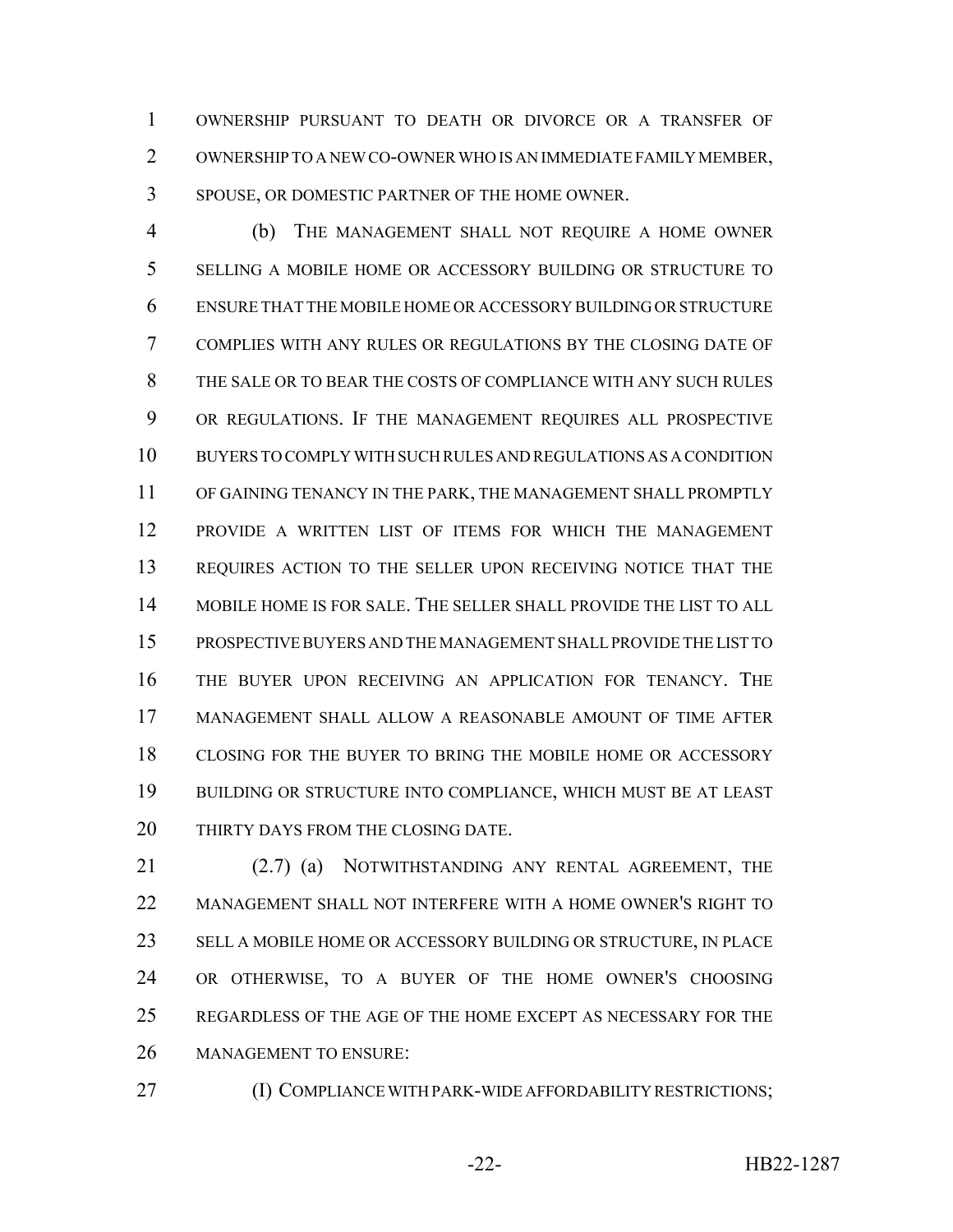OWNERSHIP PURSUANT TO DEATH OR DIVORCE OR A TRANSFER OF OWNERSHIP TO A NEW CO-OWNER WHO IS AN IMMEDIATE FAMILY MEMBER, SPOUSE, OR DOMESTIC PARTNER OF THE HOME OWNER.

(b) THE MANAGEMENT SHALL NOT REQUIRE A HOME OWNER SELLING A MOBILE HOME OR ACCESSORY BUILDING OR STRUCTURE TO ENSURE THAT THE MOBILE HOME OR ACCESSORY BUILDING OR STRUCTURE COMPLIES WITH ANY RULES OR REGULATIONS BY THE CLOSING DATE OF THE SALE OR TO BEAR THE COSTS OF COMPLIANCE WITH ANY SUCH RULES OR REGULATIONS. IF THE MANAGEMENT REQUIRES ALL PROSPECTIVE BUYERS TO COMPLY WITH SUCH RULES AND REGULATIONS AS A CONDITION OF GAINING TENANCY IN THE PARK, THE MANAGEMENT SHALL PROMPTLY PROVIDE A WRITTEN LIST OF ITEMS FOR WHICH THE MANAGEMENT REQUIRES ACTION TO THE SELLER UPON RECEIVING NOTICE THAT THE MOBILE HOME IS FOR SALE. THE SELLER SHALL PROVIDE THE LIST TO ALL PROSPECTIVE BUYERS AND THE MANAGEMENT SHALL PROVIDE THE LIST TO THE BUYER UPON RECEIVING AN APPLICATION FOR TENANCY. THE MANAGEMENT SHALL ALLOW A REASONABLE AMOUNT OF TIME AFTER CLOSING FOR THE BUYER TO BRING THE MOBILE HOME OR ACCESSORY BUILDING OR STRUCTURE INTO COMPLIANCE, WHICH MUST BE AT LEAST THIRTY DAYS FROM THE CLOSING DATE.

(2.7) (a) NOTWITHSTANDING ANY RENTAL AGREEMENT, THE MANAGEMENT SHALL NOT INTERFERE WITH A HOME OWNER'S RIGHT TO SELL A MOBILE HOME OR ACCESSORY BUILDING OR STRUCTURE, IN PLACE OR OTHERWISE, TO A BUYER OF THE HOME OWNER'S CHOOSING REGARDLESS OF THE AGE OF THE HOME EXCEPT AS NECESSARY FOR THE MANAGEMENT TO ENSURE:

(I) COMPLIANCE WITH PARK-WIDE AFFORDABILITY RESTRICTIONS;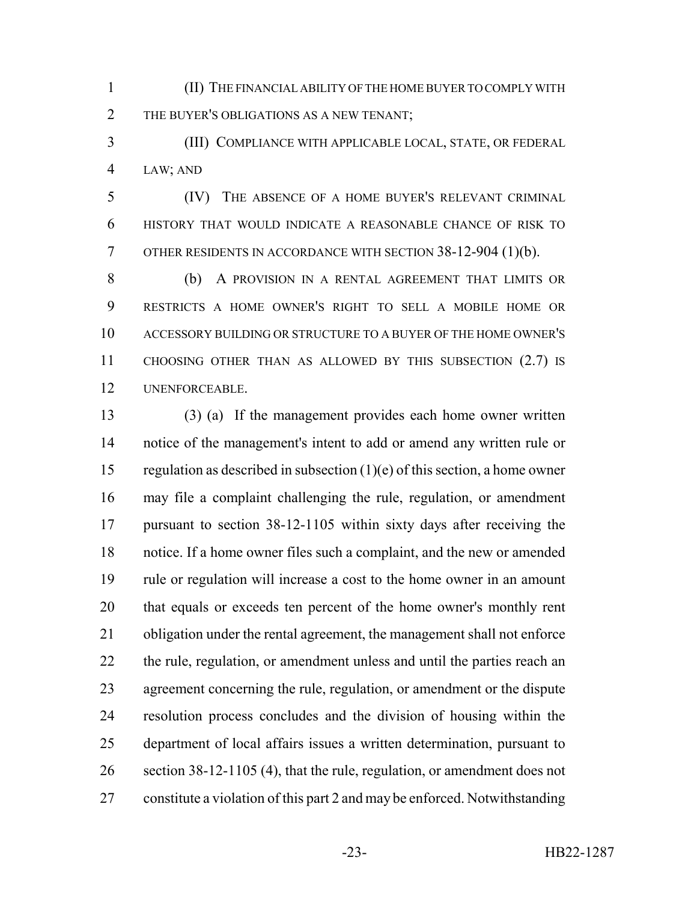(II) THE FINANCIAL ABILITY OF THE HOME BUYER TO COMPLY WITH THE BUYER'S OBLIGATIONS AS A NEW TENANT;

(III) COMPLIANCE WITH APPLICABLE LOCAL, STATE, OR FEDERAL LAW; AND

(IV) THE ABSENCE OF A HOME BUYER'S RELEVANT CRIMINAL HISTORY THAT WOULD INDICATE A REASONABLE CHANCE OF RISK TO OTHER RESIDENTS IN ACCORDANCE WITH SECTION 38-12-904 (1)(b).

(b) A PROVISION IN A RENTAL AGREEMENT THAT LIMITS OR RESTRICTS A HOME OWNER'S RIGHT TO SELL A MOBILE HOME OR ACCESSORY BUILDING OR STRUCTURE TO A BUYER OF THE HOME OWNER'S CHOOSING OTHER THAN AS ALLOWED BY THIS SUBSECTION (2.7) IS UNENFORCEABLE.

(3) (a) If the management provides each home owner written notice of the management's intent to add or amend any written rule or regulation as described in subsection (1)(e) of this section, a home owner may file a complaint challenging the rule, regulation, or amendment pursuant to section 38-12-1105 within sixty days after receiving the notice. If a home owner files such a complaint, and the new or amended rule or regulation will increase a cost to the home owner in an amount that equals or exceeds ten percent of the home owner's monthly rent obligation under the rental agreement, the management shall not enforce the rule, regulation, or amendment unless and until the parties reach an agreement concerning the rule, regulation, or amendment or the dispute resolution process concludes and the division of housing within the department of local affairs issues a written determination, pursuant to section 38-12-1105 (4), that the rule, regulation, or amendment does not constitute a violation of this part 2 and may be enforced. Notwithstanding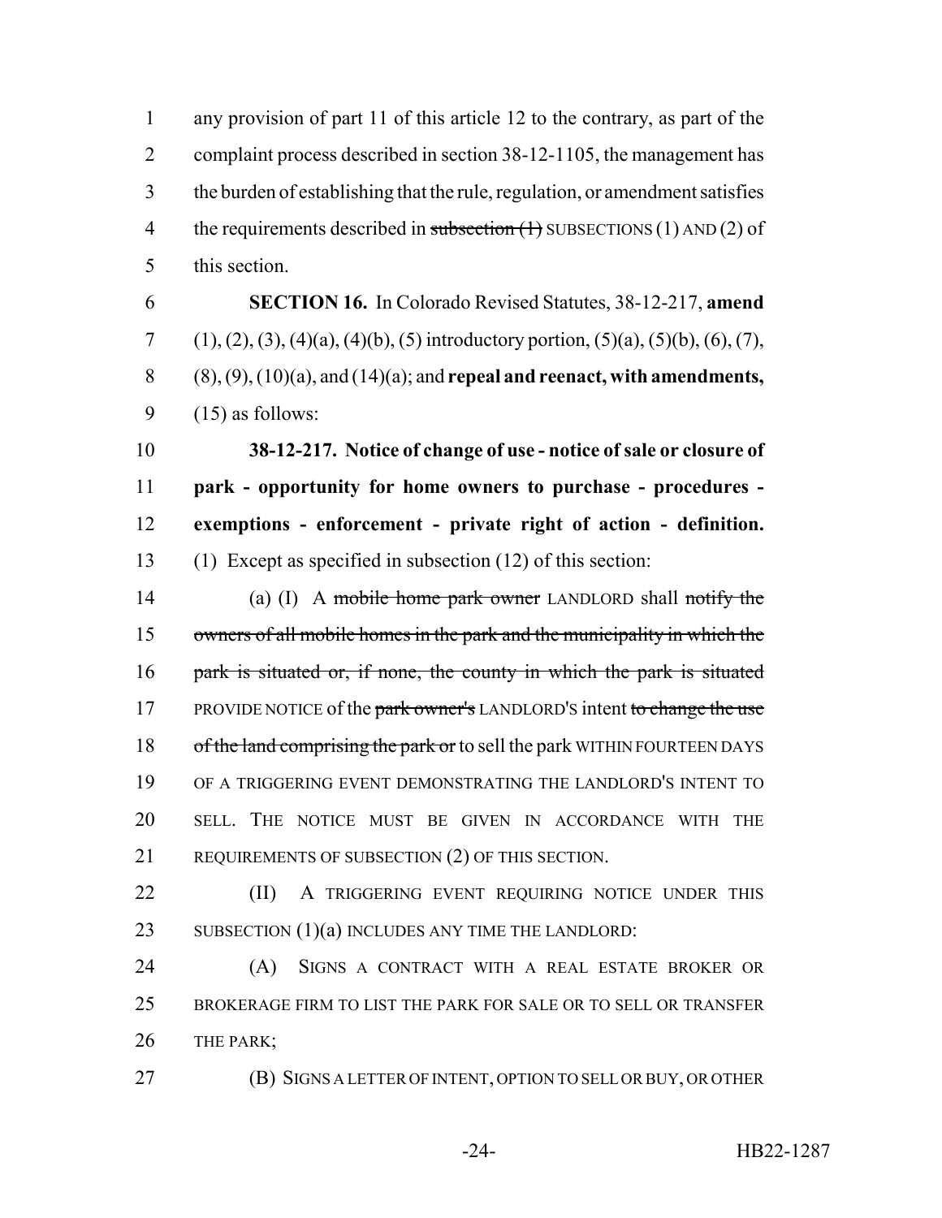any provision of part 11 of this article 12 to the contrary, as part of the complaint process described in section 38-12-1105, the management has the burden of establishing that the rule, regulation, or amendment satisfies the requirements described in ~~subsection (1)~~ SUBSECTIONS (1) AND (2) of this section.

**SECTION 16.** In Colorado Revised Statutes, 38-12-217, **amend** (1), (2), (3), (4)(a), (4)(b), (5) introductory portion, (5)(a), (5)(b), (6), (7), (8), (9), (10)(a), and (14)(a); and **repeal and reenact, with amendments,** (15) as follows:

**38-12-217. Notice of change of use - notice of sale or closure of park - opportunity for home owners to purchase - procedures - exemptions - enforcement - private right of action - definition.** (1) Except as specified in subsection (12) of this section:

(a) (I) A ~~mobile home park owner~~ LANDLORD shall ~~notify the owners of all mobile homes in the park and the municipality in which the park is situated or, if none, the county in which the park is situated~~ PROVIDE NOTICE of the ~~park owner's~~ LANDLORD'S intent ~~to change the use of the land comprising the park or~~ to sell the park WITHIN FOURTEEN DAYS OF A TRIGGERING EVENT DEMONSTRATING THE LANDLORD'S INTENT TO SELL. THE NOTICE MUST BE GIVEN IN ACCORDANCE WITH THE REQUIREMENTS OF SUBSECTION (2) OF THIS SECTION.

(II) A TRIGGERING EVENT REQUIRING NOTICE UNDER THIS SUBSECTION (1)(a) INCLUDES ANY TIME THE LANDLORD:

(A) SIGNS A CONTRACT WITH A REAL ESTATE BROKER OR BROKERAGE FIRM TO LIST THE PARK FOR SALE OR TO SELL OR TRANSFER THE PARK;

(B) SIGNS A LETTER OF INTENT, OPTION TO SELL OR BUY, OR OTHER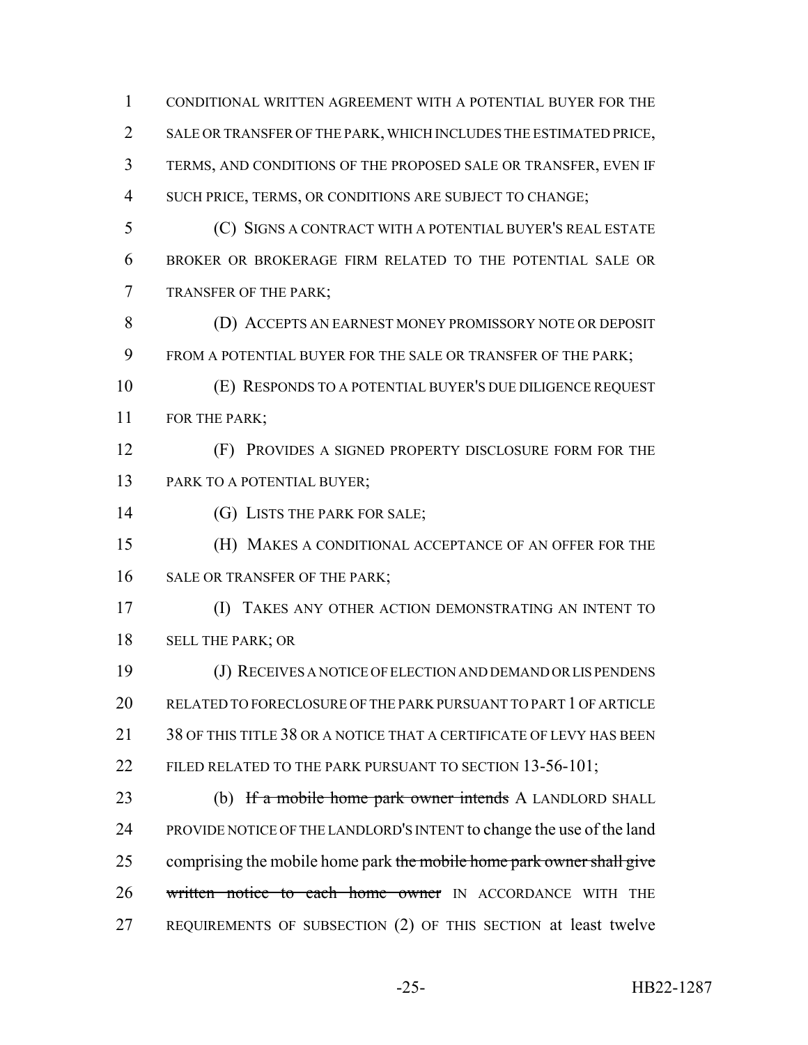CONDITIONAL WRITTEN AGREEMENT WITH A POTENTIAL BUYER FOR THE SALE OR TRANSFER OF THE PARK, WHICH INCLUDES THE ESTIMATED PRICE, TERMS, AND CONDITIONS OF THE PROPOSED SALE OR TRANSFER, EVEN IF SUCH PRICE, TERMS, OR CONDITIONS ARE SUBJECT TO CHANGE;

(C) SIGNS A CONTRACT WITH A POTENTIAL BUYER'S REAL ESTATE BROKER OR BROKERAGE FIRM RELATED TO THE POTENTIAL SALE OR TRANSFER OF THE PARK;

(D) ACCEPTS AN EARNEST MONEY PROMISSORY NOTE OR DEPOSIT FROM A POTENTIAL BUYER FOR THE SALE OR TRANSFER OF THE PARK;

(E) RESPONDS TO A POTENTIAL BUYER'S DUE DILIGENCE REQUEST FOR THE PARK;

(F) PROVIDES A SIGNED PROPERTY DISCLOSURE FORM FOR THE PARK TO A POTENTIAL BUYER;

(G) LISTS THE PARK FOR SALE;

(H) MAKES A CONDITIONAL ACCEPTANCE OF AN OFFER FOR THE SALE OR TRANSFER OF THE PARK;

(I) TAKES ANY OTHER ACTION DEMONSTRATING AN INTENT TO SELL THE PARK; OR

(J) RECEIVES A NOTICE OF ELECTION AND DEMAND OR LIS PENDENS RELATED TO FORECLOSURE OF THE PARK PURSUANT TO PART 1 OF ARTICLE 38 OF THIS TITLE 38 OR A NOTICE THAT A CERTIFICATE OF LEVY HAS BEEN FILED RELATED TO THE PARK PURSUANT TO SECTION 13-56-101;

(b) ~~If a mobile home park owner intends~~ A LANDLORD SHALL PROVIDE NOTICE OF THE LANDLORD'S INTENT to change the use of the land comprising the mobile home park ~~the mobile home park owner shall give written notice to each home owner~~ IN ACCORDANCE WITH THE REQUIREMENTS OF SUBSECTION (2) OF THIS SECTION at least twelve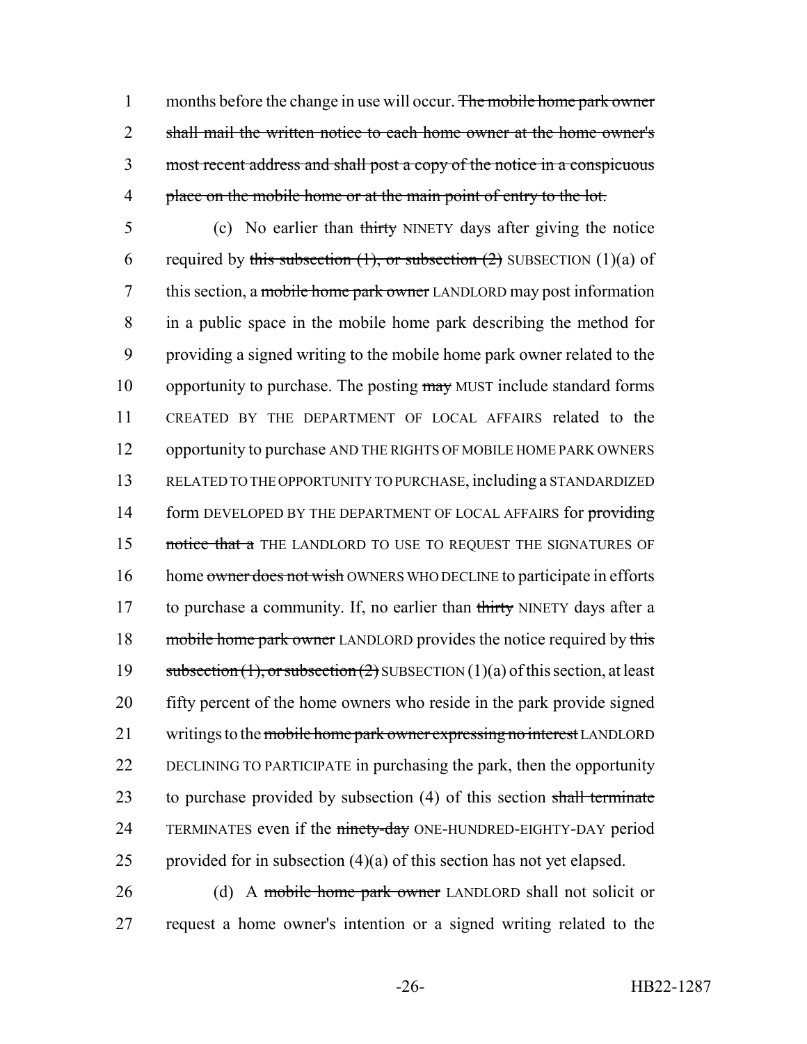months before the change in use will occur. ~~The mobile home park owner shall mail the written notice to each home owner at the home owner's most recent address and shall post a copy of the notice in a conspicuous place on the mobile home or at the main point of entry to the lot.~~

(c) No earlier than ~~thirty~~ NINETY days after giving the notice required by ~~this subsection (1), or subsection (2)~~ SUBSECTION (1)(a) of this section, a ~~mobile home park owner~~ LANDLORD may post information in a public space in the mobile home park describing the method for providing a signed writing to the mobile home park owner related to the opportunity to purchase. The posting ~~may~~ MUST include standard forms CREATED BY THE DEPARTMENT OF LOCAL AFFAIRS related to the opportunity to purchase AND THE RIGHTS OF MOBILE HOME PARK OWNERS RELATED TO THE OPPORTUNITY TO PURCHASE, including a STANDARDIZED form DEVELOPED BY THE DEPARTMENT OF LOCAL AFFAIRS for ~~providing notice that a~~ THE LANDLORD TO USE TO REQUEST THE SIGNATURES OF home ~~owner does not wish~~ OWNERS WHO DECLINE to participate in efforts to purchase a community. If, no earlier than ~~thirty~~ NINETY days after a ~~mobile home park owner~~ LANDLORD provides the notice required by ~~this subsection (1), or subsection (2)~~ SUBSECTION (1)(a) of this section, at least fifty percent of the home owners who reside in the park provide signed writings to the ~~mobile home park owner expressing no interest~~ LANDLORD DECLINING TO PARTICIPATE in purchasing the park, then the opportunity to purchase provided by subsection (4) of this section ~~shall terminate~~ TERMINATES even if the ~~ninety-day~~ ONE-HUNDRED-EIGHTY-DAY period provided for in subsection (4)(a) of this section has not yet elapsed.

(d) A ~~mobile home park owner~~ LANDLORD shall not solicit or request a home owner's intention or a signed writing related to the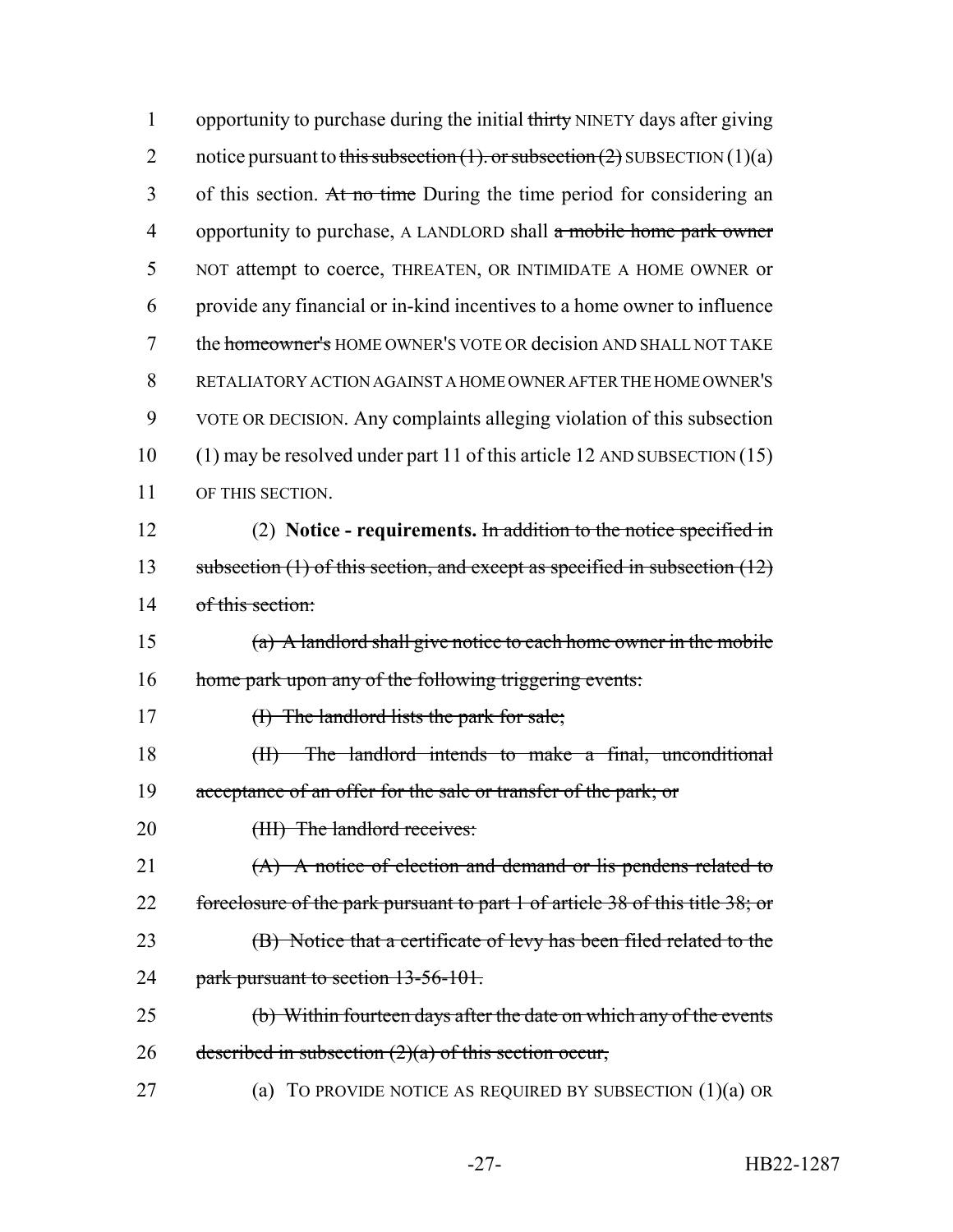opportunity to purchase during the initial ~~thirty~~ NINETY days after giving notice pursuant to ~~this subsection (1). or subsection (2)~~ SUBSECTION (1)(a) of this section. ~~At no time~~ During the time period for considering an opportunity to purchase, A LANDLORD shall ~~a mobile home park owner~~ NOT attempt to coerce, THREATEN, OR INTIMIDATE A HOME OWNER or provide any financial or in-kind incentives to a home owner to influence the ~~homeowner's~~ HOME OWNER'S VOTE OR decision AND SHALL NOT TAKE RETALIATORY ACTION AGAINST A HOME OWNER AFTER THE HOME OWNER'S VOTE OR DECISION. Any complaints alleging violation of this subsection (1) may be resolved under part 11 of this article 12 AND SUBSECTION (15) OF THIS SECTION.

(2) **Notice - requirements.** ~~In addition to the notice specified in subsection (1) of this section, and except as specified in subsection (12) of this section:~~

~~(a) A landlord shall give notice to each home owner in the mobile home park upon any of the following triggering events:~~

~~(I) The landlord lists the park for sale;~~

~~(II) The landlord intends to make a final, unconditional acceptance of an offer for the sale or transfer of the park; or~~

~~(III) The landlord receives:~~

~~(A) A notice of election and demand or lis pendens related to foreclosure of the park pursuant to part 1 of article 38 of this title 38; or~~

~~(B) Notice that a certificate of levy has been filed related to the park pursuant to section 13-56-101.~~

~~(b) Within fourteen days after the date on which any of the events described in subsection (2)(a) of this section occur,~~

(a) TO PROVIDE NOTICE AS REQUIRED BY SUBSECTION (1)(a) OR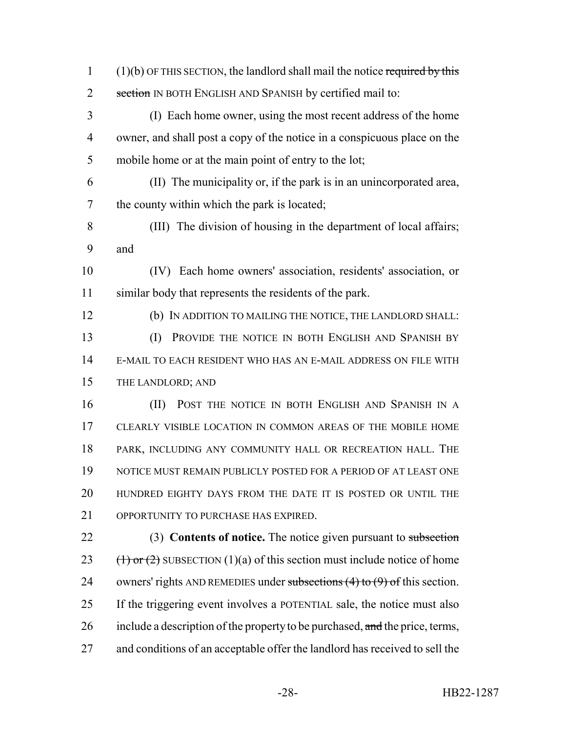(1)(b) OF THIS SECTION, the landlord shall mail the notice ~~required by this section~~ IN BOTH ENGLISH AND SPANISH by certified mail to:

(I) Each home owner, using the most recent address of the home owner, and shall post a copy of the notice in a conspicuous place on the mobile home or at the main point of entry to the lot;

(II) The municipality or, if the park is in an unincorporated area, the county within which the park is located;

(III) The division of housing in the department of local affairs; and

(IV) Each home owners' association, residents' association, or similar body that represents the residents of the park.

(b) IN ADDITION TO MAILING THE NOTICE, THE LANDLORD SHALL:

(I) PROVIDE THE NOTICE IN BOTH ENGLISH AND SPANISH BY E-MAIL TO EACH RESIDENT WHO HAS AN E-MAIL ADDRESS ON FILE WITH THE LANDLORD; AND

(II) POST THE NOTICE IN BOTH ENGLISH AND SPANISH IN A CLEARLY VISIBLE LOCATION IN COMMON AREAS OF THE MOBILE HOME PARK, INCLUDING ANY COMMUNITY HALL OR RECREATION HALL. THE NOTICE MUST REMAIN PUBLICLY POSTED FOR A PERIOD OF AT LEAST ONE HUNDRED EIGHTY DAYS FROM THE DATE IT IS POSTED OR UNTIL THE OPPORTUNITY TO PURCHASE HAS EXPIRED.

(3) **Contents of notice.** The notice given pursuant to ~~subsection (1) or (2)~~ SUBSECTION (1)(a) of this section must include notice of home owners' rights AND REMEDIES under ~~subsections (4) to (9) of~~ this section. If the triggering event involves a POTENTIAL sale, the notice must also include a description of the property to be purchased, ~~and~~ the price, terms, and conditions of an acceptable offer the landlord has received to sell the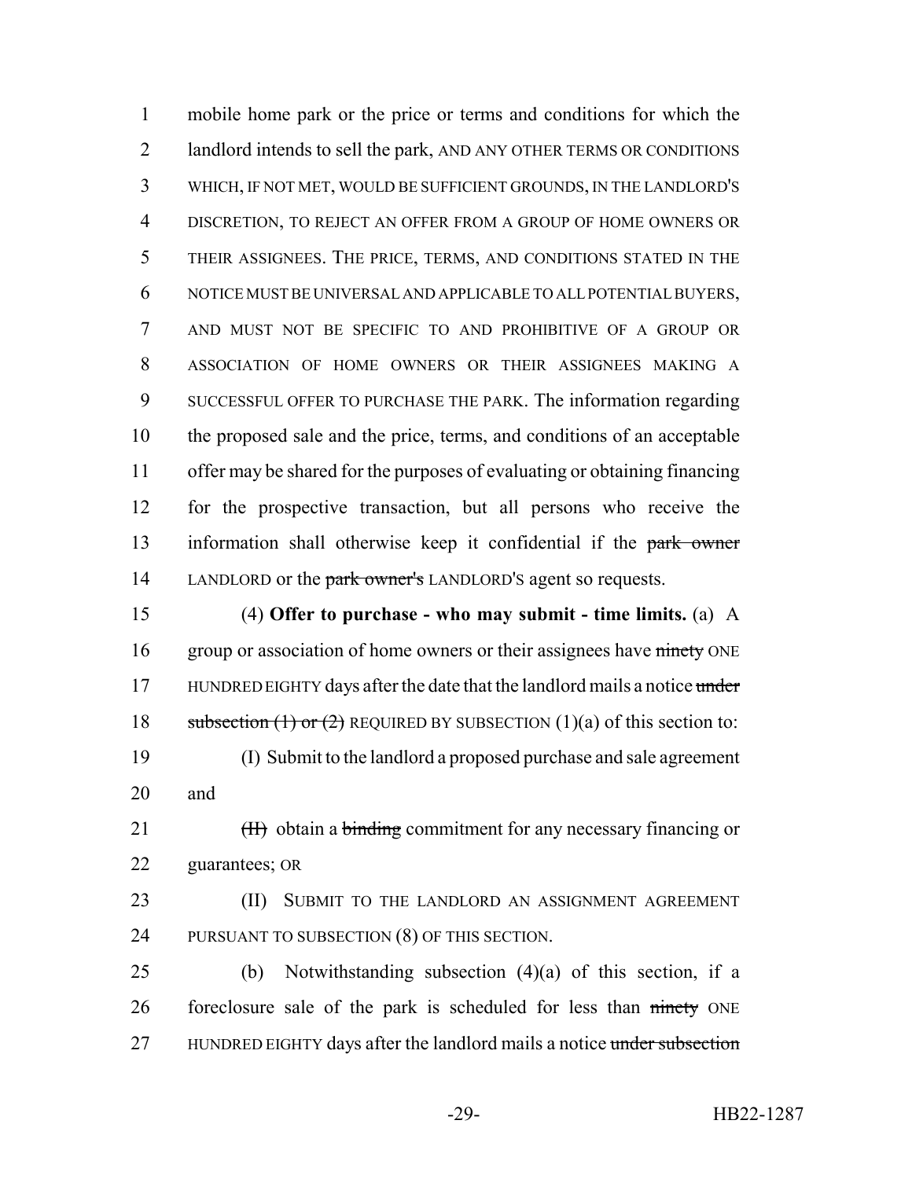mobile home park or the price or terms and conditions for which the landlord intends to sell the park, AND ANY OTHER TERMS OR CONDITIONS WHICH, IF NOT MET, WOULD BE SUFFICIENT GROUNDS, IN THE LANDLORD'S DISCRETION, TO REJECT AN OFFER FROM A GROUP OF HOME OWNERS OR THEIR ASSIGNEES. THE PRICE, TERMS, AND CONDITIONS STATED IN THE NOTICE MUST BE UNIVERSAL AND APPLICABLE TO ALL POTENTIAL BUYERS, AND MUST NOT BE SPECIFIC TO AND PROHIBITIVE OF A GROUP OR ASSOCIATION OF HOME OWNERS OR THEIR ASSIGNEES MAKING A SUCCESSFUL OFFER TO PURCHASE THE PARK. The information regarding the proposed sale and the price, terms, and conditions of an acceptable offer may be shared for the purposes of evaluating or obtaining financing for the prospective transaction, but all persons who receive the information shall otherwise keep it confidential if the ~~park owner~~ LANDLORD or the ~~park owner's~~ LANDLORD'S agent so requests.

(4) **Offer to purchase - who may submit - time limits.** (a) A group or association of home owners or their assignees have ~~ninety~~ ONE HUNDRED EIGHTY days after the date that the landlord mails a notice ~~under subsection (1) or (2)~~ REQUIRED BY SUBSECTION (1)(a) of this section to:

(I) Submit to the landlord a proposed purchase and sale agreement and

~~(II)~~ obtain a ~~binding~~ commitment for any necessary financing or guarantees; OR

(II) SUBMIT TO THE LANDLORD AN ASSIGNMENT AGREEMENT PURSUANT TO SUBSECTION (8) OF THIS SECTION.

(b) Notwithstanding subsection (4)(a) of this section, if a foreclosure sale of the park is scheduled for less than ~~ninety~~ ONE HUNDRED EIGHTY days after the landlord mails a notice ~~under subsection~~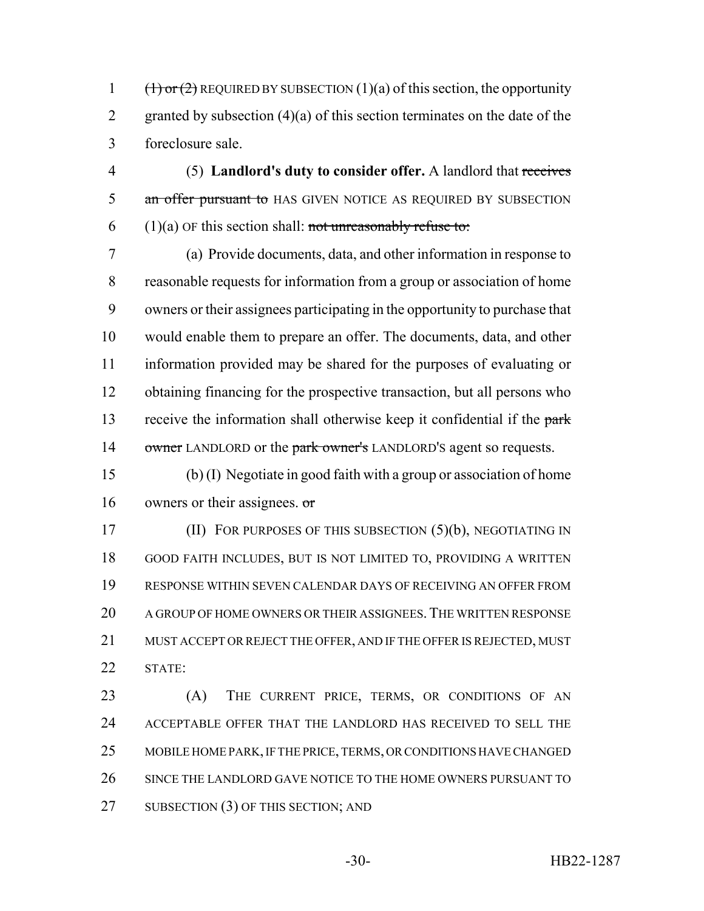~~(1) or (2)~~ REQUIRED BY SUBSECTION (1)(a) of this section, the opportunity granted by subsection (4)(a) of this section terminates on the date of the foreclosure sale.

(5) **Landlord's duty to consider offer.** A landlord that ~~receives an offer pursuant to~~ HAS GIVEN NOTICE AS REQUIRED BY SUBSECTION (1)(a) OF this section shall: ~~not unreasonably refuse to:~~

(a) Provide documents, data, and other information in response to reasonable requests for information from a group or association of home owners or their assignees participating in the opportunity to purchase that would enable them to prepare an offer. The documents, data, and other information provided may be shared for the purposes of evaluating or obtaining financing for the prospective transaction, but all persons who receive the information shall otherwise keep it confidential if the ~~park owner~~ LANDLORD or the ~~park owner's~~ LANDLORD'S agent so requests.

(b) (I) Negotiate in good faith with a group or association of home owners or their assignees. ~~or~~

(II) FOR PURPOSES OF THIS SUBSECTION (5)(b), NEGOTIATING IN GOOD FAITH INCLUDES, BUT IS NOT LIMITED TO, PROVIDING A WRITTEN RESPONSE WITHIN SEVEN CALENDAR DAYS OF RECEIVING AN OFFER FROM A GROUP OF HOME OWNERS OR THEIR ASSIGNEES. THE WRITTEN RESPONSE MUST ACCEPT OR REJECT THE OFFER, AND IF THE OFFER IS REJECTED, MUST STATE:

(A) THE CURRENT PRICE, TERMS, OR CONDITIONS OF AN ACCEPTABLE OFFER THAT THE LANDLORD HAS RECEIVED TO SELL THE MOBILE HOME PARK, IF THE PRICE, TERMS, OR CONDITIONS HAVE CHANGED SINCE THE LANDLORD GAVE NOTICE TO THE HOME OWNERS PURSUANT TO SUBSECTION (3) OF THIS SECTION; AND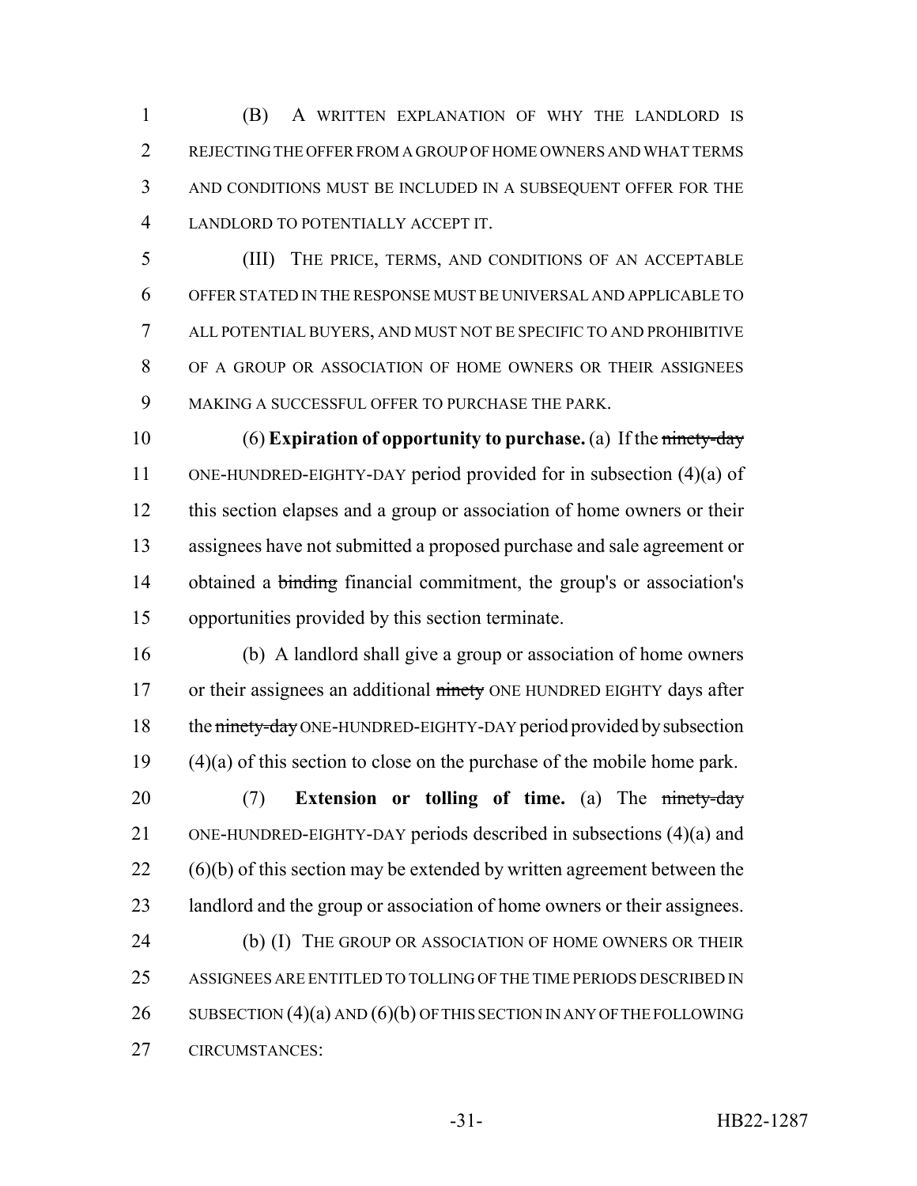(B) A WRITTEN EXPLANATION OF WHY THE LANDLORD IS REJECTING THE OFFER FROM A GROUP OF HOME OWNERS AND WHAT TERMS AND CONDITIONS MUST BE INCLUDED IN A SUBSEQUENT OFFER FOR THE LANDLORD TO POTENTIALLY ACCEPT IT.

(III) THE PRICE, TERMS, AND CONDITIONS OF AN ACCEPTABLE OFFER STATED IN THE RESPONSE MUST BE UNIVERSAL AND APPLICABLE TO ALL POTENTIAL BUYERS, AND MUST NOT BE SPECIFIC TO AND PROHIBITIVE OF A GROUP OR ASSOCIATION OF HOME OWNERS OR THEIR ASSIGNEES MAKING A SUCCESSFUL OFFER TO PURCHASE THE PARK.

(6) **Expiration of opportunity to purchase.** (a) If the ~~ninety-day~~ ONE-HUNDRED-EIGHTY-DAY period provided for in subsection (4)(a) of this section elapses and a group or association of home owners or their assignees have not submitted a proposed purchase and sale agreement or obtained a ~~binding~~ financial commitment, the group's or association's opportunities provided by this section terminate.

(b) A landlord shall give a group or association of home owners or their assignees an additional ~~ninety~~ ONE HUNDRED EIGHTY days after the ~~ninety-day~~ ONE-HUNDRED-EIGHTY-DAY period provided by subsection (4)(a) of this section to close on the purchase of the mobile home park.

(7) **Extension or tolling of time.** (a) The ~~ninety-day~~ ONE-HUNDRED-EIGHTY-DAY periods described in subsections (4)(a) and (6)(b) of this section may be extended by written agreement between the landlord and the group or association of home owners or their assignees.

(b) (I) THE GROUP OR ASSOCIATION OF HOME OWNERS OR THEIR ASSIGNEES ARE ENTITLED TO TOLLING OF THE TIME PERIODS DESCRIBED IN SUBSECTION (4)(a) AND (6)(b) OF THIS SECTION IN ANY OF THE FOLLOWING CIRCUMSTANCES: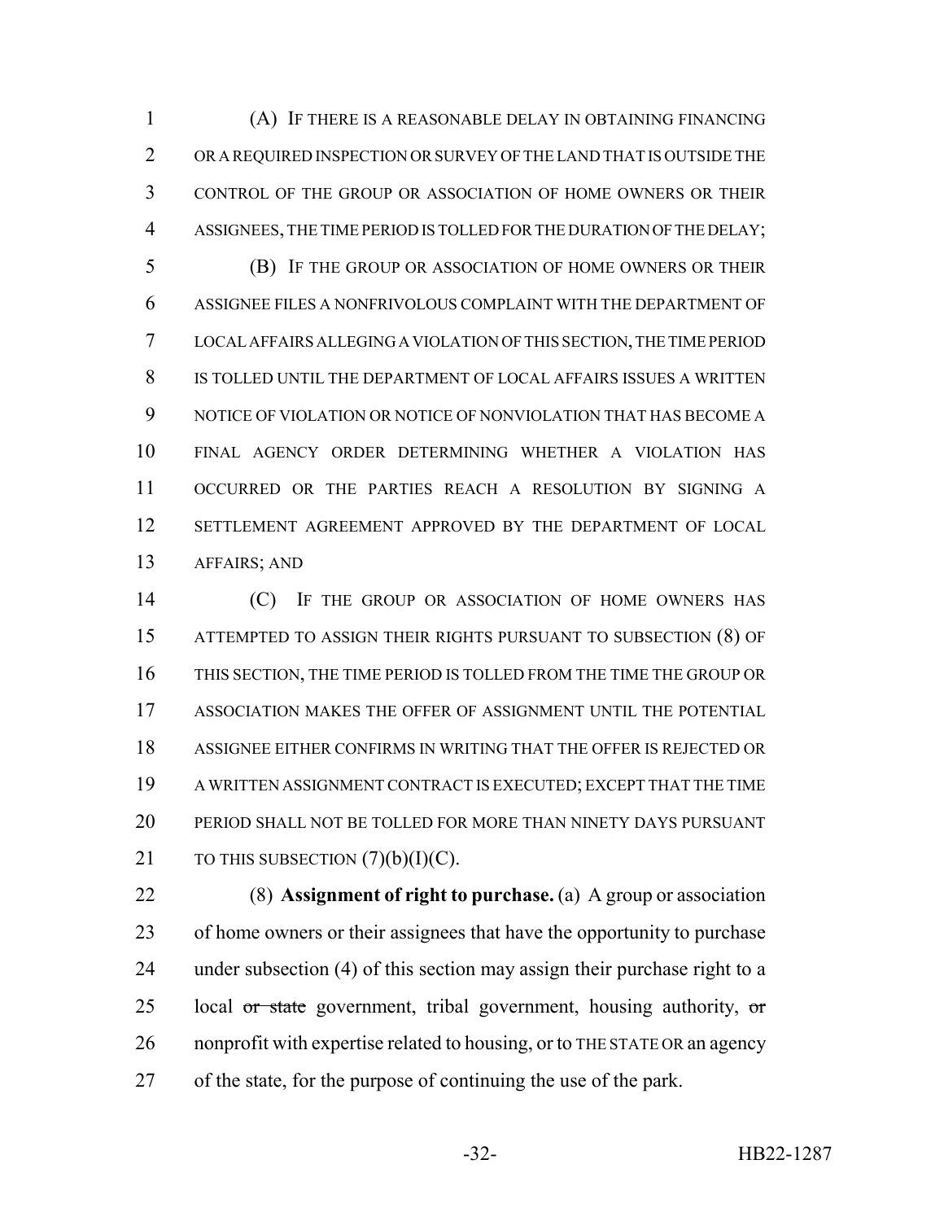(A) IF THERE IS A REASONABLE DELAY IN OBTAINING FINANCING OR A REQUIRED INSPECTION OR SURVEY OF THE LAND THAT IS OUTSIDE THE CONTROL OF THE GROUP OR ASSOCIATION OF HOME OWNERS OR THEIR ASSIGNEES, THE TIME PERIOD IS TOLLED FOR THE DURATION OF THE DELAY;

(B) IF THE GROUP OR ASSOCIATION OF HOME OWNERS OR THEIR ASSIGNEE FILES A NONFRIVOLOUS COMPLAINT WITH THE DEPARTMENT OF LOCAL AFFAIRS ALLEGING A VIOLATION OF THIS SECTION, THE TIME PERIOD IS TOLLED UNTIL THE DEPARTMENT OF LOCAL AFFAIRS ISSUES A WRITTEN NOTICE OF VIOLATION OR NOTICE OF NONVIOLATION THAT HAS BECOME A FINAL AGENCY ORDER DETERMINING WHETHER A VIOLATION HAS OCCURRED OR THE PARTIES REACH A RESOLUTION BY SIGNING A SETTLEMENT AGREEMENT APPROVED BY THE DEPARTMENT OF LOCAL AFFAIRS; AND

(C) IF THE GROUP OR ASSOCIATION OF HOME OWNERS HAS ATTEMPTED TO ASSIGN THEIR RIGHTS PURSUANT TO SUBSECTION (8) OF THIS SECTION, THE TIME PERIOD IS TOLLED FROM THE TIME THE GROUP OR ASSOCIATION MAKES THE OFFER OF ASSIGNMENT UNTIL THE POTENTIAL ASSIGNEE EITHER CONFIRMS IN WRITING THAT THE OFFER IS REJECTED OR A WRITTEN ASSIGNMENT CONTRACT IS EXECUTED; EXCEPT THAT THE TIME PERIOD SHALL NOT BE TOLLED FOR MORE THAN NINETY DAYS PURSUANT TO THIS SUBSECTION (7)(b)(I)(C).

(8) **Assignment of right to purchase.** (a) A group or association of home owners or their assignees that have the opportunity to purchase under subsection (4) of this section may assign their purchase right to a local ~~or state~~ government, tribal government, housing authority, ~~or~~ nonprofit with expertise related to housing, or to THE STATE OR an agency of the state, for the purpose of continuing the use of the park.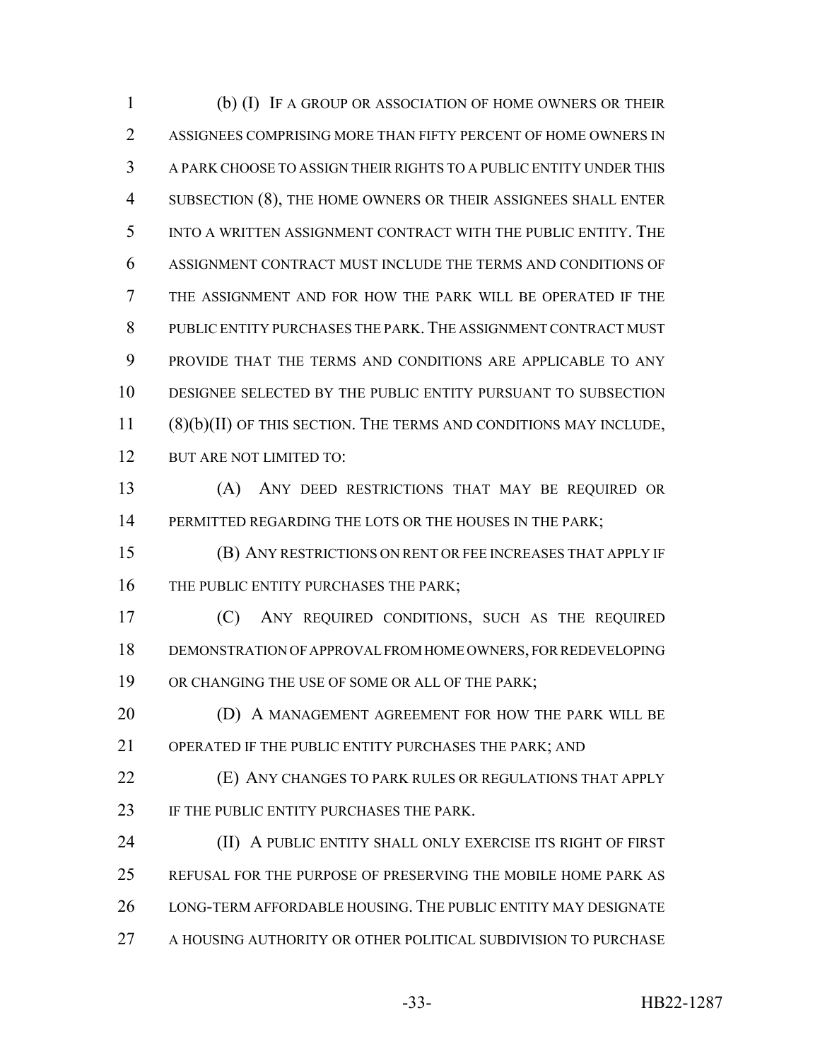(b) (I) IF A GROUP OR ASSOCIATION OF HOME OWNERS OR THEIR ASSIGNEES COMPRISING MORE THAN FIFTY PERCENT OF HOME OWNERS IN A PARK CHOOSE TO ASSIGN THEIR RIGHTS TO A PUBLIC ENTITY UNDER THIS SUBSECTION (8), THE HOME OWNERS OR THEIR ASSIGNEES SHALL ENTER INTO A WRITTEN ASSIGNMENT CONTRACT WITH THE PUBLIC ENTITY. THE ASSIGNMENT CONTRACT MUST INCLUDE THE TERMS AND CONDITIONS OF THE ASSIGNMENT AND FOR HOW THE PARK WILL BE OPERATED IF THE PUBLIC ENTITY PURCHASES THE PARK. THE ASSIGNMENT CONTRACT MUST PROVIDE THAT THE TERMS AND CONDITIONS ARE APPLICABLE TO ANY DESIGNEE SELECTED BY THE PUBLIC ENTITY PURSUANT TO SUBSECTION (8)(b)(II) OF THIS SECTION. THE TERMS AND CONDITIONS MAY INCLUDE, BUT ARE NOT LIMITED TO:

(A) ANY DEED RESTRICTIONS THAT MAY BE REQUIRED OR PERMITTED REGARDING THE LOTS OR THE HOUSES IN THE PARK;

(B) ANY RESTRICTIONS ON RENT OR FEE INCREASES THAT APPLY IF THE PUBLIC ENTITY PURCHASES THE PARK;

(C) ANY REQUIRED CONDITIONS, SUCH AS THE REQUIRED DEMONSTRATION OF APPROVAL FROM HOME OWNERS, FOR REDEVELOPING OR CHANGING THE USE OF SOME OR ALL OF THE PARK;

(D) A MANAGEMENT AGREEMENT FOR HOW THE PARK WILL BE OPERATED IF THE PUBLIC ENTITY PURCHASES THE PARK; AND

(E) ANY CHANGES TO PARK RULES OR REGULATIONS THAT APPLY IF THE PUBLIC ENTITY PURCHASES THE PARK.

(II) A PUBLIC ENTITY SHALL ONLY EXERCISE ITS RIGHT OF FIRST REFUSAL FOR THE PURPOSE OF PRESERVING THE MOBILE HOME PARK AS LONG-TERM AFFORDABLE HOUSING. THE PUBLIC ENTITY MAY DESIGNATE A HOUSING AUTHORITY OR OTHER POLITICAL SUBDIVISION TO PURCHASE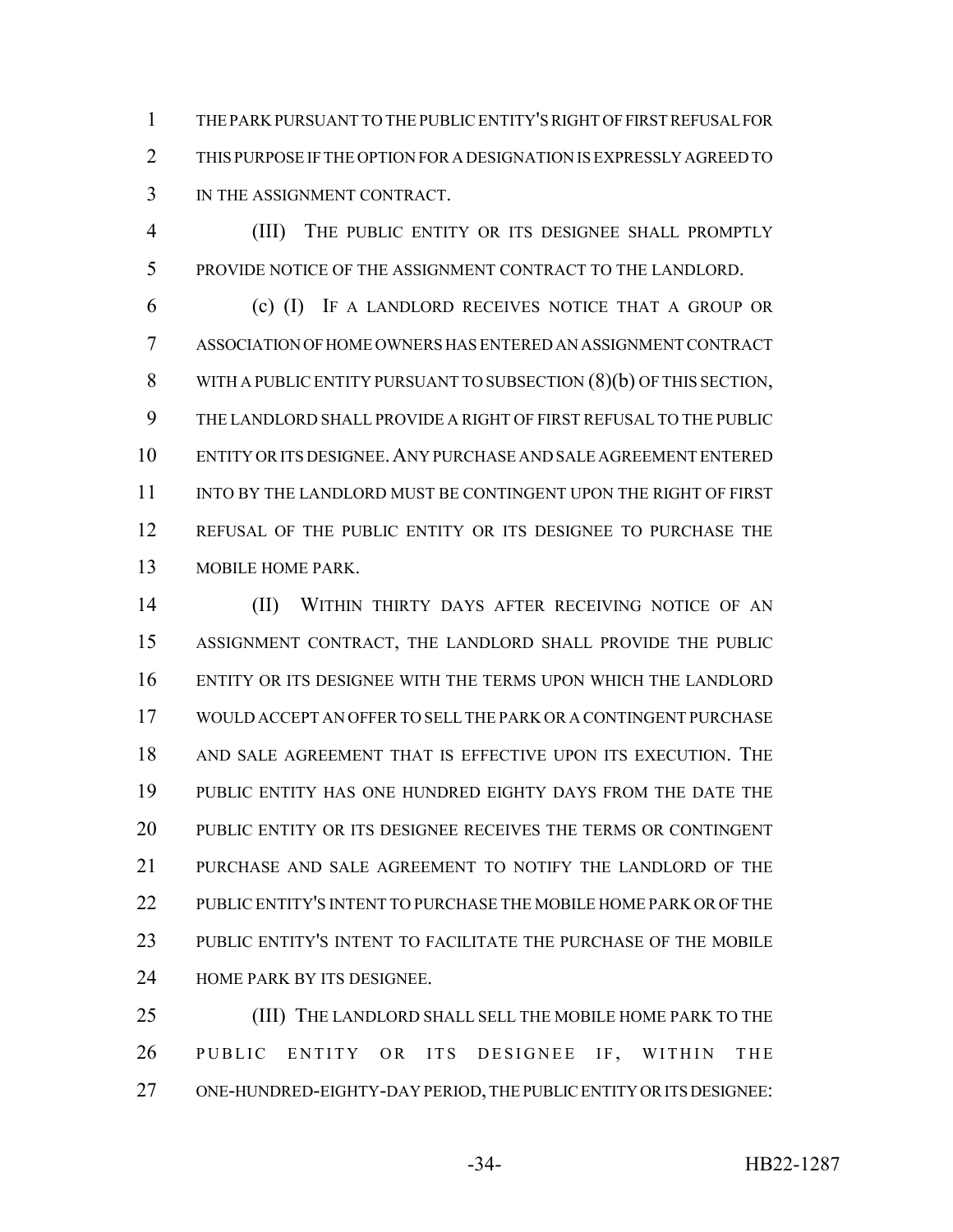THE PARK PURSUANT TO THE PUBLIC ENTITY'S RIGHT OF FIRST REFUSAL FOR THIS PURPOSE IF THE OPTION FOR A DESIGNATION IS EXPRESSLY AGREED TO IN THE ASSIGNMENT CONTRACT.

(III) THE PUBLIC ENTITY OR ITS DESIGNEE SHALL PROMPTLY PROVIDE NOTICE OF THE ASSIGNMENT CONTRACT TO THE LANDLORD.

(c) (I) IF A LANDLORD RECEIVES NOTICE THAT A GROUP OR ASSOCIATION OF HOME OWNERS HAS ENTERED AN ASSIGNMENT CONTRACT WITH A PUBLIC ENTITY PURSUANT TO SUBSECTION (8)(b) OF THIS SECTION, THE LANDLORD SHALL PROVIDE A RIGHT OF FIRST REFUSAL TO THE PUBLIC ENTITY OR ITS DESIGNEE. ANY PURCHASE AND SALE AGREEMENT ENTERED INTO BY THE LANDLORD MUST BE CONTINGENT UPON THE RIGHT OF FIRST REFUSAL OF THE PUBLIC ENTITY OR ITS DESIGNEE TO PURCHASE THE MOBILE HOME PARK.

(II) WITHIN THIRTY DAYS AFTER RECEIVING NOTICE OF AN ASSIGNMENT CONTRACT, THE LANDLORD SHALL PROVIDE THE PUBLIC ENTITY OR ITS DESIGNEE WITH THE TERMS UPON WHICH THE LANDLORD WOULD ACCEPT AN OFFER TO SELL THE PARK OR A CONTINGENT PURCHASE AND SALE AGREEMENT THAT IS EFFECTIVE UPON ITS EXECUTION. THE PUBLIC ENTITY HAS ONE HUNDRED EIGHTY DAYS FROM THE DATE THE PUBLIC ENTITY OR ITS DESIGNEE RECEIVES THE TERMS OR CONTINGENT PURCHASE AND SALE AGREEMENT TO NOTIFY THE LANDLORD OF THE PUBLIC ENTITY'S INTENT TO PURCHASE THE MOBILE HOME PARK OR OF THE PUBLIC ENTITY'S INTENT TO FACILITATE THE PURCHASE OF THE MOBILE HOME PARK BY ITS DESIGNEE.

(III) THE LANDLORD SHALL SELL THE MOBILE HOME PARK TO THE PUBLIC ENTITY OR ITS DESIGNEE IF, WITHIN THE ONE-HUNDRED-EIGHTY-DAY PERIOD, THE PUBLIC ENTITY OR ITS DESIGNEE: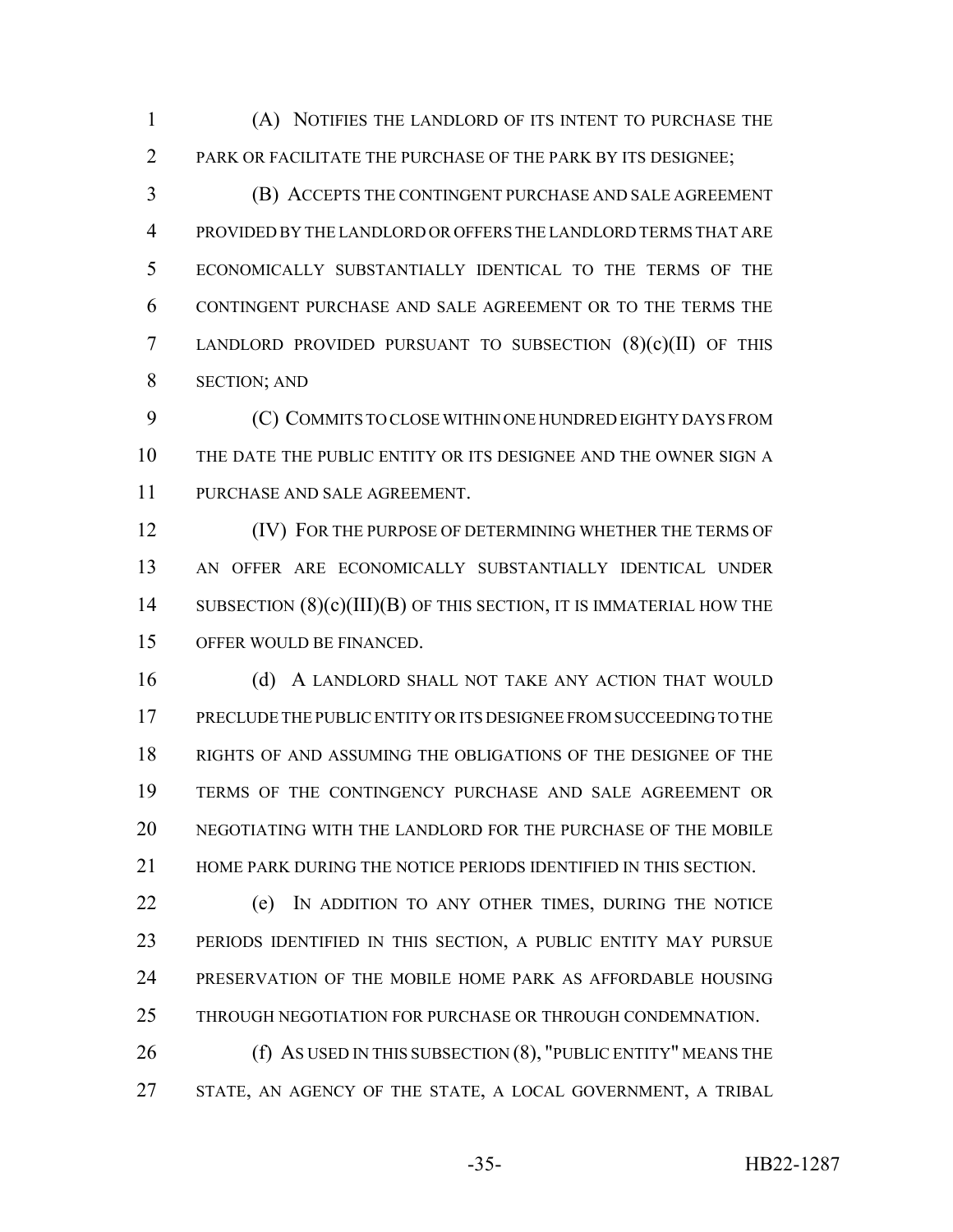(A) NOTIFIES THE LANDLORD OF ITS INTENT TO PURCHASE THE PARK OR FACILITATE THE PURCHASE OF THE PARK BY ITS DESIGNEE;

(B) ACCEPTS THE CONTINGENT PURCHASE AND SALE AGREEMENT PROVIDED BY THE LANDLORD OR OFFERS THE LANDLORD TERMS THAT ARE ECONOMICALLY SUBSTANTIALLY IDENTICAL TO THE TERMS OF THE CONTINGENT PURCHASE AND SALE AGREEMENT OR TO THE TERMS THE LANDLORD PROVIDED PURSUANT TO SUBSECTION (8)(c)(II) OF THIS SECTION; AND

(C) COMMITS TO CLOSE WITHIN ONE HUNDRED EIGHTY DAYS FROM THE DATE THE PUBLIC ENTITY OR ITS DESIGNEE AND THE OWNER SIGN A PURCHASE AND SALE AGREEMENT.

(IV) FOR THE PURPOSE OF DETERMINING WHETHER THE TERMS OF AN OFFER ARE ECONOMICALLY SUBSTANTIALLY IDENTICAL UNDER SUBSECTION (8)(c)(III)(B) OF THIS SECTION, IT IS IMMATERIAL HOW THE OFFER WOULD BE FINANCED.

(d) A LANDLORD SHALL NOT TAKE ANY ACTION THAT WOULD PRECLUDE THE PUBLIC ENTITY OR ITS DESIGNEE FROM SUCCEEDING TO THE RIGHTS OF AND ASSUMING THE OBLIGATIONS OF THE DESIGNEE OF THE TERMS OF THE CONTINGENCY PURCHASE AND SALE AGREEMENT OR NEGOTIATING WITH THE LANDLORD FOR THE PURCHASE OF THE MOBILE HOME PARK DURING THE NOTICE PERIODS IDENTIFIED IN THIS SECTION.

(e) IN ADDITION TO ANY OTHER TIMES, DURING THE NOTICE PERIODS IDENTIFIED IN THIS SECTION, A PUBLIC ENTITY MAY PURSUE PRESERVATION OF THE MOBILE HOME PARK AS AFFORDABLE HOUSING THROUGH NEGOTIATION FOR PURCHASE OR THROUGH CONDEMNATION.

(f) AS USED IN THIS SUBSECTION (8), "PUBLIC ENTITY" MEANS THE STATE, AN AGENCY OF THE STATE, A LOCAL GOVERNMENT, A TRIBAL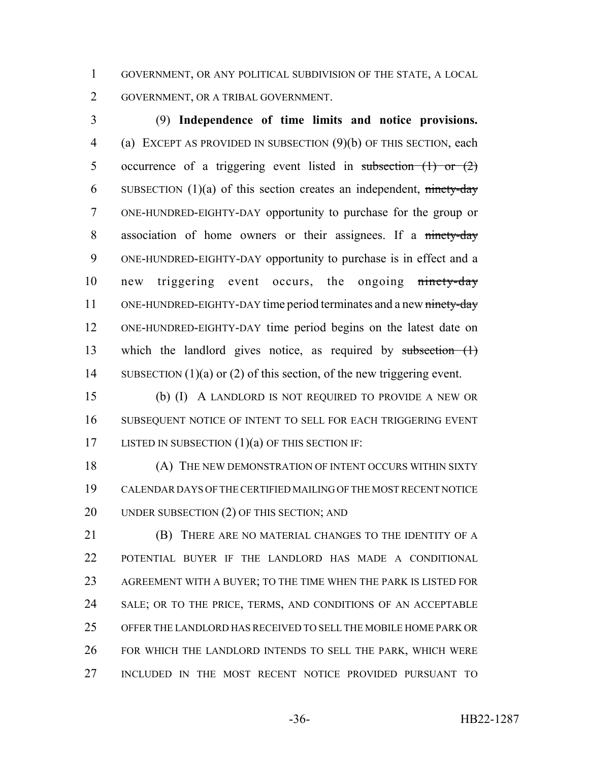GOVERNMENT, OR ANY POLITICAL SUBDIVISION OF THE STATE, A LOCAL GOVERNMENT, OR A TRIBAL GOVERNMENT.

(9) **Independence of time limits and notice provisions.** (a) EXCEPT AS PROVIDED IN SUBSECTION (9)(b) OF THIS SECTION, each occurrence of a triggering event listed in ~~subsection (1) or (2)~~ SUBSECTION (1)(a) of this section creates an independent, ~~ninety-day~~ ONE-HUNDRED-EIGHTY-DAY opportunity to purchase for the group or association of home owners or their assignees. If a ~~ninety-day~~ ONE-HUNDRED-EIGHTY-DAY opportunity to purchase is in effect and a new triggering event occurs, the ongoing ~~ninety-day~~ ONE-HUNDRED-EIGHTY-DAY time period terminates and a new ~~ninety-day~~ ONE-HUNDRED-EIGHTY-DAY time period begins on the latest date on which the landlord gives notice, as required by ~~subsection (1)~~ SUBSECTION (1)(a) or (2) of this section, of the new triggering event.

(b) (I) A LANDLORD IS NOT REQUIRED TO PROVIDE A NEW OR SUBSEQUENT NOTICE OF INTENT TO SELL FOR EACH TRIGGERING EVENT LISTED IN SUBSECTION (1)(a) OF THIS SECTION IF:

(A) THE NEW DEMONSTRATION OF INTENT OCCURS WITHIN SIXTY CALENDAR DAYS OF THE CERTIFIED MAILING OF THE MOST RECENT NOTICE UNDER SUBSECTION (2) OF THIS SECTION; AND

(B) THERE ARE NO MATERIAL CHANGES TO THE IDENTITY OF A POTENTIAL BUYER IF THE LANDLORD HAS MADE A CONDITIONAL AGREEMENT WITH A BUYER; TO THE TIME WHEN THE PARK IS LISTED FOR SALE; OR TO THE PRICE, TERMS, AND CONDITIONS OF AN ACCEPTABLE OFFER THE LANDLORD HAS RECEIVED TO SELL THE MOBILE HOME PARK OR FOR WHICH THE LANDLORD INTENDS TO SELL THE PARK, WHICH WERE INCLUDED IN THE MOST RECENT NOTICE PROVIDED PURSUANT TO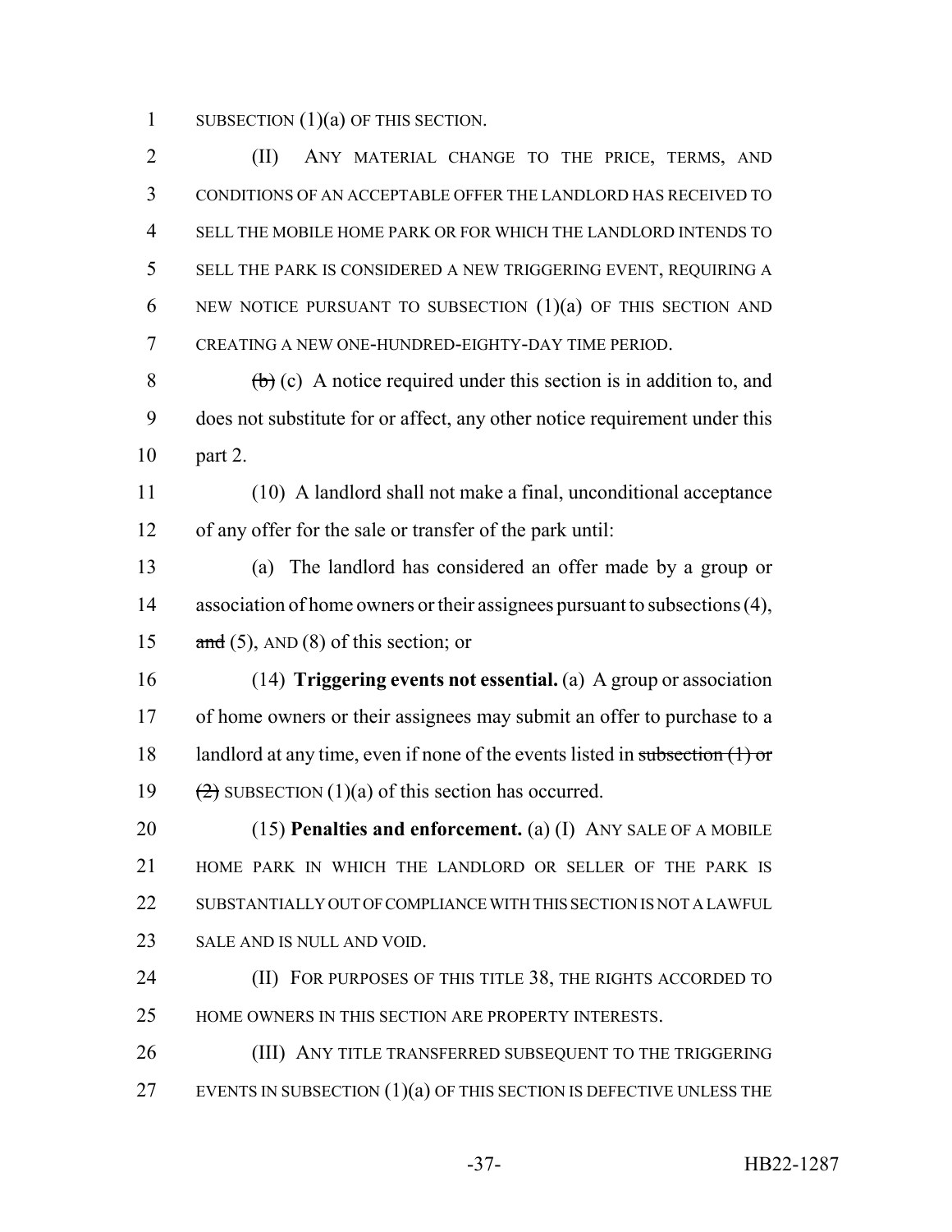SUBSECTION (1)(a) OF THIS SECTION.

(II) ANY MATERIAL CHANGE TO THE PRICE, TERMS, AND CONDITIONS OF AN ACCEPTABLE OFFER THE LANDLORD HAS RECEIVED TO SELL THE MOBILE HOME PARK OR FOR WHICH THE LANDLORD INTENDS TO SELL THE PARK IS CONSIDERED A NEW TRIGGERING EVENT, REQUIRING A NEW NOTICE PURSUANT TO SUBSECTION (1)(a) OF THIS SECTION AND CREATING A NEW ONE-HUNDRED-EIGHTY-DAY TIME PERIOD.

~~(b)~~ (c) A notice required under this section is in addition to, and does not substitute for or affect, any other notice requirement under this part 2.

(10) A landlord shall not make a final, unconditional acceptance of any offer for the sale or transfer of the park until:

(a) The landlord has considered an offer made by a group or association of home owners or their assignees pursuant to subsections (4), ~~and~~ (5), AND (8) of this section; or

(14) **Triggering events not essential.** (a) A group or association of home owners or their assignees may submit an offer to purchase to a landlord at any time, even if none of the events listed in ~~subsection (1) or (2)~~ SUBSECTION (1)(a) of this section has occurred.

(15) **Penalties and enforcement.** (a) (I) ANY SALE OF A MOBILE HOME PARK IN WHICH THE LANDLORD OR SELLER OF THE PARK IS SUBSTANTIALLY OUT OF COMPLIANCE WITH THIS SECTION IS NOT A LAWFUL SALE AND IS NULL AND VOID.

(II) FOR PURPOSES OF THIS TITLE 38, THE RIGHTS ACCORDED TO HOME OWNERS IN THIS SECTION ARE PROPERTY INTERESTS.

(III) ANY TITLE TRANSFERRED SUBSEQUENT TO THE TRIGGERING EVENTS IN SUBSECTION (1)(a) OF THIS SECTION IS DEFECTIVE UNLESS THE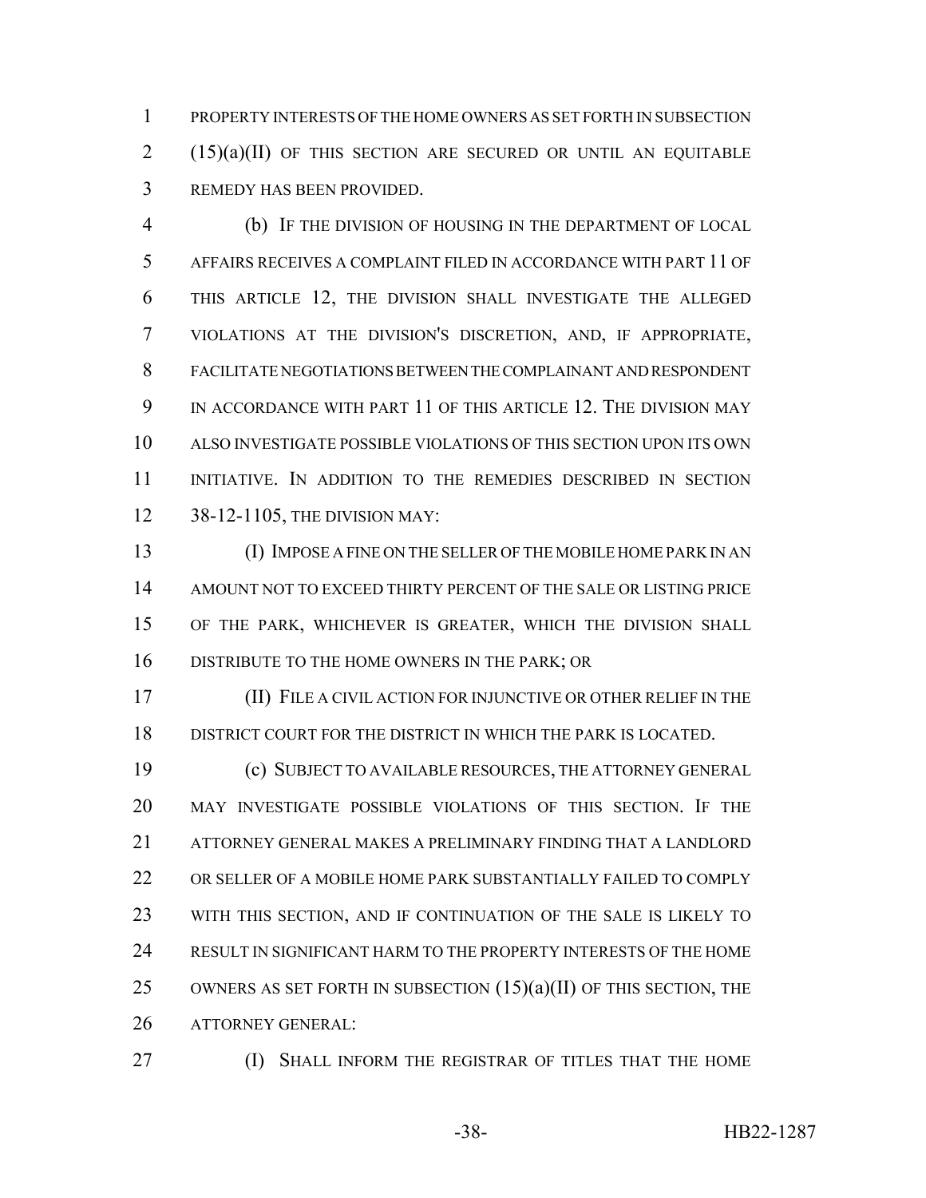PROPERTY INTERESTS OF THE HOME OWNERS AS SET FORTH IN SUBSECTION (15)(a)(II) OF THIS SECTION ARE SECURED OR UNTIL AN EQUITABLE REMEDY HAS BEEN PROVIDED.

(b) IF THE DIVISION OF HOUSING IN THE DEPARTMENT OF LOCAL AFFAIRS RECEIVES A COMPLAINT FILED IN ACCORDANCE WITH PART 11 OF THIS ARTICLE 12, THE DIVISION SHALL INVESTIGATE THE ALLEGED VIOLATIONS AT THE DIVISION'S DISCRETION, AND, IF APPROPRIATE, FACILITATE NEGOTIATIONS BETWEEN THE COMPLAINANT AND RESPONDENT IN ACCORDANCE WITH PART 11 OF THIS ARTICLE 12. THE DIVISION MAY ALSO INVESTIGATE POSSIBLE VIOLATIONS OF THIS SECTION UPON ITS OWN INITIATIVE. IN ADDITION TO THE REMEDIES DESCRIBED IN SECTION 38-12-1105, THE DIVISION MAY:

(I) IMPOSE A FINE ON THE SELLER OF THE MOBILE HOME PARK IN AN AMOUNT NOT TO EXCEED THIRTY PERCENT OF THE SALE OR LISTING PRICE OF THE PARK, WHICHEVER IS GREATER, WHICH THE DIVISION SHALL DISTRIBUTE TO THE HOME OWNERS IN THE PARK; OR

(II) FILE A CIVIL ACTION FOR INJUNCTIVE OR OTHER RELIEF IN THE DISTRICT COURT FOR THE DISTRICT IN WHICH THE PARK IS LOCATED.

(c) SUBJECT TO AVAILABLE RESOURCES, THE ATTORNEY GENERAL MAY INVESTIGATE POSSIBLE VIOLATIONS OF THIS SECTION. IF THE ATTORNEY GENERAL MAKES A PRELIMINARY FINDING THAT A LANDLORD OR SELLER OF A MOBILE HOME PARK SUBSTANTIALLY FAILED TO COMPLY WITH THIS SECTION, AND IF CONTINUATION OF THE SALE IS LIKELY TO RESULT IN SIGNIFICANT HARM TO THE PROPERTY INTERESTS OF THE HOME OWNERS AS SET FORTH IN SUBSECTION (15)(a)(II) OF THIS SECTION, THE ATTORNEY GENERAL:

(I) SHALL INFORM THE REGISTRAR OF TITLES THAT THE HOME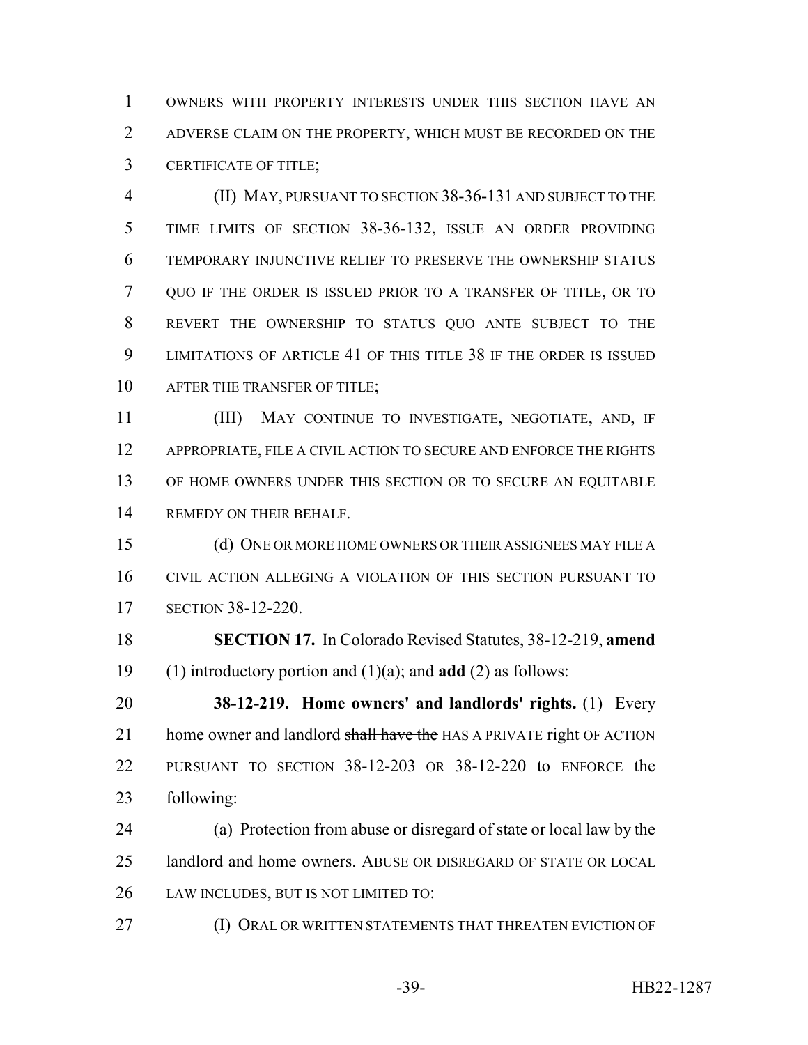OWNERS WITH PROPERTY INTERESTS UNDER THIS SECTION HAVE AN ADVERSE CLAIM ON THE PROPERTY, WHICH MUST BE RECORDED ON THE CERTIFICATE OF TITLE;

(II) MAY, PURSUANT TO SECTION 38-36-131 AND SUBJECT TO THE TIME LIMITS OF SECTION 38-36-132, ISSUE AN ORDER PROVIDING TEMPORARY INJUNCTIVE RELIEF TO PRESERVE THE OWNERSHIP STATUS QUO IF THE ORDER IS ISSUED PRIOR TO A TRANSFER OF TITLE, OR TO REVERT THE OWNERSHIP TO STATUS QUO ANTE SUBJECT TO THE LIMITATIONS OF ARTICLE 41 OF THIS TITLE 38 IF THE ORDER IS ISSUED AFTER THE TRANSFER OF TITLE;

(III) MAY CONTINUE TO INVESTIGATE, NEGOTIATE, AND, IF APPROPRIATE, FILE A CIVIL ACTION TO SECURE AND ENFORCE THE RIGHTS OF HOME OWNERS UNDER THIS SECTION OR TO SECURE AN EQUITABLE REMEDY ON THEIR BEHALF.

(d) ONE OR MORE HOME OWNERS OR THEIR ASSIGNEES MAY FILE A CIVIL ACTION ALLEGING A VIOLATION OF THIS SECTION PURSUANT TO SECTION 38-12-220.

**SECTION 17.** In Colorado Revised Statutes, 38-12-219, **amend** (1) introductory portion and (1)(a); and **add** (2) as follows:

**38-12-219. Home owners' and landlords' rights.** (1) Every home owner and landlord ~~shall have the~~ HAS A PRIVATE right OF ACTION PURSUANT TO SECTION 38-12-203 OR 38-12-220 to ENFORCE the following:

(a) Protection from abuse or disregard of state or local law by the landlord and home owners. ABUSE OR DISREGARD OF STATE OR LOCAL LAW INCLUDES, BUT IS NOT LIMITED TO:

(I) ORAL OR WRITTEN STATEMENTS THAT THREATEN EVICTION OF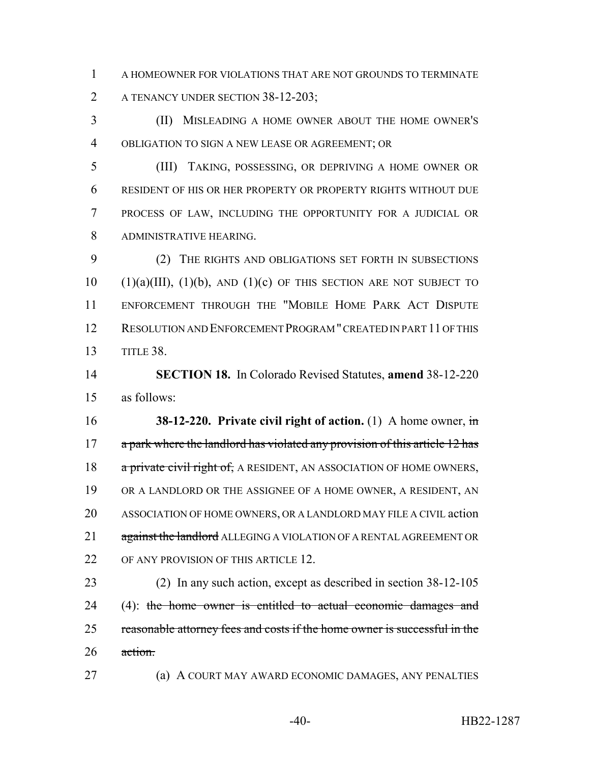A HOMEOWNER FOR VIOLATIONS THAT ARE NOT GROUNDS TO TERMINATE A TENANCY UNDER SECTION 38-12-203;

(II) MISLEADING A HOME OWNER ABOUT THE HOME OWNER'S OBLIGATION TO SIGN A NEW LEASE OR AGREEMENT; OR

(III) TAKING, POSSESSING, OR DEPRIVING A HOME OWNER OR RESIDENT OF HIS OR HER PROPERTY OR PROPERTY RIGHTS WITHOUT DUE PROCESS OF LAW, INCLUDING THE OPPORTUNITY FOR A JUDICIAL OR ADMINISTRATIVE HEARING.

(2) THE RIGHTS AND OBLIGATIONS SET FORTH IN SUBSECTIONS (1)(a)(III), (1)(b), AND (1)(c) OF THIS SECTION ARE NOT SUBJECT TO ENFORCEMENT THROUGH THE "MOBILE HOME PARK ACT DISPUTE RESOLUTION AND ENFORCEMENT PROGRAM" CREATED IN PART 11 OF THIS TITLE 38.

**SECTION 18.** In Colorado Revised Statutes, **amend** 38-12-220 as follows:

**38-12-220. Private civil right of action.** (1) A home owner, ~~in a park where the landlord has violated any provision of this article 12 has a private civil right of,~~ A RESIDENT, AN ASSOCIATION OF HOME OWNERS, OR A LANDLORD OR THE ASSIGNEE OF A HOME OWNER, A RESIDENT, AN ASSOCIATION OF HOME OWNERS, OR A LANDLORD MAY FILE A CIVIL action ~~against the landlord~~ ALLEGING A VIOLATION OF A RENTAL AGREEMENT OR OF ANY PROVISION OF THIS ARTICLE 12.

(2) In any such action, except as described in section 38-12-105 (4): ~~the home owner is entitled to actual economic damages and reasonable attorney fees and costs if the home owner is successful in the action.~~

(a) A COURT MAY AWARD ECONOMIC DAMAGES, ANY PENALTIES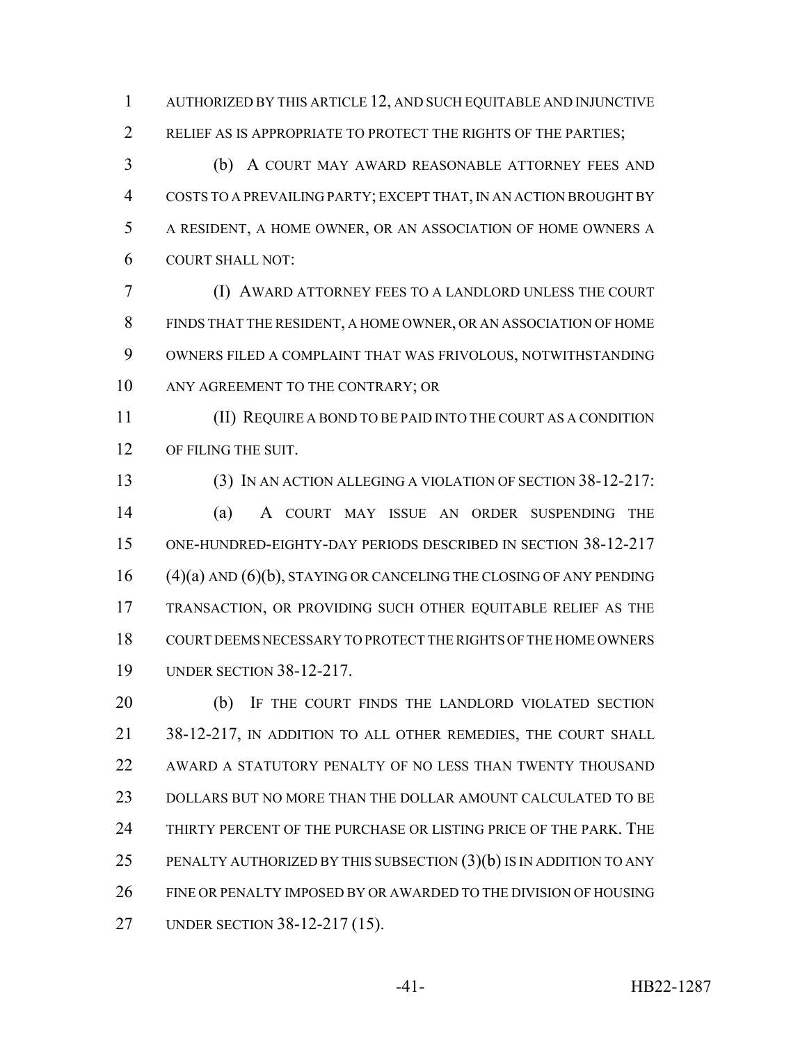AUTHORIZED BY THIS ARTICLE 12, AND SUCH EQUITABLE AND INJUNCTIVE RELIEF AS IS APPROPRIATE TO PROTECT THE RIGHTS OF THE PARTIES;

(b) A COURT MAY AWARD REASONABLE ATTORNEY FEES AND COSTS TO A PREVAILING PARTY; EXCEPT THAT, IN AN ACTION BROUGHT BY A RESIDENT, A HOME OWNER, OR AN ASSOCIATION OF HOME OWNERS A COURT SHALL NOT:

(I) AWARD ATTORNEY FEES TO A LANDLORD UNLESS THE COURT FINDS THAT THE RESIDENT, A HOME OWNER, OR AN ASSOCIATION OF HOME OWNERS FILED A COMPLAINT THAT WAS FRIVOLOUS, NOTWITHSTANDING ANY AGREEMENT TO THE CONTRARY; OR

(II) REQUIRE A BOND TO BE PAID INTO THE COURT AS A CONDITION OF FILING THE SUIT.

(3) IN AN ACTION ALLEGING A VIOLATION OF SECTION 38-12-217:

(a) A COURT MAY ISSUE AN ORDER SUSPENDING THE ONE-HUNDRED-EIGHTY-DAY PERIODS DESCRIBED IN SECTION 38-12-217 (4)(a) AND (6)(b), STAYING OR CANCELING THE CLOSING OF ANY PENDING TRANSACTION, OR PROVIDING SUCH OTHER EQUITABLE RELIEF AS THE COURT DEEMS NECESSARY TO PROTECT THE RIGHTS OF THE HOME OWNERS UNDER SECTION 38-12-217.

(b) IF THE COURT FINDS THE LANDLORD VIOLATED SECTION 38-12-217, IN ADDITION TO ALL OTHER REMEDIES, THE COURT SHALL AWARD A STATUTORY PENALTY OF NO LESS THAN TWENTY THOUSAND DOLLARS BUT NO MORE THAN THE DOLLAR AMOUNT CALCULATED TO BE THIRTY PERCENT OF THE PURCHASE OR LISTING PRICE OF THE PARK. THE PENALTY AUTHORIZED BY THIS SUBSECTION (3)(b) IS IN ADDITION TO ANY FINE OR PENALTY IMPOSED BY OR AWARDED TO THE DIVISION OF HOUSING UNDER SECTION 38-12-217 (15).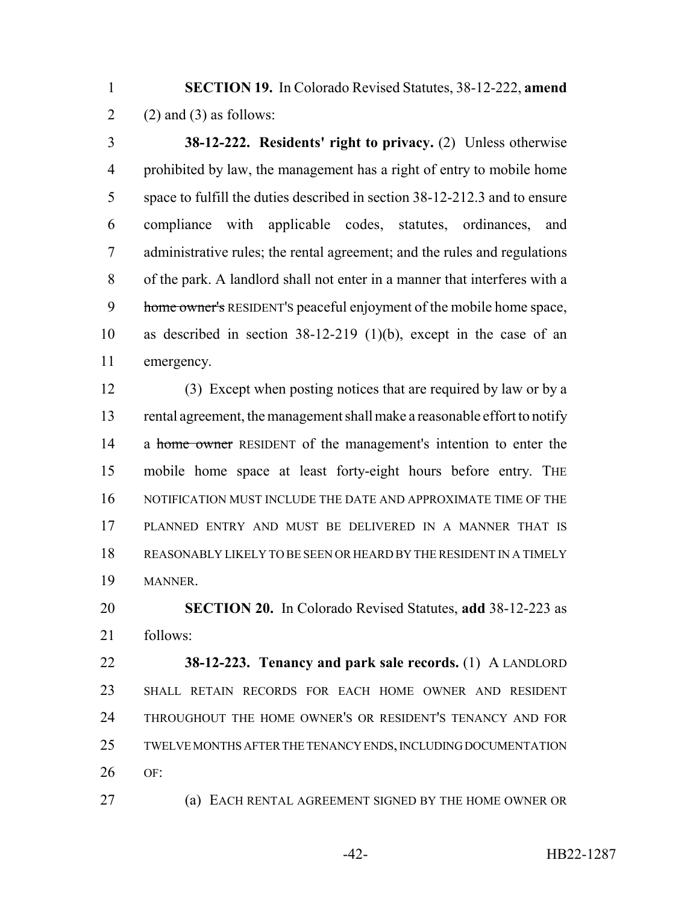**SECTION 19.** In Colorado Revised Statutes, 38-12-222, **amend** (2) and (3) as follows:

**38-12-222. Residents' right to privacy.** (2) Unless otherwise prohibited by law, the management has a right of entry to mobile home space to fulfill the duties described in section 38-12-212.3 and to ensure compliance with applicable codes, statutes, ordinances, and administrative rules; the rental agreement; and the rules and regulations of the park. A landlord shall not enter in a manner that interferes with a ~~home owner's~~ RESIDENT'S peaceful enjoyment of the mobile home space, as described in section 38-12-219 (1)(b), except in the case of an emergency.

(3) Except when posting notices that are required by law or by a rental agreement, the management shall make a reasonable effort to notify a ~~home owner~~ RESIDENT of the management's intention to enter the mobile home space at least forty-eight hours before entry. THE NOTIFICATION MUST INCLUDE THE DATE AND APPROXIMATE TIME OF THE PLANNED ENTRY AND MUST BE DELIVERED IN A MANNER THAT IS REASONABLY LIKELY TO BE SEEN OR HEARD BY THE RESIDENT IN A TIMELY MANNER.

**SECTION 20.** In Colorado Revised Statutes, **add** 38-12-223 as follows:

**38-12-223. Tenancy and park sale records.** (1) A LANDLORD SHALL RETAIN RECORDS FOR EACH HOME OWNER AND RESIDENT THROUGHOUT THE HOME OWNER'S OR RESIDENT'S TENANCY AND FOR TWELVE MONTHS AFTER THE TENANCY ENDS, INCLUDING DOCUMENTATION OF:

(a) EACH RENTAL AGREEMENT SIGNED BY THE HOME OWNER OR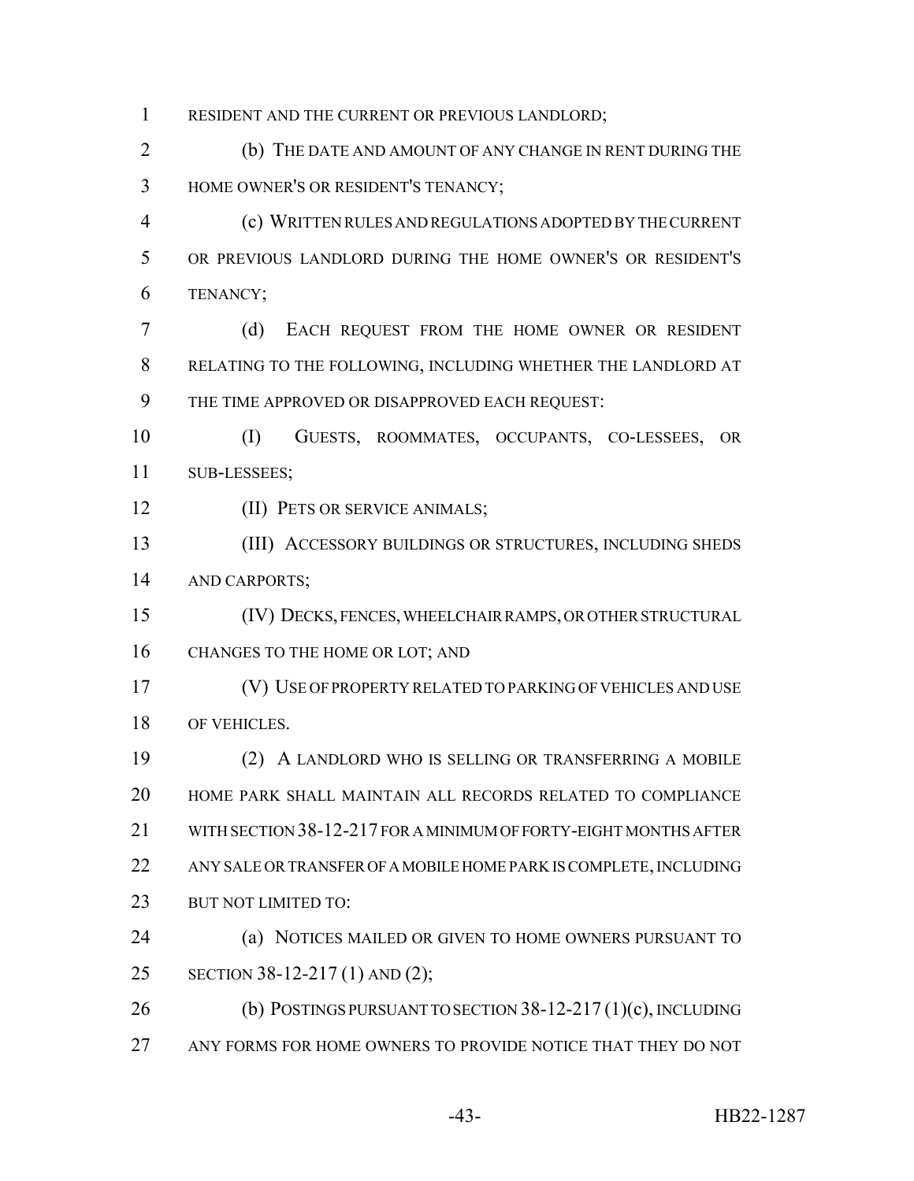RESIDENT AND THE CURRENT OR PREVIOUS LANDLORD;

(b) THE DATE AND AMOUNT OF ANY CHANGE IN RENT DURING THE HOME OWNER'S OR RESIDENT'S TENANCY;

(c) WRITTEN RULES AND REGULATIONS ADOPTED BY THE CURRENT OR PREVIOUS LANDLORD DURING THE HOME OWNER'S OR RESIDENT'S TENANCY;

(d) EACH REQUEST FROM THE HOME OWNER OR RESIDENT RELATING TO THE FOLLOWING, INCLUDING WHETHER THE LANDLORD AT THE TIME APPROVED OR DISAPPROVED EACH REQUEST:

(I) GUESTS, ROOMMATES, OCCUPANTS, CO-LESSEES, OR SUB-LESSEES;

(II) PETS OR SERVICE ANIMALS;

(III) ACCESSORY BUILDINGS OR STRUCTURES, INCLUDING SHEDS AND CARPORTS;

(IV) DECKS, FENCES, WHEELCHAIR RAMPS, OR OTHER STRUCTURAL CHANGES TO THE HOME OR LOT; AND

(V) USE OF PROPERTY RELATED TO PARKING OF VEHICLES AND USE OF VEHICLES.

(2) A LANDLORD WHO IS SELLING OR TRANSFERRING A MOBILE HOME PARK SHALL MAINTAIN ALL RECORDS RELATED TO COMPLIANCE WITH SECTION 38-12-217 FOR A MINIMUM OF FORTY-EIGHT MONTHS AFTER ANY SALE OR TRANSFER OF A MOBILE HOME PARK IS COMPLETE, INCLUDING BUT NOT LIMITED TO:

(a) NOTICES MAILED OR GIVEN TO HOME OWNERS PURSUANT TO SECTION 38-12-217 (1) AND (2);

(b) POSTINGS PURSUANT TO SECTION 38-12-217 (1)(c), INCLUDING ANY FORMS FOR HOME OWNERS TO PROVIDE NOTICE THAT THEY DO NOT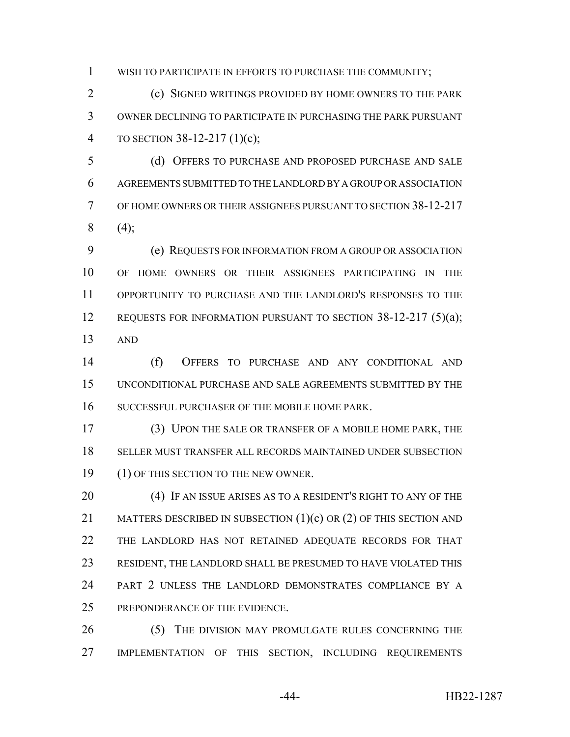WISH TO PARTICIPATE IN EFFORTS TO PURCHASE THE COMMUNITY;

(c) SIGNED WRITINGS PROVIDED BY HOME OWNERS TO THE PARK OWNER DECLINING TO PARTICIPATE IN PURCHASING THE PARK PURSUANT TO SECTION 38-12-217 (1)(c);

(d) OFFERS TO PURCHASE AND PROPOSED PURCHASE AND SALE AGREEMENTS SUBMITTED TO THE LANDLORD BY A GROUP OR ASSOCIATION OF HOME OWNERS OR THEIR ASSIGNEES PURSUANT TO SECTION 38-12-217 (4);

(e) REQUESTS FOR INFORMATION FROM A GROUP OR ASSOCIATION OF HOME OWNERS OR THEIR ASSIGNEES PARTICIPATING IN THE OPPORTUNITY TO PURCHASE AND THE LANDLORD'S RESPONSES TO THE REQUESTS FOR INFORMATION PURSUANT TO SECTION 38-12-217 (5)(a); AND

(f) OFFERS TO PURCHASE AND ANY CONDITIONAL AND UNCONDITIONAL PURCHASE AND SALE AGREEMENTS SUBMITTED BY THE SUCCESSFUL PURCHASER OF THE MOBILE HOME PARK.

(3) UPON THE SALE OR TRANSFER OF A MOBILE HOME PARK, THE SELLER MUST TRANSFER ALL RECORDS MAINTAINED UNDER SUBSECTION (1) OF THIS SECTION TO THE NEW OWNER.

(4) IF AN ISSUE ARISES AS TO A RESIDENT'S RIGHT TO ANY OF THE MATTERS DESCRIBED IN SUBSECTION (1)(c) OR (2) OF THIS SECTION AND THE LANDLORD HAS NOT RETAINED ADEQUATE RECORDS FOR THAT RESIDENT, THE LANDLORD SHALL BE PRESUMED TO HAVE VIOLATED THIS PART 2 UNLESS THE LANDLORD DEMONSTRATES COMPLIANCE BY A PREPONDERANCE OF THE EVIDENCE.

(5) THE DIVISION MAY PROMULGATE RULES CONCERNING THE IMPLEMENTATION OF THIS SECTION, INCLUDING REQUIREMENTS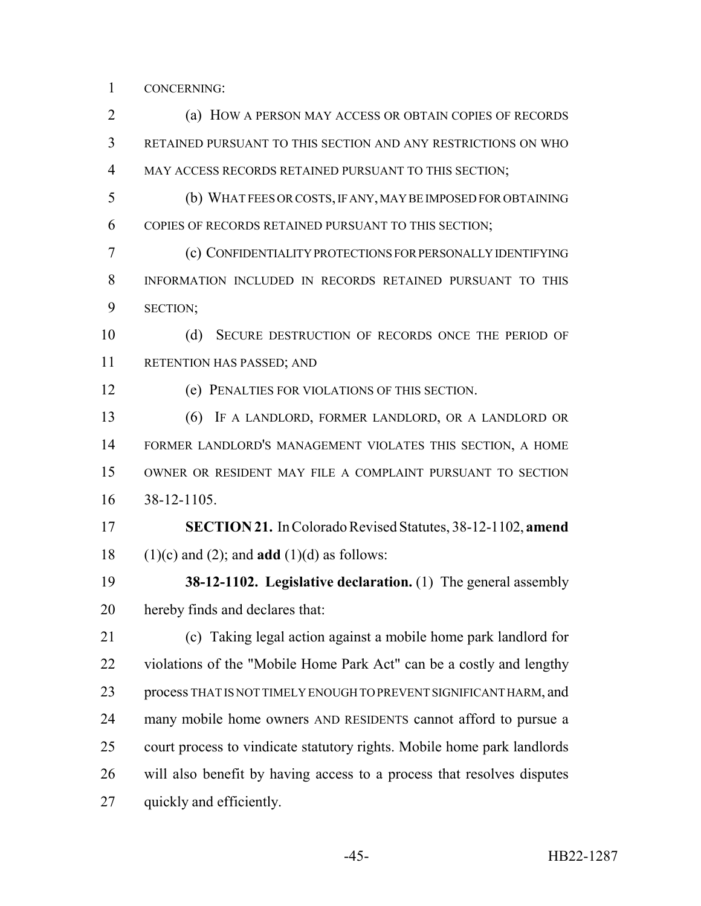CONCERNING:

(a) HOW A PERSON MAY ACCESS OR OBTAIN COPIES OF RECORDS RETAINED PURSUANT TO THIS SECTION AND ANY RESTRICTIONS ON WHO MAY ACCESS RECORDS RETAINED PURSUANT TO THIS SECTION;

(b) WHAT FEES OR COSTS, IF ANY, MAY BE IMPOSED FOR OBTAINING COPIES OF RECORDS RETAINED PURSUANT TO THIS SECTION;

(c) CONFIDENTIALITY PROTECTIONS FOR PERSONALLY IDENTIFYING INFORMATION INCLUDED IN RECORDS RETAINED PURSUANT TO THIS SECTION;

(d) SECURE DESTRUCTION OF RECORDS ONCE THE PERIOD OF RETENTION HAS PASSED; AND

(e) PENALTIES FOR VIOLATIONS OF THIS SECTION.

(6) IF A LANDLORD, FORMER LANDLORD, OR A LANDLORD OR FORMER LANDLORD'S MANAGEMENT VIOLATES THIS SECTION, A HOME OWNER OR RESIDENT MAY FILE A COMPLAINT PURSUANT TO SECTION 38-12-1105.

**SECTION 21.** In Colorado Revised Statutes, 38-12-1102, **amend** (1)(c) and (2); and **add** (1)(d) as follows:

**38-12-1102. Legislative declaration.** (1) The general assembly hereby finds and declares that:

(c) Taking legal action against a mobile home park landlord for violations of the "Mobile Home Park Act" can be a costly and lengthy process THAT IS NOT TIMELY ENOUGH TO PREVENT SIGNIFICANT HARM, and many mobile home owners AND RESIDENTS cannot afford to pursue a court process to vindicate statutory rights. Mobile home park landlords will also benefit by having access to a process that resolves disputes quickly and efficiently.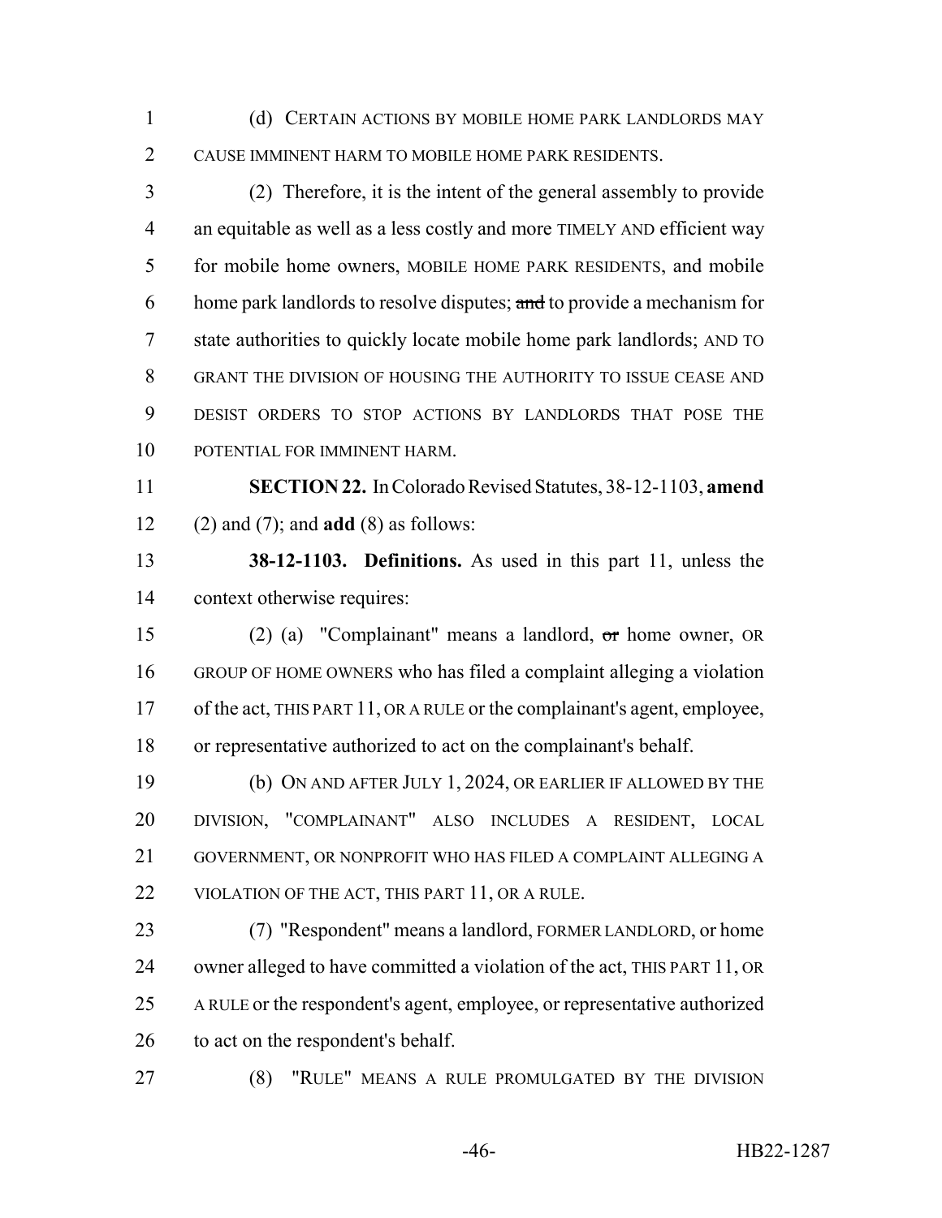(d) CERTAIN ACTIONS BY MOBILE HOME PARK LANDLORDS MAY CAUSE IMMINENT HARM TO MOBILE HOME PARK RESIDENTS.

(2) Therefore, it is the intent of the general assembly to provide an equitable as well as a less costly and more TIMELY AND efficient way for mobile home owners, MOBILE HOME PARK RESIDENTS, and mobile home park landlords to resolve disputes; ~~and~~ to provide a mechanism for state authorities to quickly locate mobile home park landlords; AND TO GRANT THE DIVISION OF HOUSING THE AUTHORITY TO ISSUE CEASE AND DESIST ORDERS TO STOP ACTIONS BY LANDLORDS THAT POSE THE POTENTIAL FOR IMMINENT HARM.

**SECTION 22.** In Colorado Revised Statutes, 38-12-1103, **amend** (2) and (7); and **add** (8) as follows:

**38-12-1103. Definitions.** As used in this part 11, unless the context otherwise requires:

(2) (a) "Complainant" means a landlord, ~~or~~ home owner, OR GROUP OF HOME OWNERS who has filed a complaint alleging a violation of the act, THIS PART 11, OR A RULE or the complainant's agent, employee, or representative authorized to act on the complainant's behalf.

(b) ON AND AFTER JULY 1, 2024, OR EARLIER IF ALLOWED BY THE DIVISION, "COMPLAINANT" ALSO INCLUDES A RESIDENT, LOCAL GOVERNMENT, OR NONPROFIT WHO HAS FILED A COMPLAINT ALLEGING A VIOLATION OF THE ACT, THIS PART 11, OR A RULE.

(7) "Respondent" means a landlord, FORMER LANDLORD, or home owner alleged to have committed a violation of the act, THIS PART 11, OR A RULE or the respondent's agent, employee, or representative authorized to act on the respondent's behalf.

(8) "RULE" MEANS A RULE PROMULGATED BY THE DIVISION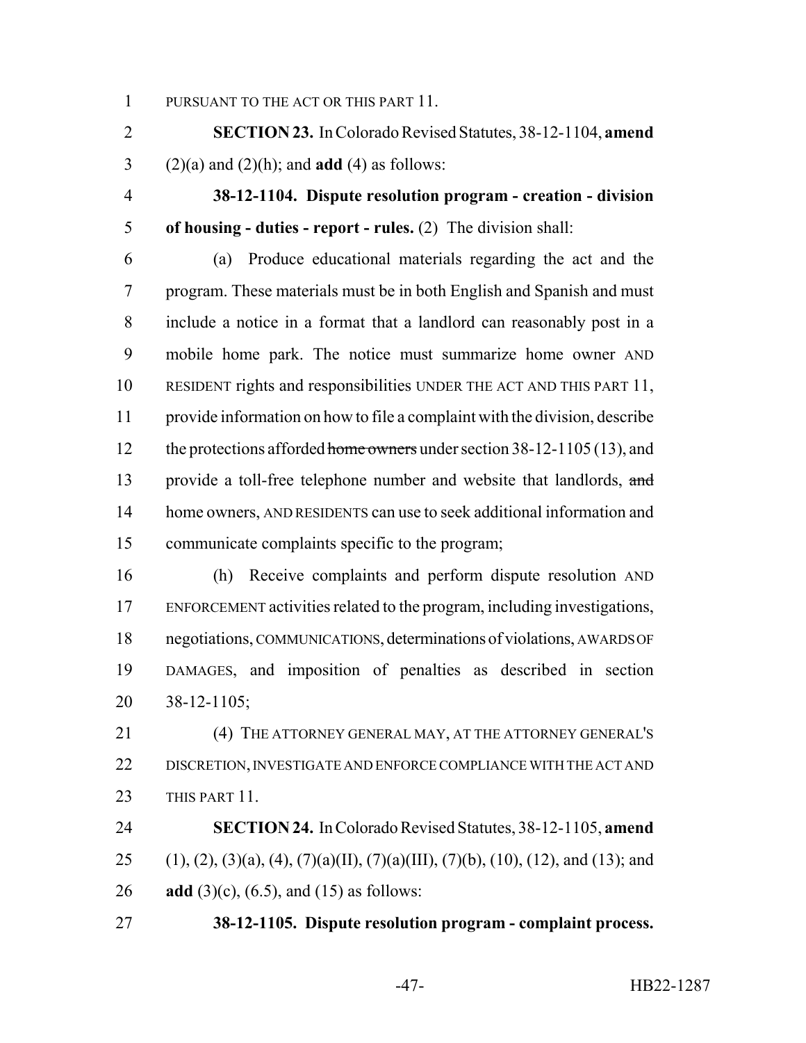PURSUANT TO THE ACT OR THIS PART 11.

**SECTION 23.** In Colorado Revised Statutes, 38-12-1104, **amend** (2)(a) and (2)(h); and **add** (4) as follows:

**38-12-1104. Dispute resolution program - creation - division of housing - duties - report - rules.** (2) The division shall:

(a) Produce educational materials regarding the act and the program. These materials must be in both English and Spanish and must include a notice in a format that a landlord can reasonably post in a mobile home park. The notice must summarize home owner AND RESIDENT rights and responsibilities UNDER THE ACT AND THIS PART 11, provide information on how to file a complaint with the division, describe the protections afforded ~~home owners~~ under section 38-12-1105 (13), and provide a toll-free telephone number and website that landlords, ~~and~~ home owners, AND RESIDENTS can use to seek additional information and communicate complaints specific to the program;

(h) Receive complaints and perform dispute resolution AND ENFORCEMENT activities related to the program, including investigations, negotiations, COMMUNICATIONS, determinations of violations, AWARDS OF DAMAGES, and imposition of penalties as described in section 38-12-1105;

(4) THE ATTORNEY GENERAL MAY, AT THE ATTORNEY GENERAL'S DISCRETION, INVESTIGATE AND ENFORCE COMPLIANCE WITH THE ACT AND THIS PART 11.

**SECTION 24.** In Colorado Revised Statutes, 38-12-1105, **amend** (1), (2), (3)(a), (4), (7)(a)(II), (7)(a)(III), (7)(b), (10), (12), and (13); and **add** (3)(c), (6.5), and (15) as follows:

**38-12-1105. Dispute resolution program - complaint process.**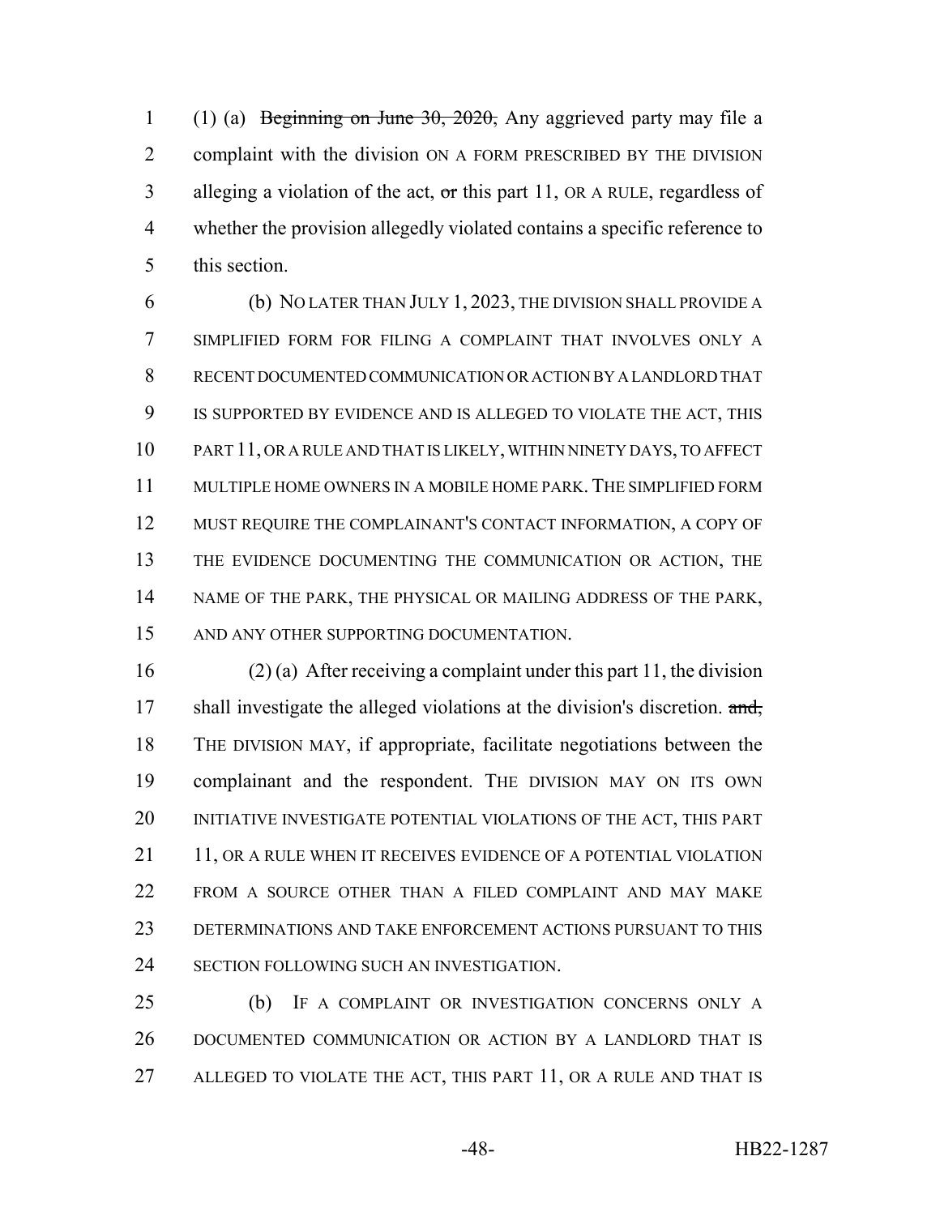(1) (a) ~~Beginning on June 30, 2020,~~ Any aggrieved party may file a complaint with the division ON A FORM PRESCRIBED BY THE DIVISION alleging a violation of the act, ~~or~~ this part 11, OR A RULE, regardless of whether the provision allegedly violated contains a specific reference to this section.

(b) NO LATER THAN JULY 1, 2023, THE DIVISION SHALL PROVIDE A SIMPLIFIED FORM FOR FILING A COMPLAINT THAT INVOLVES ONLY A RECENT DOCUMENTED COMMUNICATION OR ACTION BY A LANDLORD THAT IS SUPPORTED BY EVIDENCE AND IS ALLEGED TO VIOLATE THE ACT, THIS PART 11, OR A RULE AND THAT IS LIKELY, WITHIN NINETY DAYS, TO AFFECT MULTIPLE HOME OWNERS IN A MOBILE HOME PARK. THE SIMPLIFIED FORM MUST REQUIRE THE COMPLAINANT'S CONTACT INFORMATION, A COPY OF THE EVIDENCE DOCUMENTING THE COMMUNICATION OR ACTION, THE NAME OF THE PARK, THE PHYSICAL OR MAILING ADDRESS OF THE PARK, AND ANY OTHER SUPPORTING DOCUMENTATION.

(2) (a) After receiving a complaint under this part 11, the division shall investigate the alleged violations at the division's discretion. ~~and,~~ THE DIVISION MAY, if appropriate, facilitate negotiations between the complainant and the respondent. THE DIVISION MAY ON ITS OWN INITIATIVE INVESTIGATE POTENTIAL VIOLATIONS OF THE ACT, THIS PART 11, OR A RULE WHEN IT RECEIVES EVIDENCE OF A POTENTIAL VIOLATION FROM A SOURCE OTHER THAN A FILED COMPLAINT AND MAY MAKE DETERMINATIONS AND TAKE ENFORCEMENT ACTIONS PURSUANT TO THIS SECTION FOLLOWING SUCH AN INVESTIGATION.

(b) IF A COMPLAINT OR INVESTIGATION CONCERNS ONLY A DOCUMENTED COMMUNICATION OR ACTION BY A LANDLORD THAT IS ALLEGED TO VIOLATE THE ACT, THIS PART 11, OR A RULE AND THAT IS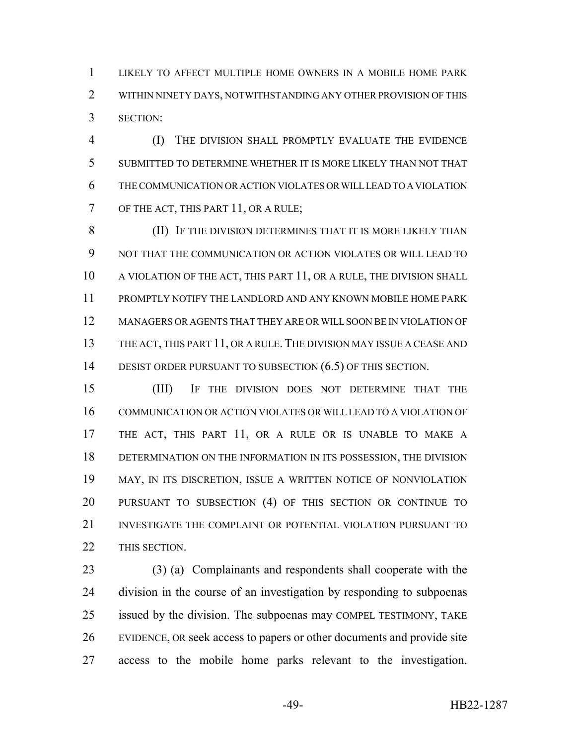LIKELY TO AFFECT MULTIPLE HOME OWNERS IN A MOBILE HOME PARK WITHIN NINETY DAYS, NOTWITHSTANDING ANY OTHER PROVISION OF THIS SECTION:

(I) THE DIVISION SHALL PROMPTLY EVALUATE THE EVIDENCE SUBMITTED TO DETERMINE WHETHER IT IS MORE LIKELY THAN NOT THAT THE COMMUNICATION OR ACTION VIOLATES OR WILL LEAD TO A VIOLATION OF THE ACT, THIS PART 11, OR A RULE;

(II) IF THE DIVISION DETERMINES THAT IT IS MORE LIKELY THAN NOT THAT THE COMMUNICATION OR ACTION VIOLATES OR WILL LEAD TO A VIOLATION OF THE ACT, THIS PART 11, OR A RULE, THE DIVISION SHALL PROMPTLY NOTIFY THE LANDLORD AND ANY KNOWN MOBILE HOME PARK MANAGERS OR AGENTS THAT THEY ARE OR WILL SOON BE IN VIOLATION OF THE ACT, THIS PART 11, OR A RULE. THE DIVISION MAY ISSUE A CEASE AND DESIST ORDER PURSUANT TO SUBSECTION (6.5) OF THIS SECTION.

(III) IF THE DIVISION DOES NOT DETERMINE THAT THE COMMUNICATION OR ACTION VIOLATES OR WILL LEAD TO A VIOLATION OF THE ACT, THIS PART 11, OR A RULE OR IS UNABLE TO MAKE A DETERMINATION ON THE INFORMATION IN ITS POSSESSION, THE DIVISION MAY, IN ITS DISCRETION, ISSUE A WRITTEN NOTICE OF NONVIOLATION PURSUANT TO SUBSECTION (4) OF THIS SECTION OR CONTINUE TO INVESTIGATE THE COMPLAINT OR POTENTIAL VIOLATION PURSUANT TO THIS SECTION.

(3) (a) Complainants and respondents shall cooperate with the division in the course of an investigation by responding to subpoenas issued by the division. The subpoenas may COMPEL TESTIMONY, TAKE EVIDENCE, OR seek access to papers or other documents and provide site access to the mobile home parks relevant to the investigation.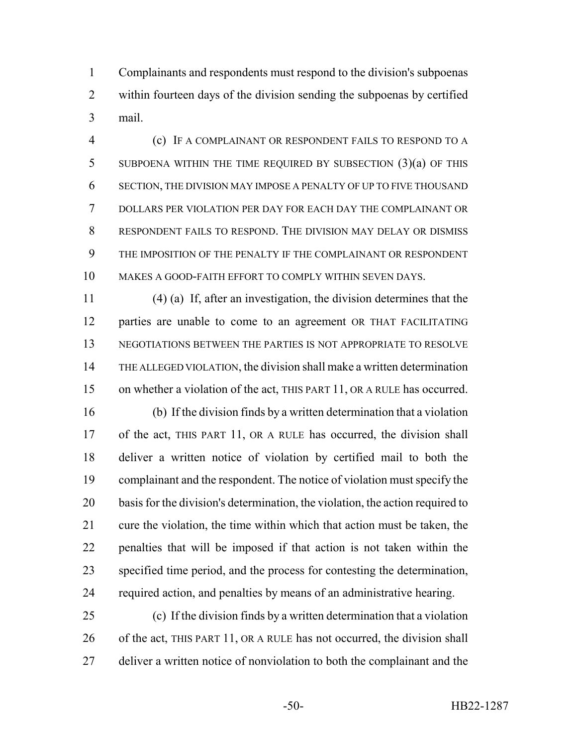Complainants and respondents must respond to the division's subpoenas within fourteen days of the division sending the subpoenas by certified mail.

(c) IF A COMPLAINANT OR RESPONDENT FAILS TO RESPOND TO A SUBPOENA WITHIN THE TIME REQUIRED BY SUBSECTION (3)(a) OF THIS SECTION, THE DIVISION MAY IMPOSE A PENALTY OF UP TO FIVE THOUSAND DOLLARS PER VIOLATION PER DAY FOR EACH DAY THE COMPLAINANT OR RESPONDENT FAILS TO RESPOND. THE DIVISION MAY DELAY OR DISMISS THE IMPOSITION OF THE PENALTY IF THE COMPLAINANT OR RESPONDENT MAKES A GOOD-FAITH EFFORT TO COMPLY WITHIN SEVEN DAYS.

(4) (a) If, after an investigation, the division determines that the parties are unable to come to an agreement OR THAT FACILITATING NEGOTIATIONS BETWEEN THE PARTIES IS NOT APPROPRIATE TO RESOLVE THE ALLEGED VIOLATION, the division shall make a written determination on whether a violation of the act, THIS PART 11, OR A RULE has occurred.

(b) If the division finds by a written determination that a violation of the act, THIS PART 11, OR A RULE has occurred, the division shall deliver a written notice of violation by certified mail to both the complainant and the respondent. The notice of violation must specify the basis for the division's determination, the violation, the action required to cure the violation, the time within which that action must be taken, the penalties that will be imposed if that action is not taken within the specified time period, and the process for contesting the determination, required action, and penalties by means of an administrative hearing.

(c) If the division finds by a written determination that a violation of the act, THIS PART 11, OR A RULE has not occurred, the division shall deliver a written notice of nonviolation to both the complainant and the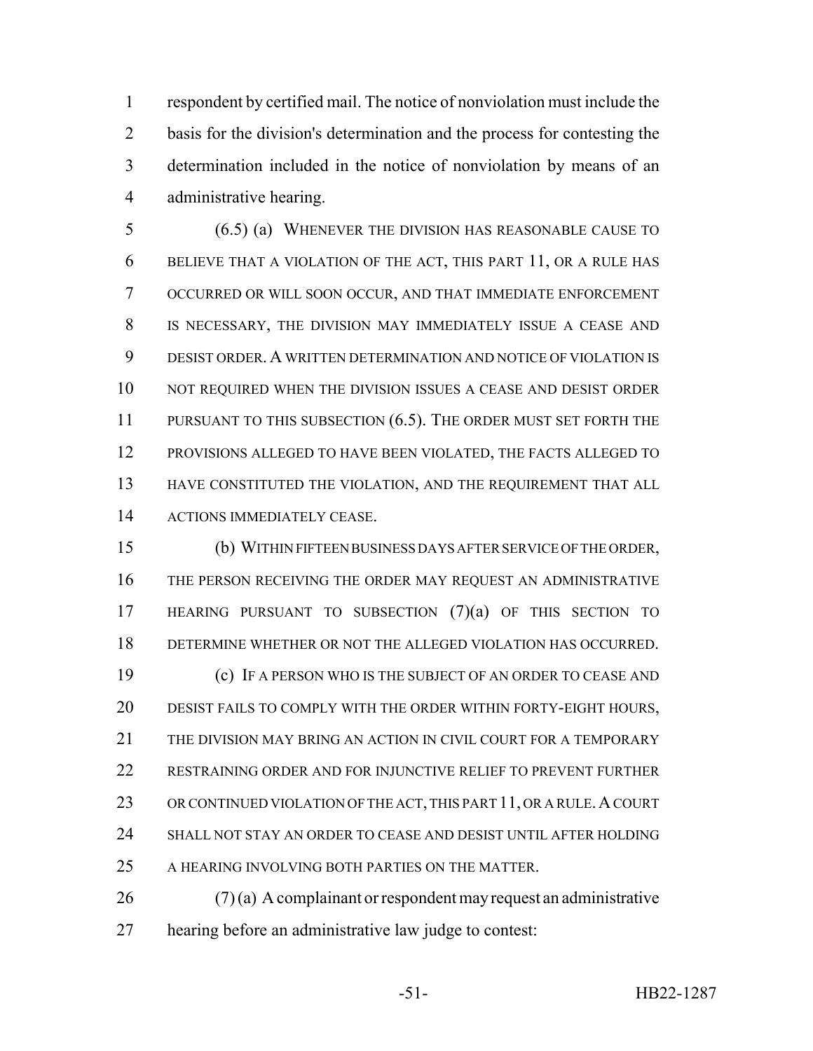respondent by certified mail. The notice of nonviolation must include the basis for the division's determination and the process for contesting the determination included in the notice of nonviolation by means of an administrative hearing.

(6.5) (a) WHENEVER THE DIVISION HAS REASONABLE CAUSE TO BELIEVE THAT A VIOLATION OF THE ACT, THIS PART 11, OR A RULE HAS OCCURRED OR WILL SOON OCCUR, AND THAT IMMEDIATE ENFORCEMENT IS NECESSARY, THE DIVISION MAY IMMEDIATELY ISSUE A CEASE AND DESIST ORDER. A WRITTEN DETERMINATION AND NOTICE OF VIOLATION IS NOT REQUIRED WHEN THE DIVISION ISSUES A CEASE AND DESIST ORDER PURSUANT TO THIS SUBSECTION (6.5). THE ORDER MUST SET FORTH THE PROVISIONS ALLEGED TO HAVE BEEN VIOLATED, THE FACTS ALLEGED TO HAVE CONSTITUTED THE VIOLATION, AND THE REQUIREMENT THAT ALL ACTIONS IMMEDIATELY CEASE.

(b) WITHIN FIFTEEN BUSINESS DAYS AFTER SERVICE OF THE ORDER, THE PERSON RECEIVING THE ORDER MAY REQUEST AN ADMINISTRATIVE HEARING PURSUANT TO SUBSECTION (7)(a) OF THIS SECTION TO DETERMINE WHETHER OR NOT THE ALLEGED VIOLATION HAS OCCURRED.

(c) IF A PERSON WHO IS THE SUBJECT OF AN ORDER TO CEASE AND DESIST FAILS TO COMPLY WITH THE ORDER WITHIN FORTY-EIGHT HOURS, THE DIVISION MAY BRING AN ACTION IN CIVIL COURT FOR A TEMPORARY RESTRAINING ORDER AND FOR INJUNCTIVE RELIEF TO PREVENT FURTHER OR CONTINUED VIOLATION OF THE ACT, THIS PART 11, OR A RULE. A COURT SHALL NOT STAY AN ORDER TO CEASE AND DESIST UNTIL AFTER HOLDING A HEARING INVOLVING BOTH PARTIES ON THE MATTER.

(7) (a) A complainant or respondent may request an administrative hearing before an administrative law judge to contest: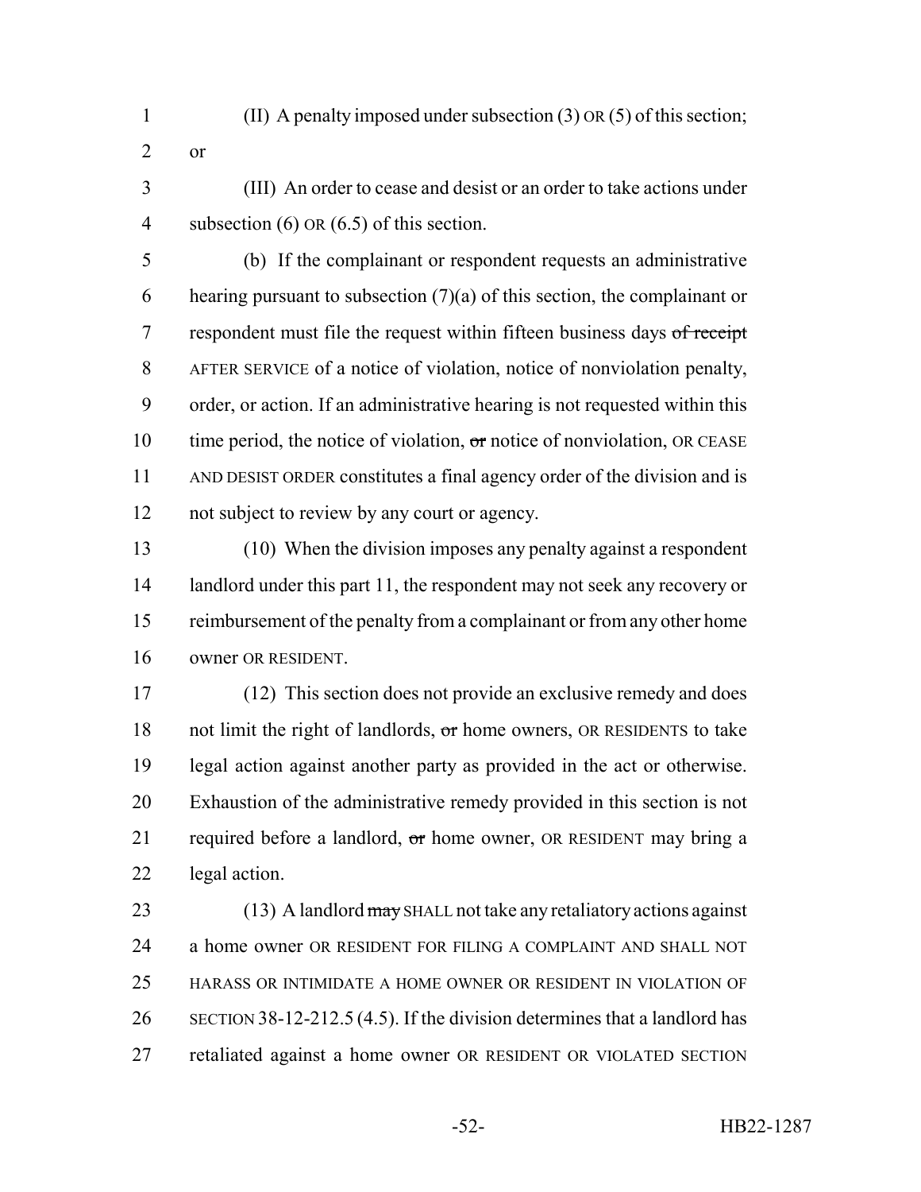(II) A penalty imposed under subsection (3) OR (5) of this section; or

(III) An order to cease and desist or an order to take actions under subsection (6) OR (6.5) of this section.

(b) If the complainant or respondent requests an administrative hearing pursuant to subsection (7)(a) of this section, the complainant or respondent must file the request within fifteen business days ~~of receipt~~ AFTER SERVICE of a notice of violation, notice of nonviolation penalty, order, or action. If an administrative hearing is not requested within this time period, the notice of violation, ~~or~~ notice of nonviolation, OR CEASE AND DESIST ORDER constitutes a final agency order of the division and is not subject to review by any court or agency.

(10) When the division imposes any penalty against a respondent landlord under this part 11, the respondent may not seek any recovery or reimbursement of the penalty from a complainant or from any other home owner OR RESIDENT.

(12) This section does not provide an exclusive remedy and does not limit the right of landlords, ~~or~~ home owners, OR RESIDENTS to take legal action against another party as provided in the act or otherwise. Exhaustion of the administrative remedy provided in this section is not required before a landlord, ~~or~~ home owner, OR RESIDENT may bring a legal action.

(13) A landlord ~~may~~ SHALL not take any retaliatory actions against a home owner OR RESIDENT FOR FILING A COMPLAINT AND SHALL NOT HARASS OR INTIMIDATE A HOME OWNER OR RESIDENT IN VIOLATION OF SECTION 38-12-212.5 (4.5). If the division determines that a landlord has retaliated against a home owner OR RESIDENT OR VIOLATED SECTION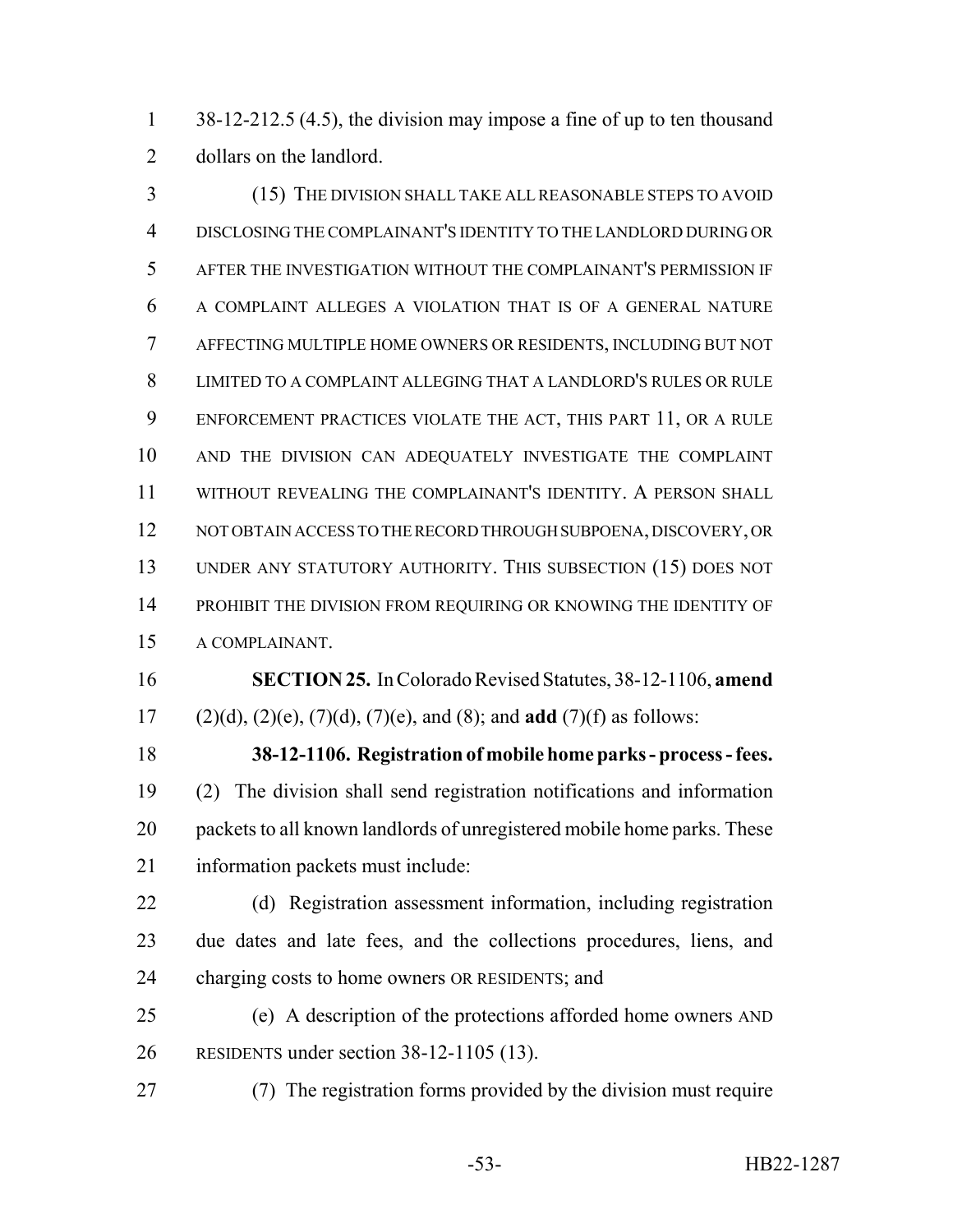38-12-212.5 (4.5), the division may impose a fine of up to ten thousand dollars on the landlord.

(15) THE DIVISION SHALL TAKE ALL REASONABLE STEPS TO AVOID DISCLOSING THE COMPLAINANT'S IDENTITY TO THE LANDLORD DURING OR AFTER THE INVESTIGATION WITHOUT THE COMPLAINANT'S PERMISSION IF A COMPLAINT ALLEGES A VIOLATION THAT IS OF A GENERAL NATURE AFFECTING MULTIPLE HOME OWNERS OR RESIDENTS, INCLUDING BUT NOT LIMITED TO A COMPLAINT ALLEGING THAT A LANDLORD'S RULES OR RULE ENFORCEMENT PRACTICES VIOLATE THE ACT, THIS PART 11, OR A RULE AND THE DIVISION CAN ADEQUATELY INVESTIGATE THE COMPLAINT WITHOUT REVEALING THE COMPLAINANT'S IDENTITY. A PERSON SHALL NOT OBTAIN ACCESS TO THE RECORD THROUGH SUBPOENA, DISCOVERY, OR UNDER ANY STATUTORY AUTHORITY. THIS SUBSECTION (15) DOES NOT PROHIBIT THE DIVISION FROM REQUIRING OR KNOWING THE IDENTITY OF A COMPLAINANT.

**SECTION 25.** In Colorado Revised Statutes, 38-12-1106, **amend** (2)(d), (2)(e), (7)(d), (7)(e), and (8); and **add** (7)(f) as follows:

**38-12-1106. Registration of mobile home parks - process - fees.** (2) The division shall send registration notifications and information packets to all known landlords of unregistered mobile home parks. These information packets must include:

(d) Registration assessment information, including registration due dates and late fees, and the collections procedures, liens, and charging costs to home owners OR RESIDENTS; and

(e) A description of the protections afforded home owners AND RESIDENTS under section 38-12-1105 (13).

(7) The registration forms provided by the division must require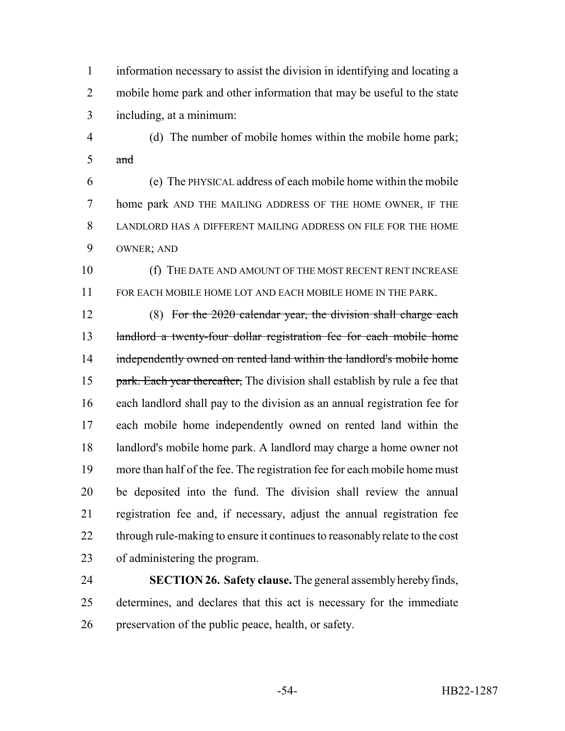information necessary to assist the division in identifying and locating a mobile home park and other information that may be useful to the state including, at a minimum:

(d) The number of mobile homes within the mobile home park; ~~and~~

(e) The PHYSICAL address of each mobile home within the mobile home park AND THE MAILING ADDRESS OF THE HOME OWNER, IF THE LANDLORD HAS A DIFFERENT MAILING ADDRESS ON FILE FOR THE HOME OWNER; AND

(f) THE DATE AND AMOUNT OF THE MOST RECENT RENT INCREASE FOR EACH MOBILE HOME LOT AND EACH MOBILE HOME IN THE PARK.

(8) ~~For the 2020 calendar year, the division shall charge each landlord a twenty-four dollar registration fee for each mobile home independently owned on rented land within the landlord's mobile home park. Each year thereafter,~~ The division shall establish by rule a fee that each landlord shall pay to the division as an annual registration fee for each mobile home independently owned on rented land within the landlord's mobile home park. A landlord may charge a home owner not more than half of the fee. The registration fee for each mobile home must be deposited into the fund. The division shall review the annual registration fee and, if necessary, adjust the annual registration fee through rule-making to ensure it continues to reasonably relate to the cost of administering the program.

**SECTION 26. Safety clause.** The general assembly hereby finds, determines, and declares that this act is necessary for the immediate preservation of the public peace, health, or safety.